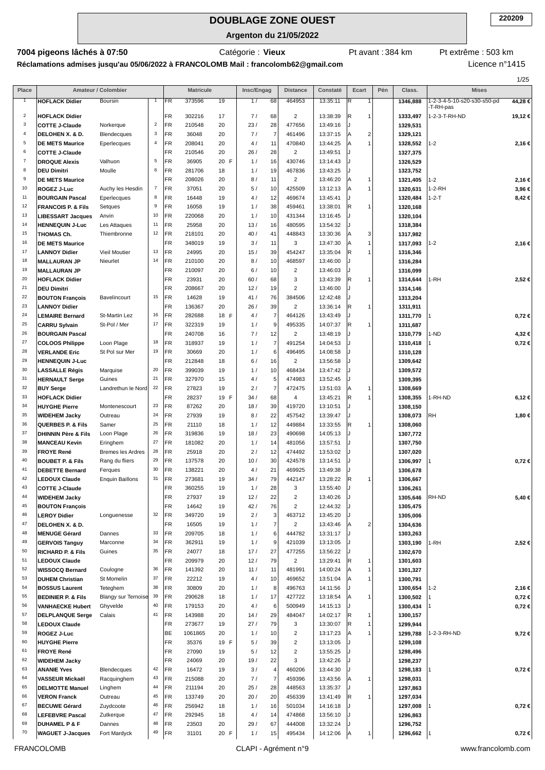# DOUBLAGE ZONE OUEST

**220209**

**Argenton du 21/05/2022**

**7004 pigeons lâchés à 07:50** Catégorie : **Vieux** Pt avant : 384 km Pt extrême : 503 km

**Réclamations admises jusqu'au 05/06/2022 à FRANCOLOMB Mail : francolomb62@gmail.com** Licence n°1415

| Place | Amateur / Colombier | | | Matricule | | | Insc/Engag | Distance | Constaté | Ecart | | Pén | Class. | Mises | |
|---|---|---|---|---|---|---|---|---|---|---|---|---|---|---|---|
| 1 | HOFLACK Didier | Boursin | 1 | FR | 373596 | 19 | 1 / 68 | 464953 | 13:35:11 | R | 1 | | 1346,888 | 1-2-3-4-5-10-s20-s30-s50-pd -T-RH-pas | 44,28 € |
| 2 | HOFLACK Didier | | | FR | 302216 | 17 | 7 / 68 | 2 | 13:38:39 | R | 1 | | 1333,497 | 1-2-3-T-RH-ND | 19,12 € |
| 3 | COTTE J-Claude | Norkerque | 2 | FR | 210548 | 20 | 23 / 28 | 477656 | 13:49:16 | J | | | 1329,531 | | |
| 4 | DELOHEN X. & D. | Blendecques | 3 | FR | 36048 | 20 | 7 / 7 | 461496 | 13:37:15 | A | 2 | | 1329,121 | | |
| 5 | DE METS Maurice | Eperlecques | 4 | FR | 208041 | 20 | 4 / 11 | 470840 | 13:44:25 | A | 1 | | 1328,552 | 1-2 | 2,16 € |
| 6 | COTTE J-Claude | | | FR | 210546 | 20 | 26 / 28 | 2 | 13:49:51 | J | | | 1327,375 | | |
| 7 | DROQUE Alexis | Valhuon | 5 | FR | 36905 | 20 F | 1 / 16 | 430746 | 13:14:43 | J | | | 1326,529 | | |
| 8 | DEU Dimitri | Moulle | 6 | FR | 281706 | 18 | 1 / 19 | 467836 | 13:43:25 | J | | | 1323,752 | | |
| 9 | DE METS Maurice | | | FR | 208026 | 20 | 8 / 11 | 2 | 13:46:20 | A | 1 | | 1321,405 | 1-2 | 2,16 € |
| 10 | ROGEZ J-Luc | Auchy les Hesdin | 7 | FR | 37051 | 20 | 5 / 10 | 425509 | 13:12:13 | A | 1 | | 1320,631 | 1-2-RH | 3,96 € |
| 11 | BOURGAIN Pascal | Eperlecques | 8 | FR | 16448 | 19 | 4 / 12 | 469674 | 13:45:41 | J | | | 1320,484 | 1-2-T | 8,42 € |
| 12 | FRANCOIS P. & Fils | Setques | 9 | FR | 16058 | 19 | 1 / 38 | 459461 | 13:38:01 | R | 1 | | 1320,168 | | |
| 13 | LIBESSART Jacques | Anvin | 10 | FR | 220068 | 20 | 1 / 10 | 431344 | 13:16:45 | J | | | 1320,104 | | |
| 14 | HENNEQUIN J-Luc | Les Attaques | 11 | FR | 25958 | 20 | 13 / 16 | 480595 | 13:54:32 | J | | | 1318,384 | | |
| 15 | THOMAS Ch. | Thiembronne | 12 | FR | 218101 | 20 | 40 / 41 | 448843 | 13:30:36 | A | 3 | | 1317,982 | | |
| 16 | DE METS Maurice | | | FR | 348019 | 19 | 3 / 11 | 3 | 13:47:30 | A | 1 | | 1317,093 | 1-2 | 2,16 € |
| 17 | LANNOY Didier | Vieil Moutier | 13 | FR | 24995 | 20 | 15 / 39 | 454247 | 13:35:04 | R | 1 | | 1316,346 | | |
| 18 | MALLAURAN JP | Nieurlet | 14 | FR | 210100 | 20 | 8 / 10 | 468597 | 13:46:00 | J | | | 1316,284 | | |
| 19 | MALLAURAN JP | | | FR | 210097 | 20 | 6 / 10 | 2 | 13:46:03 | J | | | 1316,099 | | |
| 20 | HOFLACK Didier | | | FR | 23931 | 20 | 60 / 68 | 3 | 13:43:39 | R | 1 | | 1314,644 | 1-RH | 2,52 € |
| 21 | DEU Dimitri | | | FR | 208667 | 20 | 12 / 19 | 2 | 13:46:00 | J | | | 1314,146 | | |
| 22 | BOUTON François | Bavelincourt | 15 | FR | 14628 | 19 | 41 / 76 | 384506 | 12:42:48 | J | | | 1313,204 | | |
| 23 | LANNOY Didier | | | FR | 136367 | 20 | 26 / 39 | 2 | 13:36:14 | R | 1 | | 1311,911 | | |
| 24 | LEMAIRE Bernard | St-Martin Lez | 16 | FR | 282688 | 18 F | 4 / 7 | 464126 | 13:43:49 | J | | | 1311,770 | 1 | 0,72 € |
| 25 | CARRU Sylvain | St-Pol / Mer | 17 | FR | 322319 | 19 | 1 / 9 | 495335 | 14:07:37 | R | 1 | | 1311,687 | | |
| 26 | BOURGAIN Pascal | | | FR | 240708 | 16 | 7 / 12 | 2 | 13:48:19 | J | | | 1310,779 | 1-ND | 4,32 € |
| 27 | COLOOS Philippe | Loon Plage | 18 | FR | 318937 | 19 | 1 / 7 | 491254 | 14:04:53 | J | | | 1310,418 | 1 | 0,72 € |
| 28 | VERLANDE Eric | St Pol sur Mer | 19 | FR | 30669 | 20 | 1 / 6 | 496495 | 14:08:58 | J | | | 1310,128 | | |
| 29 | HENNEQUIN J-Luc | | | FR | 212848 | 18 | 6 / 16 | 2 | 13:56:58 | J | | | 1309,642 | | |
| 30 | LASSALLE Régis | Marquise | 20 | FR | 399039 | 19 | 1 / 10 | 468434 | 13:47:42 | J | | | 1309,572 | | |
| 31 | HERNAULT Serge | Guines | 21 | FR | 327970 | 15 | 4 / 5 | 474983 | 13:52:45 | J | | | 1309,395 | | |
| 32 | BUY Serge | Landrethun le Nord | 22 | FR | 27823 | 19 | 2 / 7 | 472475 | 13:51:03 | A | 1 | | 1308,669 | | |
| 33 | HOFLACK Didier | | | FR | 28237 | 19 F | 34 / 68 | 4 | 13:45:21 | R | 1 | | 1308,355 | 1-RH-ND | 6,12 € |
| 34 | HUYGHE Pierre | Montenescourt | 23 | FR | 87262 | 20 | 18 / 39 | 419720 | 13:10:51 | J | | | 1308,150 | | |
| 35 | WIDEHEM Jacky | Outreau | 24 | FR | 27939 | 19 | 8 / 22 | 457542 | 13:39:47 | J | | | 1308,073 | RH | 1,80 € |
| 36 | QUERBES P. & Fils | Samer | 25 | FR | 21110 | 18 | 1 / 12 | 449884 | 13:33:55 | R | 1 | | 1308,060 | | |
| 37 | DHINNIN Père & Fils | Loon Plage | 26 | FR | 319836 | 19 | 18 / 23 | 490698 | 14:05:13 | J | | | 1307,772 | | |
| 38 | MANCEAU Kevin | Eringhem | 27 | FR | 181082 | 20 | 1 / 14 | 481056 | 13:57:51 | J | | | 1307,750 | | |
| 39 | FROYE René | Bremes les Ardres | 28 | FR | 25918 | 20 | 2 / 12 | 474492 | 13:53:02 | J | | | 1307,020 | | |
| 40 | BOUBET P. & Fils | Rang du fliers | 29 | FR | 137578 | 20 | 10 / 30 | 424578 | 13:14:51 | J | | | 1306,997 | 1 | 0,72 € |
| 41 | DEBETTE Bernard | Ferques | 30 | FR | 138221 | 20 | 4 / 21 | 469925 | 13:49:38 | J | | | 1306,678 | | |
| 42 | LEDOUX Claude | Enquin Baillons | 31 | FR | 273681 | 19 | 34 / 79 | 442147 | 13:28:22 | R | 1 | | 1306,667 | | |
| 43 | COTTE J-Claude | | | FR | 360255 | 19 | 1 / 28 | 3 | 13:55:40 | J | | | 1306,261 | | |
| 44 | WIDEHEM Jacky | | | FR | 27937 | 19 | 12 / 22 | 2 | 13:40:26 | J | | | 1305,646 | RH-ND | 5,40 € |
| 45 | BOUTON François | | | FR | 14642 | 19 | 42 / 76 | 2 | 12:44:32 | J | | | 1305,475 | | |
| 46 | LEROY Didier | Longuenesse | 32 | FR | 349720 | 19 | 2 / 3 | 463712 | 13:45:20 | J | | | 1305,006 | | |
| 47 | DELOHEN X. & D. | | | FR | 16505 | 19 | 1 / 7 | 2 | 13:43:46 | A | 2 | | 1304,636 | | |
| 48 | MENUGE Gérard | Dannes | 33 | FR | 209705 | 18 | 1 / 6 | 444782 | 13:31:17 | J | | | 1303,263 | | |
| 49 | GERVOIS Tanguy | Marconne | 34 | FR | 362911 | 19 | 1 / 9 | 421039 | 13:13:05 | J | | | 1303,190 | 1-RH | 2,52 € |
| 50 | RICHARD P. & Fils | Guines | 35 | FR | 24077 | 18 | 17 / 27 | 477255 | 13:56:22 | J | | | 1302,670 | | |
| 51 | LEDOUX Claude | | | FR | 209979 | 20 | 12 / 79 | 2 | 13:29:41 | R | 1 | | 1301,603 | | |
| 52 | WISSOCQ Bernard | Coulogne | 36 | FR | 141392 | 20 | 11 / 11 | 481991 | 14:00:24 | A | 1 | | 1301,327 | | |
| 53 | DUHEM Christian | St Momelin | 37 | FR | 22212 | 19 | 4 / 10 | 469652 | 13:51:04 | A | 1 | | 1300,791 | | |
| 54 | BOSSUS Laurent | Teteghem | 38 | FR | 30809 | 20 | 1 / 8 | 496763 | 14:11:56 | J | | | 1300,654 | 1-2 | 2,16 € |
| 55 | BEDINIER P. & Fils | Blangy sur Ternoise | 39 | FR | 290628 | 18 | 1 / 17 | 427722 | 13:18:54 | A | 1 | | 1300,502 | 1 | 0,72 € |
| 56 | VANHAECKE Hubert | Ghyvelde | 40 | FR | 179153 | 20 | 4 / 6 | 500949 | 14:15:13 | J | | | 1300,434 | 1 | 0,72 € |
| 57 | DELPLANQUE Serge | Calais | 41 | FR | 143988 | 20 | 14 / 29 | 484047 | 14:02:17 | R | 1 | | 1300,157 | | |
| 58 | LEDOUX Claude | | | FR | 273677 | 19 | 27 / 79 | 3 | 13:30:07 | R | 1 | | 1299,944 | | |
| 59 | ROGEZ J-Luc | | | BE | 1061865 | 20 | 1 / 10 | 2 | 13:17:23 | A | 1 | | 1299,788 | 1-2-3-RH-ND | 9,72 € |
| 60 | HUYGHE Pierre | | | FR | 35376 | 19 F | 5 / 39 | 2 | 13:13:05 | J | | | 1299,108 | | |
| 61 | FROYE René | | | FR | 27090 | 19 | 5 / 12 | 2 | 13:55:25 | J | | | 1298,496 | | |
| 62 | WIDEHEM Jacky | | | FR | 24069 | 20 | 19 / 22 | 3 | 13:42:26 | J | | | 1298,237 | | |
| 63 | ANANIE Yves | Blendecques | 42 | FR | 16472 | 19 | 3 / 4 | 460206 | 13:44:30 | J | | | 1298,183 | 1 | 0,72 € |
| 64 | VASSEUR Mickaël | Racquinghem | 43 | FR | 215088 | 20 | 7 / 7 | 459396 | 13:43:56 | A | 1 | | 1298,031 | | |
| 65 | DELMOTTE Manuel | Linghem | 44 | FR | 211194 | 20 | 25 / 28 | 448563 | 13:35:37 | J | | | 1297,863 | | |
| 66 | VERON Franck | Outreau | 45 | FR | 133749 | 20 | 20 / 20 | 456339 | 13:41:49 | R | 1 | | 1297,034 | | |
| 67 | BECUWE Gérard | Zuydcoote | 46 | FR | 256942 | 18 | 1 / 16 | 501034 | 14:16:18 | J | | | 1297,008 | 1 | 0,72 € |
| 68 | LEFEBVRE Pascal | Zutkerque | 47 | FR | 292945 | 18 | 4 / 14 | 474868 | 13:56:10 | J | | | 1296,863 | | |
| 69 | DUHAMEL P & F | Dannes | 48 | FR | 23503 | 20 | 29 / 67 | 444008 | 13:32:24 | J | | | 1296,752 | | |
| 70 | WAGUET J-Jacques | Fort Mardyck | 49 | FR | 31101 | 20 F | 1 / 15 | 495434 | 14:12:06 | A | 1 | | 1296,662 | 1 | 0,72 € |

FRANCOLOMB CLAPI - Agrément n°9 www.francolomb.com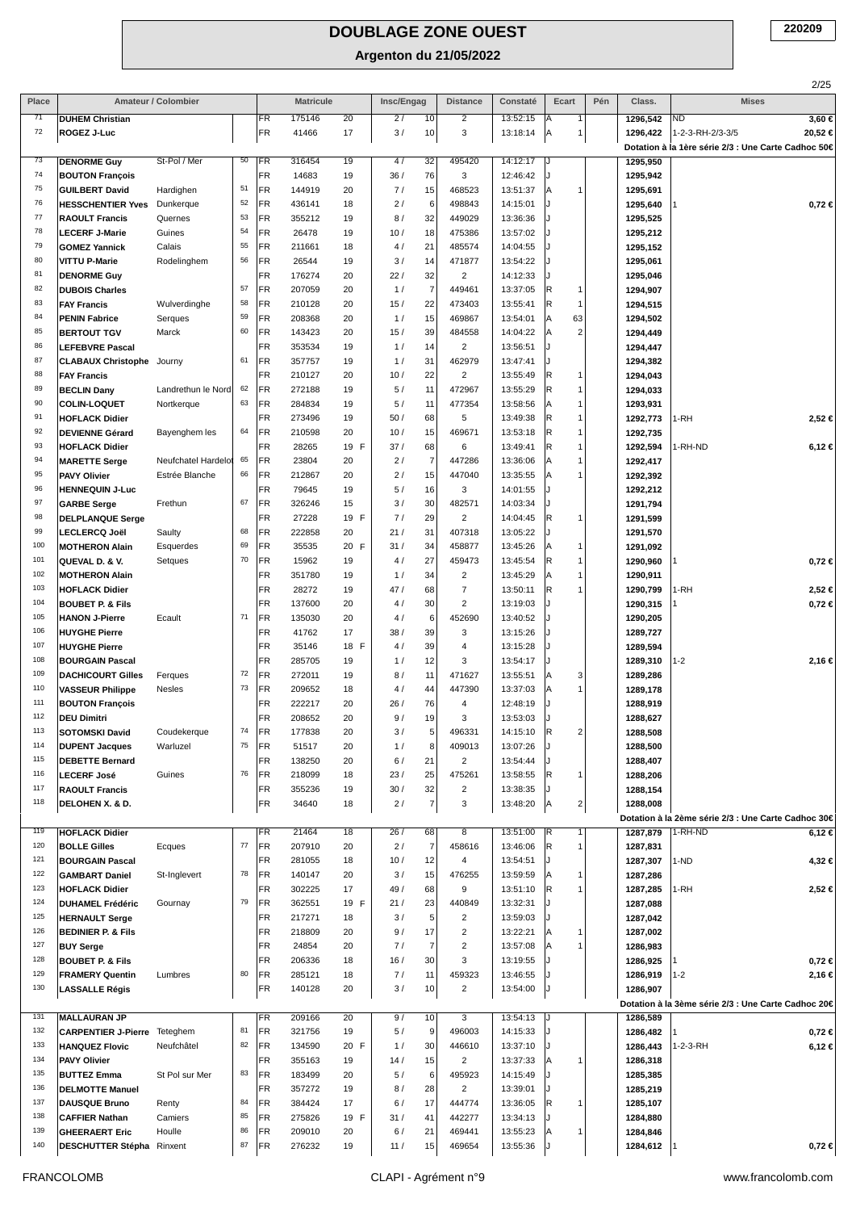# DOUBLAGE ZONE OUEST

## Argenton du 21/05/2022

220209

| Place | Amateur / Colombier | | | | Matricule | | | Inscl/Engag | | Distance | Constaté | Ecart | | Pén | Class. | Mises | |
|---|---|---|---|---|---|---|---|---|---|---|---|---|---|---|---|---|---|
| 71 | DUHEM Christian | | | FR | 175146 | 20 | | 2 / | 10 | 2 | 13:52:15 | A | 1 | | 1296,542 | ND | 3,60 € |
| 72 | ROGEZ J-Luc | | | FR | 41466 | 17 | | 3 / | 10 | 3 | 13:18:14 | A | 1 | | 1296,422 | 1-2-3-RH-2/3-3/5 | 20,52 € |
| | Dotation à la 1ère série 2/3 : Une Carte Cadhoc 50€ | | | | | | | | | | | | | | | | |
| 73 | DENORME Guy | St-Pol / Mer | 50 | FR | 316454 | 19 | | 4 / | 32 | 495420 | 14:12:17 | J | | | 1295,950 | | |
| 74 | BOUTON François | | | FR | 14683 | 19 | | 36 / | 76 | 3 | 12:46:42 | J | | | 1295,942 | | |
| 75 | GUILBERT David | Hardighen | 51 | FR | 144919 | 20 | | 7 / | 15 | 468523 | 13:51:37 | A | 1 | | 1295,691 | | |
| 76 | HESSCHENTIER Yves | Dunkerque | 52 | FR | 436141 | 18 | | 2 / | 6 | 498843 | 14:15:01 | J | | | 1295,640 | 1 | 0,72 € |
| 77 | RAOULT Francis | Quernes | 53 | FR | 355212 | 19 | | 8 / | 32 | 449029 | 13:36:36 | J | | | 1295,525 | | |
| 78 | LECERF J-Marie | Guines | 54 | FR | 26478 | 19 | | 10 / | 18 | 475386 | 13:57:02 | J | | | 1295,212 | | |
| 79 | GOMEZ Yannick | Calais | 55 | FR | 211661 | 18 | | 4 / | 21 | 485574 | 14:04:55 | J | | | 1295,152 | | |
| 80 | VITTU P-Marie | Rodelinghem | 56 | FR | 26544 | 19 | | 3 / | 14 | 471877 | 13:54:22 | J | | | 1295,061 | | |
| 81 | DENORME Guy | | | FR | 176274 | 20 | | 22 / | 32 | 2 | 14:12:33 | J | | | 1295,046 | | |
| 82 | DUBOIS Charles | | 57 | FR | 207059 | 20 | | 1 / | 7 | 449461 | 13:37:05 | R | 1 | | 1294,907 | | |
| 83 | FAY Francis | Wulverdinghe | 58 | FR | 210128 | 20 | | 15 / | 22 | 473403 | 13:55:41 | R | 1 | | 1294,515 | | |
| 84 | PENIN Fabrice | Serques | 59 | FR | 208368 | 20 | | 1 / | 15 | 469867 | 13:54:01 | A | 63 | | 1294,502 | | |
| 85 | BERTOUT TGV | Marck | 60 | FR | 143423 | 20 | | 15 / | 39 | 484558 | 14:04:22 | A | 2 | | 1294,449 | | |
| 86 | LEFEBVRE Pascal | | | FR | 353534 | 19 | | 1 / | 14 | 2 | 13:56:51 | J | | | 1294,447 | | |
| 87 | CLABAUX Christophe | Journy | 61 | FR | 357757 | 19 | | 1 / | 31 | 462979 | 13:47:41 | J | | | 1294,382 | | |
| 88 | FAY Francis | | | FR | 210127 | 20 | | 10 / | 22 | 2 | 13:55:49 | R | 1 | | 1294,043 | | |
| 89 | BECLIN Dany | Landrethun le Nord | 62 | FR | 272188 | 19 | | 5 / | 11 | 472967 | 13:55:29 | R | 1 | | 1294,033 | | |
| 90 | COLIN-LOQUET | Nortkerque | 63 | FR | 284834 | 19 | | 5 / | 11 | 477354 | 13:58:56 | A | 1 | | 1293,931 | | |
| 91 | HOFLACK Didier | | | FR | 273496 | 19 | | 50 / | 68 | 5 | 13:49:38 | R | 1 | | 1292,773 | 1-RH | 2,52 € |
| 92 | DEVIENNE Gérard | Bayenghem les | 64 | FR | 210598 | 20 | | 10 / | 15 | 469671 | 13:53:18 | R | 1 | | 1292,735 | | |
| 93 | HOFLACK Didier | | | FR | 28265 | 19 | F | 37 / | 68 | 6 | 13:49:41 | R | 1 | | 1292,594 | 1-RH-ND | 6,12 € |
| 94 | MARETTE Serge | Neufchatel Hardelot | 65 | FR | 23804 | 20 | | 2 / | 7 | 447286 | 13:36:06 | A | 1 | | 1292,417 | | |
| 95 | PAVY Olivier | Estrée Blanche | 66 | FR | 212867 | 20 | | 2 / | 15 | 447040 | 13:35:55 | A | 1 | | 1292,392 | | |
| 96 | HENNEQUIN J-Luc | | | FR | 79645 | 19 | | 5 / | 16 | 3 | 14:01:55 | J | | | 1292,212 | | |
| 97 | GARBE Serge | Frethun | 67 | FR | 326246 | 15 | | 3 / | 30 | 482571 | 14:03:34 | J | | | 1291,794 | | |
| 98 | DELPLANQUE Serge | | | FR | 27228 | 19 | F | 7 / | 29 | 2 | 14:04:45 | R | 1 | | 1291,599 | | |
| 99 | LECLERCQ Joël | Saulty | 68 | FR | 222858 | 20 | | 21 / | 31 | 407318 | 13:05:22 | J | | | 1291,570 | | |
| 100 | MOTHERON Alain | Esquerdes | 69 | FR | 35535 | 20 | F | 31 / | 34 | 458877 | 13:45:26 | A | 1 | | 1291,092 | | |
| 101 | QUEVAL D. & V. | Setques | 70 | FR | 15962 | 19 | | 4 / | 27 | 459473 | 13:45:54 | R | 1 | | 1290,960 | 1 | 0,72 € |
| 102 | MOTHERON Alain | | | FR | 351780 | 19 | | 1 / | 34 | 2 | 13:45:29 | A | 1 | | 1290,911 | | |
| 103 | HOFLACK Didier | | | FR | 28272 | 19 | | 47 / | 68 | 7 | 13:50:11 | R | 1 | | 1290,799 | 1-RH | 2,52 € |
| 104 | BOUBET P. & Fils | | | FR | 137600 | 20 | | 4 / | 30 | 2 | 13:19:03 | J | | | 1290,315 | 1 | 0,72 € |
| 105 | HANON J-Pierre | Ecault | 71 | FR | 135030 | 20 | | 4 / | 6 | 452690 | 13:40:52 | J | | | 1290,205 | | |
| 106 | HUYGHE Pierre | | | FR | 41762 | 17 | | 38 / | 39 | 3 | 13:15:26 | J | | | 1289,727 | | |
| 107 | HUYGHE Pierre | | | FR | 35146 | 18 | F | 4 / | 39 | 4 | 13:15:28 | J | | | 1289,594 | | |
| 108 | BOURGAIN Pascal | | | FR | 285705 | 19 | | 1 / | 12 | 3 | 13:54:17 | J | | | 1289,310 | 1-2 | 2,16 € |
| 109 | DACHICOURT Gilles | Ferques | 72 | FR | 272011 | 19 | | 8 / | 11 | 471627 | 13:55:51 | A | 3 | | 1289,286 | | |
| 110 | VASSEUR Philippe | Nesles | 73 | FR | 209652 | 18 | | 4 / | 44 | 447390 | 13:37:03 | A | 1 | | 1289,178 | | |
| 111 | BOUTON François | | | FR | 222217 | 20 | | 26 / | 76 | 4 | 12:48:19 | J | | | 1288,919 | | |
| 112 | DEU Dimitri | | | FR | 208652 | 20 | | 9 / | 19 | 3 | 13:53:03 | J | | | 1288,627 | | |
| 113 | SOTOMSKI David | Coudekerque | 74 | FR | 177838 | 20 | | 3 / | 5 | 496331 | 14:15:10 | R | 2 | | 1288,508 | | |
| 114 | DUPENT Jacques | Warluzel | 75 | FR | 51517 | 20 | | 1 / | 8 | 409013 | 13:07:26 | J | | | 1288,500 | | |
| 115 | DEBETTE Bernard | | | FR | 138250 | 20 | | 6 / | 21 | 2 | 13:54:44 | J | | | 1288,407 | | |
| 116 | LECERF José | Guines | 76 | FR | 218099 | 18 | | 23 / | 25 | 475261 | 13:58:55 | R | 1 | | 1288,206 | | |
| 117 | RAOULT Francis | | | FR | 355236 | 19 | | 30 / | 32 | 2 | 13:38:35 | J | | | 1288,154 | | |
| 118 | DELOHEN X. & D. | | | FR | 34640 | 18 | | 2 / | 7 | 3 | 13:48:20 | A | 2 | | 1288,008 | | |
| | Dotation à la 2ème série 2/3 : Une Carte Cadhoc 30€ | | | | | | | | | | | | | | | | |
| 119 | HOFLACK Didier | | | FR | 21464 | 18 | | 26 / | 68 | 8 | 13:51:00 | R | 1 | | 1287,879 | 1-RH-ND | 6,12 € |
| 120 | BOLLE Gilles | Ecques | 77 | FR | 207910 | 20 | | 2 / | 7 | 458616 | 13:46:06 | R | 1 | | 1287,831 | | |
| 121 | BOURGAIN Pascal | | | FR | 281055 | 18 | | 10 / | 12 | 4 | 13:54:51 | J | | | 1287,307 | 1-ND | 4,32 € |
| 122 | GAMBART Daniel | St-Inglevert | 78 | FR | 140147 | 20 | | 3 / | 15 | 476255 | 13:59:59 | A | 1 | | 1287,286 | | |
| 123 | HOFLACK Didier | | | FR | 302225 | 17 | | 49 / | 68 | 9 | 13:51:10 | R | 1 | | 1287,285 | 1-RH | 2,52 € |
| 124 | DUHAMEL Frédéric | Gournay | 79 | FR | 362551 | 19 | F | 21 / | 23 | 440849 | 13:32:31 | J | | | 1287,088 | | |
| 125 | HERNAULT Serge | | | FR | 217271 | 18 | | 3 / | 5 | 2 | 13:59:03 | J | | | 1287,042 | | |
| 126 | BEDINIER P. & Fils | | | FR | 218809 | 20 | | 9 / | 17 | 2 | 13:22:21 | A | 1 | | 1287,002 | | |
| 127 | BUY Serge | | | FR | 24854 | 20 | | 7 / | 7 | 2 | 13:57:08 | A | 1 | | 1286,983 | | |
| 128 | BOUBET P. & Fils | | | FR | 206336 | 18 | | 16 / | 30 | 3 | 13:19:55 | J | | | 1286,925 | 1 | 0,72 € |
| 129 | FRAMERY Quentin | Lumbres | 80 | FR | 285121 | 18 | | 7 / | 11 | 459323 | 13:46:55 | J | | | 1286,919 | 1-2 | 2,16 € |
| 130 | LASSALLE Régis | | | FR | 140128 | 20 | | 3 / | 10 | 2 | 13:54:00 | J | | | 1286,907 | | |
| | Dotation à la 3ème série 2/3 : Une Carte Cadhoc 20€ | | | | | | | | | | | | | | | | |
| 131 | MALLAURAN JP | | | FR | 209166 | 20 | | 9 / | 10 | 3 | 13:54:13 | J | | | 1286,589 | | |
| 132 | CARPENTIER J-Pierre | Teteghem | 81 | FR | 321756 | 19 | | 5 / | 9 | 496003 | 14:15:33 | J | | | 1286,482 | 1 | 0,72 € |
| 133 | HANQUEZ Flovic | Neufchâtel | 82 | FR | 134590 | 20 | F | 1 / | 30 | 446610 | 13:37:10 | J | | | 1286,443 | 1-2-3-RH | 6,12 € |
| 134 | PAVY Olivier | | | FR | 355163 | 19 | | 14 / | 15 | 2 | 13:37:33 | A | 1 | | 1286,318 | | |
| 135 | BUTTEZ Emma | St Pol sur Mer | 83 | FR | 183499 | 20 | | 5 / | 6 | 495923 | 14:15:49 | J | | | 1285,385 | | |
| 136 | DELMOTTE Manuel | | | FR | 357272 | 19 | | 8 / | 28 | 2 | 13:39:01 | J | | | 1285,219 | | |
| 137 | DAUSQUE Bruno | Renty | 84 | FR | 384424 | 17 | | 6 / | 17 | 444774 | 13:36:05 | R | 1 | | 1285,107 | | |
| 138 | CAFFIER Nathan | Camiers | 85 | FR | 275826 | 19 | F | 31 / | 41 | 442277 | 13:34:13 | J | | | 1284,880 | | |
| 139 | GHEERAERT Eric | Houlle | 86 | FR | 209010 | 20 | | 6 / | 21 | 469441 | 13:55:23 | A | 1 | | 1284,846 | | |
| 140 | DESCHUTTER Stépha | Rinxent | 87 | FR | 276232 | 19 | | 11 / | 15 | 469654 | 13:55:36 | J | | | 1284,612 | 1 | 0,72 € |

FRANCOLOMB — CLAPI - Agrément n°9 — www.francolomb.com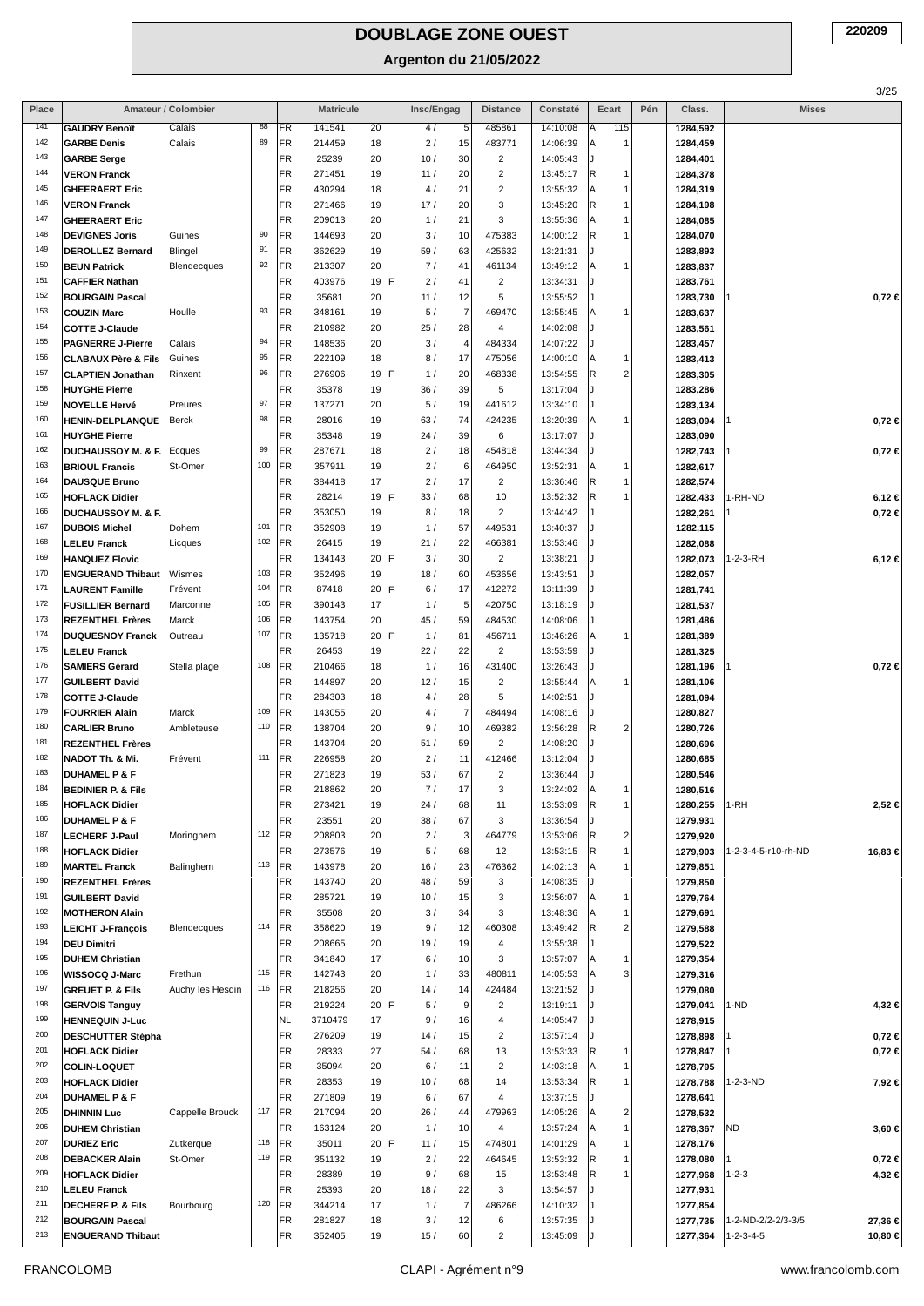# DOUBLAGE ZONE OUEST

## Argenton du 21/05/2022

220209

| Place | Amateur / Colombier | | | Matricule | | | Insc/Engag | Distance | Constaté | Ecart | | Pén | Class. | Mises | |
|---|---|---|---|---|---|---|---|---|---|---|---|---|---|---|---|
| 141 | GAUDRY Benoît | Calais | 88 | FR | 141541 | 20 | 4 / 5 | 485861 | 14:10:08 | A | 115 | | 1284,592 | | |
| 142 | GARBE Denis | Calais | 89 | FR | 214459 | 18 | 2 / 15 | 483771 | 14:06:39 | A | 1 | | 1284,459 | | |
| 143 | GARBE Serge | | | FR | 25239 | 20 | 10 / 30 | 2 | 14:05:43 | J | | | 1284,401 | | |
| 144 | VERON Franck | | | FR | 271451 | 19 | 11 / 20 | 2 | 13:45:17 | R | 1 | | 1284,378 | | |
| 145 | GHEERAERT Eric | | | FR | 430294 | 18 | 4 / 21 | 2 | 13:55:32 | A | 1 | | 1284,319 | | |
| 146 | VERON Franck | | | FR | 271466 | 19 | 17 / 20 | 3 | 13:45:20 | R | 1 | | 1284,198 | | |
| 147 | GHEERAERT Eric | | | FR | 209013 | 20 | 1 / 21 | 3 | 13:55:36 | A | 1 | | 1284,085 | | |
| 148 | DEVIGNES Joris | Guines | 90 | FR | 144693 | 20 | 3 / 10 | 475383 | 14:00:12 | R | 1 | | 1284,070 | | |
| 149 | DEROLLEZ Bernard | Blingel | 91 | FR | 362629 | 19 | 59 / 63 | 425632 | 13:21:31 | J | | | 1283,893 | | |
| 150 | BEUN Patrick | Blendecques | 92 | FR | 213307 | 20 | 7 / 41 | 461134 | 13:49:12 | A | 1 | | 1283,837 | | |
| 151 | CAFFIER Nathan | | | FR | 403976 | 19 F | 2 / 41 | 2 | 13:34:31 | J | | | 1283,761 | | |
| 152 | BOURGAIN Pascal | | | FR | 35681 | 20 | 11 / 12 | 5 | 13:55:52 | J | | | 1283,730 | 1 | 0,72 € |
| 153 | COUZIN Marc | Houlle | 93 | FR | 348161 | 19 | 5 / 7 | 469470 | 13:55:45 | A | 1 | | 1283,637 | | |
| 154 | COTTE J-Claude | | | FR | 210982 | 20 | 25 / 28 | 4 | 14:02:08 | J | | | 1283,561 | | |
| 155 | PAGNERRE J-Pierre | Calais | 94 | FR | 148536 | 20 | 3 / 4 | 484334 | 14:07:22 | J | | | 1283,457 | | |
| 156 | CLABAUX Père & Fils | Guines | 95 | FR | 222109 | 18 | 8 / 17 | 475056 | 14:00:10 | A | 1 | | 1283,413 | | |
| 157 | CLAPTIEN Jonathan | Rinxent | 96 | FR | 276906 | 19 F | 1 / 20 | 468338 | 13:54:55 | R | 2 | | 1283,305 | | |
| 158 | HUYGHE Pierre | | | FR | 35378 | 19 | 36 / 39 | 5 | 13:17:04 | J | | | 1283,286 | | |
| 159 | NOYELLE Hervé | Preures | 97 | FR | 137271 | 20 | 5 / 19 | 441612 | 13:34:10 | J | | | 1283,134 | | |
| 160 | HENIN-DELPLANQUE | Berck | 98 | FR | 28016 | 19 | 63 / 74 | 424235 | 13:20:39 | A | 1 | | 1283,094 | 1 | 0,72 € |
| 161 | HUYGHE Pierre | | | FR | 35348 | 19 | 24 / 39 | 6 | 13:17:07 | J | | | 1283,090 | | |
| 162 | DUCHAUSSOY M. & F. | Ecques | 99 | FR | 287671 | 18 | 2 / 18 | 454818 | 13:44:34 | J | | | 1282,743 | 1 | 0,72 € |
| 163 | BRIOUL Francis | St-Omer | 100 | FR | 357911 | 19 | 2 / 6 | 464950 | 13:52:31 | A | 1 | | 1282,617 | | |
| 164 | DAUSQUE Bruno | | | FR | 384418 | 17 | 2 / 17 | 2 | 13:36:46 | R | 1 | | 1282,574 | | |
| 165 | HOFLACK Didier | | | FR | 28214 | 19 F | 33 / 68 | 10 | 13:52:32 | R | 1 | | 1282,433 | 1-RH-ND | 6,12 € |
| 166 | DUCHAUSSOY M. & F. | | | FR | 353050 | 19 | 8 / 18 | 2 | 13:44:42 | J | | | 1282,261 | 1 | 0,72 € |
| 167 | DUBOIS Michel | Dohem | 101 | FR | 352908 | 19 | 1 / 57 | 449531 | 13:40:37 | J | | | 1282,115 | | |
| 168 | LELEU Franck | Licques | 102 | FR | 26415 | 19 | 21 / 22 | 466381 | 13:53:46 | J | | | 1282,088 | | |
| 169 | HANQUEZ Flovic | | | FR | 134143 | 20 F | 3 / 30 | 2 | 13:38:21 | J | | | 1282,073 | 1-2-3-RH | 6,12 € |
| 170 | ENGUERAND Thibaut | Wismes | 103 | FR | 352496 | 19 | 18 / 60 | 453656 | 13:43:51 | J | | | 1282,057 | | |
| 171 | LAURENT Famille | Frévent | 104 | FR | 87418 | 20 F | 6 / 17 | 412272 | 13:11:39 | J | | | 1281,741 | | |
| 172 | FUSILLIER Bernard | Marconne | 105 | FR | 390143 | 17 | 1 / 5 | 420750 | 13:18:19 | J | | | 1281,537 | | |
| 173 | REZENTHEL Frères | Marck | 106 | FR | 143754 | 20 | 45 / 59 | 484530 | 14:08:06 | J | | | 1281,486 | | |
| 174 | DUQUESNOY Franck | Outreau | 107 | FR | 135718 | 20 F | 1 / 81 | 456711 | 13:46:26 | A | 1 | | 1281,389 | | |
| 175 | LELEU Franck | | | FR | 26453 | 19 | 22 / 22 | 2 | 13:53:59 | J | | | 1281,325 | | |
| 176 | SAMIERS Gérard | Stella plage | 108 | FR | 210466 | 18 | 1 / 16 | 431400 | 13:26:43 | J | | | 1281,196 | 1 | 0,72 € |
| 177 | GUILBERT David | | | FR | 144897 | 20 | 12 / 15 | 2 | 13:55:44 | A | 1 | | 1281,106 | | |
| 178 | COTTE J-Claude | | | FR | 284303 | 18 | 4 / 28 | 5 | 14:02:51 | J | | | 1281,094 | | |
| 179 | FOURRIER Alain | Marck | 109 | FR | 143055 | 20 | 4 / 7 | 484494 | 14:08:16 | J | | | 1280,827 | | |
| 180 | CARLIER Bruno | Ambleteuse | 110 | FR | 138704 | 20 | 9 / 10 | 469382 | 13:56:28 | R | 2 | | 1280,726 | | |
| 181 | REZENTHEL Frères | | | FR | 143704 | 20 | 51 / 59 | 2 | 14:08:20 | J | | | 1280,696 | | |
| 182 | NADOT Th. & Mi. | Frévent | 111 | FR | 226958 | 20 | 2 / 11 | 412466 | 13:12:04 | J | | | 1280,685 | | |
| 183 | DUHAMEL P & F | | | FR | 271823 | 19 | 53 / 67 | 2 | 13:36:44 | J | | | 1280,546 | | |
| 184 | BEDINIER P. & Fils | | | FR | 218862 | 20 | 7 / 17 | 3 | 13:24:02 | A | 1 | | 1280,516 | | |
| 185 | HOFLACK Didier | | | FR | 273421 | 19 | 24 / 68 | 11 | 13:53:09 | R | 1 | | 1280,255 | 1-RH | 2,52 € |
| 186 | DUHAMEL P & F | | | FR | 23551 | 20 | 38 / 67 | 3 | 13:36:54 | J | | | 1279,931 | | |
| 187 | LECHERF J-Paul | Moringhem | 112 | FR | 208803 | 20 | 2 / 3 | 464779 | 13:53:06 | R | 2 | | 1279,920 | | |
| 188 | HOFLACK Didier | | | FR | 273576 | 19 | 5 / 68 | 12 | 13:53:15 | R | 1 | | 1279,903 | 1-2-3-4-5-r10-rh-ND | 16,83 € |
| 189 | MARTEL Franck | Balinghem | 113 | FR | 143978 | 20 | 16 / 23 | 476362 | 14:02:13 | A | 1 | | 1279,851 | | |
| 190 | REZENTHEL Frères | | | FR | 143740 | 20 | 48 / 59 | 3 | 14:08:35 | J | | | 1279,850 | | |
| 191 | GUILBERT David | | | FR | 285721 | 19 | 10 / 15 | 3 | 13:56:07 | A | 1 | | 1279,764 | | |
| 192 | MOTHERON Alain | | | FR | 35508 | 20 | 3 / 34 | 3 | 13:48:36 | A | 1 | | 1279,691 | | |
| 193 | LEICHT J-François | Blendecques | 114 | FR | 358620 | 19 | 9 / 12 | 460308 | 13:49:42 | R | 2 | | 1279,588 | | |
| 194 | DEU Dimitri | | | FR | 208665 | 20 | 19 / 19 | 4 | 13:55:38 | J | | | 1279,522 | | |
| 195 | DUHEM Christian | | | FR | 341840 | 17 | 6 / 10 | 3 | 13:57:07 | A | 1 | | 1279,354 | | |
| 196 | WISSOCQ J-Marc | Frethun | 115 | FR | 142743 | 20 | 1 / 33 | 480811 | 14:05:53 | A | 3 | | 1279,316 | | |
| 197 | GREUET P. & Fils | Auchy les Hesdin | 116 | FR | 218256 | 20 | 14 / 14 | 424484 | 13:21:52 | J | | | 1279,080 | | |
| 198 | GERVOIS Tanguy | | | FR | 219224 | 20 F | 5 / 9 | 2 | 13:19:11 | J | | | 1279,041 | 1-ND | 4,32 € |
| 199 | HENNEQUIN J-Luc | | | NL | 3710479 | 17 | 9 / 16 | 4 | 14:05:47 | J | | | 1278,915 | | |
| 200 | DESCHUTTER Stépha | | | FR | 276209 | 19 | 14 / 15 | 2 | 13:57:14 | J | | | 1278,898 | 1 | 0,72 € |
| 201 | HOFLACK Didier | | | FR | 28333 | 27 | 54 / 68 | 13 | 13:53:33 | R | 1 | | 1278,847 | 1 | 0,72 € |
| 202 | COLIN-LOQUET | | | FR | 35094 | 20 | 6 / 11 | 2 | 14:03:18 | A | 1 | | 1278,795 | | |
| 203 | HOFLACK Didier | | | FR | 28353 | 19 | 10 / 68 | 14 | 13:53:34 | R | 1 | | 1278,788 | 1-2-3-ND | 7,92 € |
| 204 | DUHAMEL P & F | | | FR | 271809 | 19 | 6 / 67 | 4 | 13:37:15 | J | | | 1278,641 | | |
| 205 | DHINNIN Luc | Cappelle Brouck | 117 | FR | 217094 | 20 | 26 / 44 | 479963 | 14:05:26 | A | 2 | | 1278,532 | | |
| 206 | DUHEM Christian | | | FR | 163124 | 20 | 1 / 10 | 4 | 13:57:24 | A | 1 | | 1278,367 | ND | 3,60 € |
| 207 | DURIEZ Eric | Zutkerque | 118 | FR | 35011 | 20 F | 11 / 15 | 474801 | 14:01:29 | A | 1 | | 1278,176 | | |
| 208 | DEBACKER Alain | St-Omer | 119 | FR | 351132 | 19 | 2 / 22 | 464645 | 13:53:32 | R | 1 | | 1278,080 | 1 | 0,72 € |
| 209 | HOFLACK Didier | | | FR | 28389 | 19 | 9 / 68 | 15 | 13:53:48 | R | 1 | | 1277,968 | 1-2-3 | 4,32 € |
| 210 | LELEU Franck | | | FR | 25393 | 20 | 18 / 22 | 3 | 13:54:57 | J | | | 1277,931 | | |
| 211 | DECHERF P. & Fils | Bourbourg | 120 | FR | 344214 | 17 | 1 / 7 | 486266 | 14:10:32 | J | | | 1277,854 | | |
| 212 | BOURGAIN Pascal | | | FR | 281827 | 18 | 3 / 12 | 6 | 13:57:35 | J | | | 1277,735 | 1-2-ND-2/2-2/3-3/5 | 27,36 € |
| 213 | ENGUERAND Thibaut | | | FR | 352405 | 19 | 15 / 60 | 2 | 13:45:09 | J | | | 1277,364 | 1-2-3-4-5 | 10,80 € |

FRANCOLOMB — CLAPI - Agrément n°9 — www.francolomb.com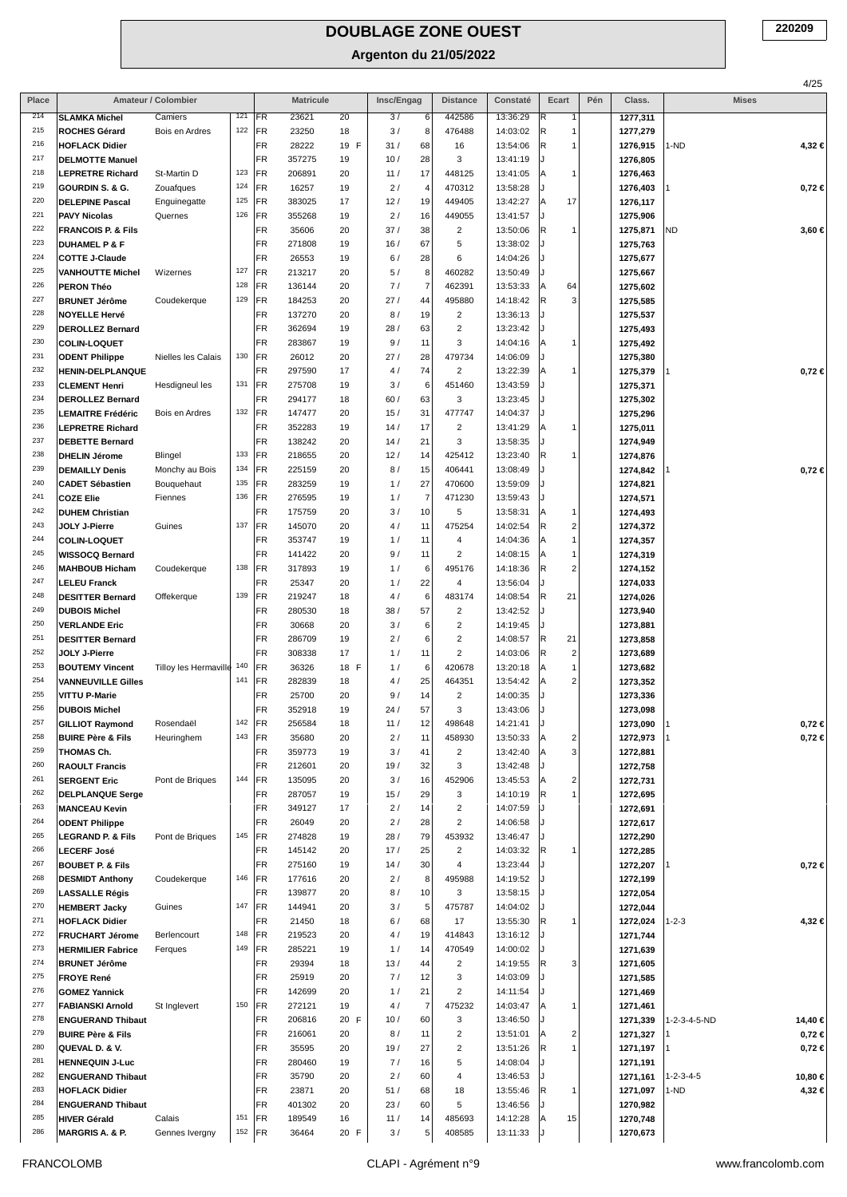# DOUBLAGE ZONE OUEST

## Argenton du 21/05/2022

220209

| Place | Amateur / Colombier | | | | Matricule | | | Insc/Engag | | Distance | Constaté | Ecart | | Pén | Class. | Mises | |
|---|---|---|---|---|---|---|---|---|---|---|---|---|---|---|---|---|---|
| 214 | SLAMKA Michel | Camiers | 121 | FR | 23621 | 20 | | 3 / | 6 | 442586 | 13:36:29 | R | 1 | | 1277,311 | | |
| 215 | ROCHES Gérard | Bois en Ardres | 122 | FR | 23250 | 18 | | 3 / | 8 | 476488 | 14:03:02 | R | 1 | | 1277,279 | | |
| 216 | HOFLACK Didier | | | FR | 28222 | 19 | F | 31 / | 68 | 16 | 13:54:06 | R | 1 | | 1276,915 | 1-ND | 4,32 € |
| 217 | DELMOTTE Manuel | | | FR | 357275 | 19 | | 10 / | 28 | 3 | 13:41:19 | J | | | 1276,805 | | |
| 218 | LEPRETRE Richard | St-Martin D | 123 | FR | 206891 | 20 | | 11 / | 17 | 448125 | 13:41:05 | A | 1 | | 1276,463 | | |
| 219 | GOURDIN S. & G. | Zouafques | 124 | FR | 16257 | 19 | | 2 / | 4 | 470312 | 13:58:28 | J | | | 1276,403 | 1 | 0,72 € |
| 220 | DELEPINE Pascal | Enguinegatte | 125 | FR | 383025 | 17 | | 12 / | 19 | 449405 | 13:42:27 | A | 17 | | 1276,117 | | |
| 221 | PAVY Nicolas | Quernes | 126 | FR | 355268 | 19 | | 2 / | 16 | 449055 | 13:41:57 | J | | | 1275,906 | | |
| 222 | FRANCOIS P. & Fils | | | FR | 35606 | 20 | | 37 / | 38 | 2 | 13:50:06 | R | 1 | | 1275,871 | ND | 3,60 € |
| 223 | DUHAMEL P & F | | | FR | 271808 | 19 | | 16 / | 67 | 5 | 13:38:02 | J | | | 1275,763 | | |
| 224 | COTTE J-Claude | | | FR | 26553 | 19 | | 6 / | 28 | 6 | 14:04:26 | J | | | 1275,677 | | |
| 225 | VANHOUTTE Michel | Wizernes | 127 | FR | 213217 | 20 | | 5 / | 8 | 460282 | 13:50:49 | J | | | 1275,667 | | |
| 226 | PERON Théo | | 128 | FR | 136144 | 20 | | 7 / | 7 | 462391 | 13:53:33 | A | 64 | | 1275,602 | | |
| 227 | BRUNET Jérôme | Coudekerque | 129 | FR | 184253 | 20 | | 27 / | 44 | 495880 | 14:18:42 | R | 3 | | 1275,585 | | |
| 228 | NOYELLE Hervé | | | FR | 137270 | 20 | | 8 / | 19 | 2 | 13:36:13 | J | | | 1275,537 | | |
| 229 | DEROLLEZ Bernard | | | FR | 362694 | 19 | | 28 / | 63 | 2 | 13:23:42 | J | | | 1275,493 | | |
| 230 | COLIN-LOQUET | | | FR | 283867 | 19 | | 9 / | 11 | 3 | 14:04:16 | A | 1 | | 1275,492 | | |
| 231 | ODENT Philippe | Nielles les Calais | 130 | FR | 26012 | 20 | | 27 / | 28 | 479734 | 14:06:09 | J | | | 1275,380 | | |
| 232 | HENIN-DELPLANQUE | | | FR | 297590 | 17 | | 4 / | 74 | 2 | 13:22:39 | A | 1 | | 1275,379 | 1 | 0,72 € |
| 233 | CLEMENT Henri | Hesdigneul les | 131 | FR | 275708 | 19 | | 3 / | 6 | 451460 | 13:43:59 | J | | | 1275,371 | | |
| 234 | DEROLLEZ Bernard | | | FR | 294177 | 18 | | 60 / | 63 | 3 | 13:23:45 | J | | | 1275,302 | | |
| 235 | LEMAITRE Frédéric | Bois en Ardres | 132 | FR | 147477 | 20 | | 15 / | 31 | 477747 | 14:04:37 | J | | | 1275,296 | | |
| 236 | LEPRETRE Richard | | | FR | 352283 | 19 | | 14 / | 17 | 2 | 13:41:29 | A | 1 | | 1275,011 | | |
| 237 | DEBETTE Bernard | | | FR | 138242 | 20 | | 14 / | 21 | 3 | 13:58:35 | J | | | 1274,949 | | |
| 238 | DHELIN Jérome | Blingel | 133 | FR | 218655 | 20 | | 12 / | 14 | 425412 | 13:23:40 | R | 1 | | 1274,876 | | |
| 239 | DEMAILLY Denis | Monchy au Bois | 134 | FR | 225159 | 20 | | 8 / | 15 | 406441 | 13:08:49 | J | | | 1274,842 | 1 | 0,72 € |
| 240 | CADET Sébastien | Bouquehaut | 135 | FR | 283259 | 19 | | 1 / | 27 | 470600 | 13:59:09 | J | | | 1274,821 | | |
| 241 | COZE Elie | Fiennes | 136 | FR | 276595 | 19 | | 1 / | 7 | 471230 | 13:59:43 | J | | | 1274,571 | | |
| 242 | DUHEM Christian | | | FR | 175759 | 20 | | 3 / | 10 | 5 | 13:58:31 | A | 1 | | 1274,493 | | |
| 243 | JOLY J-Pierre | Guines | 137 | FR | 145070 | 20 | | 4 / | 11 | 475254 | 14:02:54 | R | 2 | | 1274,372 | | |
| 244 | COLIN-LOQUET | | | FR | 353747 | 19 | | 1 / | 11 | 4 | 14:04:36 | A | 1 | | 1274,357 | | |
| 245 | WISSOCQ Bernard | | | FR | 141422 | 20 | | 9 / | 11 | 2 | 14:08:15 | A | 1 | | 1274,319 | | |
| 246 | MAHBOUB Hicham | Coudekerque | 138 | FR | 317893 | 19 | | 1 / | 6 | 495176 | 14:18:36 | R | 2 | | 1274,152 | | |
| 247 | LELEU Franck | | | FR | 25347 | 20 | | 1 / | 22 | 4 | 13:56:04 | J | | | 1274,033 | | |
| 248 | DESITTER Bernard | Offekerque | 139 | FR | 219247 | 18 | | 4 / | 6 | 483174 | 14:08:54 | R | 21 | | 1274,026 | | |
| 249 | DUBOIS Michel | | | FR | 280530 | 18 | | 38 / | 57 | 2 | 13:42:52 | J | | | 1273,940 | | |
| 250 | VERLANDE Eric | | | FR | 30668 | 20 | | 3 / | 6 | 2 | 14:19:45 | J | | | 1273,881 | | |
| 251 | DESITTER Bernard | | | FR | 286709 | 19 | | 2 / | 6 | 2 | 14:08:57 | R | 21 | | 1273,858 | | |
| 252 | JOLY J-Pierre | | | FR | 308338 | 17 | | 1 / | 11 | 2 | 14:03:06 | R | 2 | | 1273,689 | | |
| 253 | BOUTEMY Vincent | Tilloy les Hermaville | 140 | FR | 36326 | 18 | F | 1 / | 6 | 420678 | 13:20:18 | A | 1 | | 1273,682 | | |
| 254 | VANNEUVILLE Gilles | | 141 | FR | 282839 | 18 | | 4 / | 25 | 464351 | 13:54:42 | A | 2 | | 1273,352 | | |
| 255 | VITTU P-Marie | | | FR | 25700 | 20 | | 9 / | 14 | 2 | 14:00:35 | J | | | 1273,336 | | |
| 256 | DUBOIS Michel | | | FR | 352918 | 19 | | 24 / | 57 | 3 | 13:43:06 | J | | | 1273,098 | | |
| 257 | GILLIOT Raymond | Rosendaël | 142 | FR | 256584 | 18 | | 11 / | 12 | 498648 | 14:21:41 | J | | | 1273,090 | 1 | 0,72 € |
| 258 | BUIRE Père & Fils | Heuringhem | 143 | FR | 35680 | 20 | | 2 / | 11 | 458930 | 13:50:33 | A | 2 | | 1272,973 | 1 | 0,72 € |
| 259 | THOMAS Ch. | | | FR | 359773 | 19 | | 3 / | 41 | 2 | 13:42:40 | A | 3 | | 1272,881 | | |
| 260 | RAOULT Francis | | | FR | 212601 | 20 | | 19 / | 32 | 3 | 13:42:48 | J | | | 1272,758 | | |
| 261 | SERGENT Eric | Pont de Briques | 144 | FR | 135095 | 20 | | 3 / | 16 | 452906 | 13:45:53 | A | 2 | | 1272,731 | | |
| 262 | DELPLANQUE Serge | | | FR | 287057 | 19 | | 15 / | 29 | 3 | 14:10:19 | R | 1 | | 1272,695 | | |
| 263 | MANCEAU Kevin | | | FR | 349127 | 17 | | 2 / | 14 | 2 | 14:07:59 | J | | | 1272,691 | | |
| 264 | ODENT Philippe | | | FR | 26049 | 20 | | 2 / | 28 | 2 | 14:06:58 | J | | | 1272,617 | | |
| 265 | LEGRAND P. & Fils | Pont de Briques | 145 | FR | 274828 | 19 | | 28 / | 79 | 453932 | 13:46:47 | J | | | 1272,290 | | |
| 266 | LECERF José | | | FR | 145142 | 20 | | 17 / | 25 | 2 | 14:03:32 | R | 1 | | 1272,285 | | |
| 267 | BOUBET P. & Fils | | | FR | 275160 | 19 | | 14 / | 30 | 4 | 13:23:44 | J | | | 1272,207 | 1 | 0,72 € |
| 268 | DESMIDT Anthony | Coudekerque | 146 | FR | 177616 | 20 | | 2 / | 8 | 495988 | 14:19:52 | J | | | 1272,199 | | |
| 269 | LASSALLE Régis | | | FR | 139877 | 20 | | 8 / | 10 | 3 | 13:58:15 | J | | | 1272,054 | | |
| 270 | HEMBERT Jacky | Guines | 147 | FR | 144941 | 20 | | 3 / | 5 | 475787 | 14:04:02 | J | | | 1272,044 | | |
| 271 | HOFLACK Didier | | | FR | 21450 | 18 | | 6 / | 68 | 17 | 13:55:30 | R | 1 | | 1272,024 | 1-2-3 | 4,32 € |
| 272 | FRUCHART Jérome | Berlencourt | 148 | FR | 219523 | 20 | | 4 / | 19 | 414843 | 13:16:12 | J | | | 1271,744 | | |
| 273 | HERMILIER Fabrice | Ferques | 149 | FR | 285221 | 19 | | 1 / | 14 | 470549 | 14:00:02 | J | | | 1271,639 | | |
| 274 | BRUNET Jérôme | | | FR | 29394 | 18 | | 13 / | 44 | 2 | 14:19:55 | R | 3 | | 1271,605 | | |
| 275 | FROYE René | | | FR | 25919 | 20 | | 7 / | 12 | 3 | 14:03:09 | J | | | 1271,585 | | |
| 276 | GOMEZ Yannick | | | FR | 142699 | 20 | | 1 / | 21 | 2 | 14:11:54 | J | | | 1271,469 | | |
| 277 | FABIANSKI Arnold | St Inglevert | 150 | FR | 272121 | 19 | | 4 / | 7 | 475232 | 14:03:47 | A | 1 | | 1271,461 | | |
| 278 | ENGUERAND Thibaut | | | FR | 206816 | 20 | F | 10 / | 60 | 3 | 13:46:50 | J | | | 1271,339 | 1-2-3-4-5-ND | 14,40 € |
| 279 | BUIRE Père & Fils | | | FR | 216061 | 20 | | 8 / | 11 | 2 | 13:51:01 | A | 2 | | 1271,327 | 1 | 0,72 € |
| 280 | QUEVAL D. & V. | | | FR | 35595 | 20 | | 19 / | 27 | 2 | 13:51:26 | R | 1 | | 1271,197 | 1 | 0,72 € |
| 281 | HENNEQUIN J-Luc | | | FR | 280460 | 19 | | 7 / | 16 | 5 | 14:08:04 | J | | | 1271,191 | | |
| 282 | ENGUERAND Thibaut | | | FR | 35790 | 20 | | 2 / | 60 | 4 | 13:46:53 | J | | | 1271,161 | 1-2-3-4-5 | 10,80 € |
| 283 | HOFLACK Didier | | | FR | 23871 | 20 | | 51 / | 68 | 18 | 13:55:46 | R | 1 | | 1271,097 | 1-ND | 4,32 € |
| 284 | ENGUERAND Thibaut | | | FR | 401302 | 20 | | 23 / | 60 | 5 | 13:46:56 | J | | | 1270,982 | | |
| 285 | HIVER Gérald | Calais | 151 | FR | 189549 | 16 | | 11 / | 14 | 485693 | 14:12:28 | A | 15 | | 1270,748 | | |
| 286 | MARGRIS A. & P. | Gennes Ivergny | 152 | FR | 36464 | 20 | F | 3 / | 5 | 408585 | 13:11:33 | J | | | 1270,673 | | |

FRANCOLOMB — CLAPI - Agrément n°9 — www.francolomb.com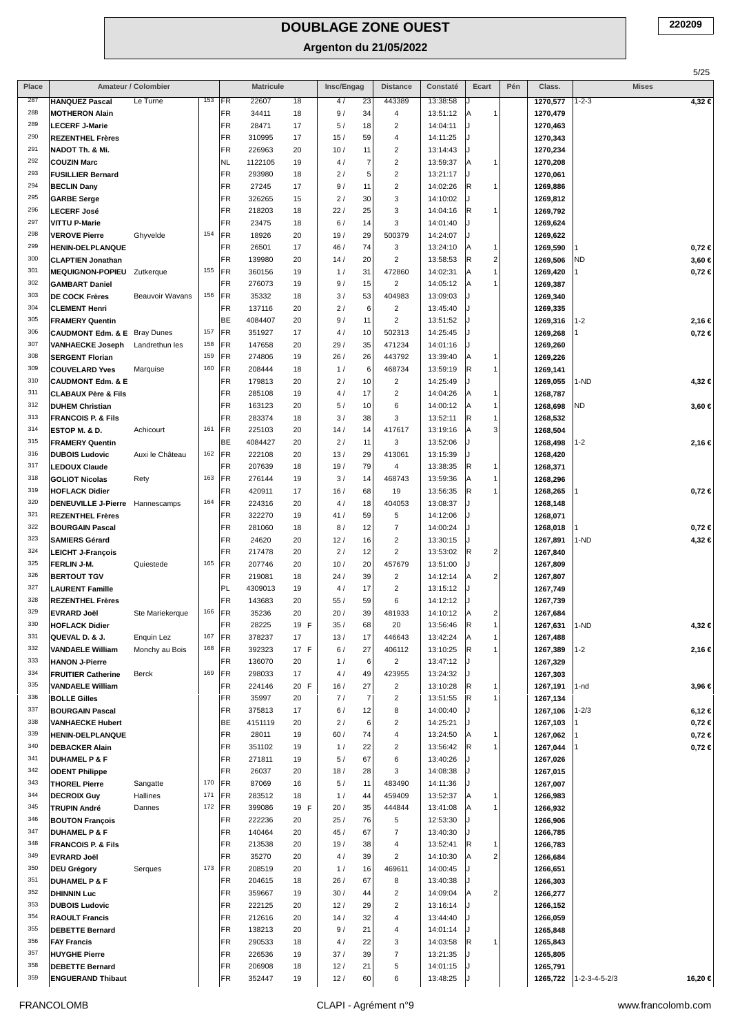# DOUBLAGE ZONE OUEST

## Argenton du 21/05/2022

220209

| Place | Amateur / Colombier | | | | Matricule | | | Insc/Engag | | Distance | Constaté | Ecart | | Pén | Class. | Mises | |
|---|---|---|---|---|---|---|---|---|---|---|---|---|---|---|---|---|---|
| 287 | **HANQUEZ Pascal** | Le Turne | 153 | FR | 22607 | 18 | | 4 / | 23 | 443389 | 13:38:58 | J | | | **1270,577** | 1-2-3 | **4,32 €** |
| 288 | **MOTHERON Alain** | | | FR | 34411 | 18 | | 9 / | 34 | 4 | 13:51:12 | A | 1 | | **1270,479** | | |
| 289 | **LECERF J-Marie** | | | FR | 28471 | 17 | | 5 / | 18 | 2 | 14:04:11 | J | | | **1270,463** | | |
| 290 | **REZENTHEL Frères** | | | FR | 310995 | 17 | | 15 / | 59 | 4 | 14:11:25 | J | | | **1270,343** | | |
| 291 | **NADOT Th. & Mi.** | | | FR | 226963 | 20 | | 10 / | 11 | 2 | 13:14:43 | J | | | **1270,234** | | |
| 292 | **COUZIN Marc** | | | NL | 1122105 | 19 | | 4 / | 7 | 2 | 13:59:37 | A | 1 | | **1270,208** | | |
| 293 | **FUSILLIER Bernard** | | | FR | 293980 | 18 | | 2 / | 5 | 2 | 13:21:17 | J | | | **1270,061** | | |
| 294 | **BECLIN Dany** | | | FR | 27245 | 17 | | 9 / | 11 | 2 | 14:02:26 | R | 1 | | **1269,886** | | |
| 295 | **GARBE Serge** | | | FR | 326265 | 15 | | 2 / | 30 | 3 | 14:10:02 | J | | | **1269,812** | | |
| 296 | **LECERF José** | | | FR | 218203 | 18 | | 22 / | 25 | 3 | 14:04:16 | R | 1 | | **1269,792** | | |
| 297 | **VITTU P-Marie** | | | FR | 23475 | 18 | | 6 / | 14 | 3 | 14:01:40 | J | | | **1269,624** | | |
| 298 | **VEROVE Pierre** | Ghyvelde | 154 | FR | 18926 | 20 | | 19 / | 29 | 500379 | 14:24:07 | J | | | **1269,622** | | |
| 299 | **HENIN-DELPLANQUE** | | | FR | 26501 | 17 | | 46 / | 74 | 3 | 13:24:10 | A | 1 | | **1269,590** | 1 | **0,72 €** |
| 300 | **CLAPTIEN Jonathan** | | | FR | 139980 | 20 | | 14 / | 20 | 2 | 13:58:53 | R | 2 | | **1269,506** | ND | **3,60 €** |
| 301 | **MEQUIGNON-POPIEU** | Zutkerque | 155 | FR | 360156 | 19 | | 1 / | 31 | 472860 | 14:02:31 | A | 1 | | **1269,420** | 1 | **0,72 €** |
| 302 | **GAMBART Daniel** | | | FR | 276073 | 19 | | 9 / | 15 | 2 | 14:05:12 | A | 1 | | **1269,387** | | |
| 303 | **DE COCK Frères** | Beauvoir Wavans | 156 | FR | 35332 | 18 | | 3 / | 53 | 404983 | 13:09:03 | J | | | **1269,340** | | |
| 304 | **CLEMENT Henri** | | | FR | 137116 | 20 | | 2 / | 6 | 2 | 13:45:40 | J | | | **1269,335** | | |
| 305 | **FRAMERY Quentin** | | | BE | 4084407 | 20 | | 9 / | 11 | 2 | 13:51:52 | J | | | **1269,316** | 1-2 | **2,16 €** |
| 306 | **CAUDMONT Edm. & E** | Bray Dunes | 157 | FR | 351927 | 17 | | 4 / | 10 | 502313 | 14:25:45 | J | | | **1269,268** | 1 | **0,72 €** |
| 307 | **VANHAECKE Joseph** | Landrethun les | 158 | FR | 147658 | 20 | | 29 / | 35 | 471234 | 14:01:16 | J | | | **1269,260** | | |
| 308 | **SERGENT Florian** | | 159 | FR | 274806 | 19 | | 26 / | 26 | 443792 | 13:39:40 | A | 1 | | **1269,226** | | |
| 309 | **COUVELARD Yves** | Marquise | 160 | FR | 208444 | 18 | | 1 / | 6 | 468734 | 13:59:19 | R | 1 | | **1269,141** | | |
| 310 | **CAUDMONT Edm. & E** | | | FR | 179813 | 20 | | 2 / | 10 | 2 | 14:25:49 | J | | | **1269,055** | 1-ND | **4,32 €** |
| 311 | **CLABAUX Père & Fils** | | | FR | 285108 | 19 | | 4 / | 17 | 2 | 14:04:26 | A | 1 | | **1268,787** | | |
| 312 | **DUHEM Christian** | | | FR | 163123 | 20 | | 5 / | 10 | 6 | 14:00:12 | A | 1 | | **1268,698** | ND | **3,60 €** |
| 313 | **FRANCOIS P. & Fils** | | | FR | 283374 | 18 | | 3 / | 38 | 3 | 13:52:11 | R | 1 | | **1268,532** | | |
| 314 | **ESTOP M. & D.** | Achicourt | 161 | FR | 225103 | 20 | | 14 / | 14 | 417617 | 13:19:16 | A | 3 | | **1268,504** | | |
| 315 | **FRAMERY Quentin** | | | BE | 4084427 | 20 | | 2 / | 11 | 3 | 13:52:06 | J | | | **1268,498** | 1-2 | **2,16 €** |
| 316 | **DUBOIS Ludovic** | Auxi le Château | 162 | FR | 222108 | 20 | | 13 / | 29 | 413061 | 13:15:39 | J | | | **1268,420** | | |
| 317 | **LEDOUX Claude** | | | FR | 207639 | 18 | | 19 / | 79 | 4 | 13:38:35 | R | 1 | | **1268,371** | | |
| 318 | **GOLIOT Nicolas** | Rety | 163 | FR | 276144 | 19 | | 3 / | 14 | 468743 | 13:59:36 | A | 1 | | **1268,296** | | |
| 319 | **HOFLACK Didier** | | | FR | 420911 | 17 | | 16 / | 68 | 19 | 13:56:35 | R | 1 | | **1268,265** | 1 | **0,72 €** |
| 320 | **DENEUVILLE J-Pierre** | Hannescamps | 164 | FR | 224316 | 20 | | 4 / | 18 | 404053 | 13:08:37 | J | | | **1268,148** | | |
| 321 | **REZENTHEL Frères** | | | FR | 322270 | 19 | | 41 / | 59 | 5 | 14:12:06 | J | | | **1268,071** | | |
| 322 | **BOURGAIN Pascal** | | | FR | 281060 | 18 | | 8 / | 12 | 7 | 14:00:24 | J | | | **1268,018** | 1 | **0,72 €** |
| 323 | **SAMIERS Gérard** | | | FR | 24620 | 20 | | 12 / | 16 | 2 | 13:30:15 | J | | | **1267,891** | 1-ND | **4,32 €** |
| 324 | **LEICHT J-François** | | | FR | 217478 | 20 | | 2 / | 12 | 2 | 13:53:02 | R | 2 | | **1267,840** | | |
| 325 | **FERLIN J-M.** | Quiestede | 165 | FR | 207746 | 20 | | 10 / | 20 | 457679 | 13:51:00 | J | | | **1267,809** | | |
| 326 | **BERTOUT TGV** | | | FR | 219081 | 18 | | 24 / | 39 | 2 | 14:12:14 | A | 2 | | **1267,807** | | |
| 327 | **LAURENT Famille** | | | PL | 4309013 | 19 | | 4 / | 17 | 2 | 13:15:12 | J | | | **1267,749** | | |
| 328 | **REZENTHEL Frères** | | | FR | 143683 | 20 | | 55 / | 59 | 6 | 14:12:12 | J | | | **1267,739** | | |
| 329 | **EVRARD Joël** | Ste Mariekerque | 166 | FR | 35236 | 20 | | 20 / | 39 | 481933 | 14:10:12 | A | 2 | | **1267,684** | | |
| 330 | **HOFLACK Didier** | | | FR | 28225 | 19 | F | 35 / | 68 | 20 | 13:56:46 | R | 1 | | **1267,631** | 1-ND | **4,32 €** |
| 331 | **QUEVAL D. & J.** | Enquin Lez | 167 | FR | 378237 | 17 | | 13 / | 17 | 446643 | 13:42:24 | A | 1 | | **1267,488** | | |
| 332 | **VANDAELE William** | Monchy au Bois | 168 | FR | 392323 | 17 | F | 6 / | 27 | 406112 | 13:10:25 | R | 1 | | **1267,389** | 1-2 | **2,16 €** |
| 333 | **HANON J-Pierre** | | | FR | 136070 | 20 | | 1 / | 6 | 2 | 13:47:12 | J | | | **1267,329** | | |
| 334 | **FRUITIER Catherine** | Berck | 169 | FR | 298033 | 17 | | 4 / | 49 | 423955 | 13:24:32 | J | | | **1267,303** | | |
| 335 | **VANDAELE William** | | | FR | 224146 | 20 | F | 16 / | 27 | 2 | 13:10:28 | R | 1 | | **1267,191** | 1-nd | **3,96 €** |
| 336 | **BOLLE Gilles** | | | FR | 35997 | 20 | | 7 / | 7 | 2 | 13:51:55 | R | 1 | | **1267,134** | | |
| 337 | **BOURGAIN Pascal** | | | FR | 375813 | 17 | | 6 / | 12 | 8 | 14:00:40 | J | | | **1267,106** | 1-2/3 | **6,12 €** |
| 338 | **VANHAECKE Hubert** | | | BE | 4151119 | 20 | | 2 / | 6 | 2 | 14:25:21 | J | | | **1267,103** | 1 | **0,72 €** |
| 339 | **HENIN-DELPLANQUE** | | | FR | 28011 | 19 | | 60 / | 74 | 4 | 13:24:50 | A | 1 | | **1267,062** | 1 | **0,72 €** |
| 340 | **DEBACKER Alain** | | | FR | 351102 | 19 | | 1 / | 22 | 2 | 13:56:42 | R | 1 | | **1267,044** | 1 | **0,72 €** |
| 341 | **DUHAMEL P & F** | | | FR | 271811 | 19 | | 5 / | 67 | 6 | 13:40:26 | J | | | **1267,026** | | |
| 342 | **ODENT Philippe** | | | FR | 26037 | 20 | | 18 / | 28 | 3 | 14:08:38 | J | | | **1267,015** | | |
| 343 | **THOREL Pierre** | Sangatte | 170 | FR | 87069 | 16 | | 5 / | 11 | 483490 | 14:11:36 | J | | | **1267,007** | | |
| 344 | **DECROIX Guy** | Hallines | 171 | FR | 283512 | 18 | | 1 / | 44 | 459409 | 13:52:37 | A | 1 | | **1266,983** | | |
| 345 | **TRUPIN André** | Dannes | 172 | FR | 399086 | 19 | F | 20 / | 35 | 444844 | 13:41:08 | A | 1 | | **1266,932** | | |
| 346 | **BOUTON François** | | | FR | 222236 | 20 | | 25 / | 76 | 5 | 12:53:30 | J | | | **1266,906** | | |
| 347 | **DUHAMEL P & F** | | | FR | 140464 | 20 | | 45 / | 67 | 7 | 13:40:30 | J | | | **1266,785** | | |
| 348 | **FRANCOIS P. & Fils** | | | FR | 213538 | 20 | | 19 / | 38 | 4 | 13:52:41 | R | 1 | | **1266,783** | | |
| 349 | **EVRARD Joël** | | | FR | 35270 | 20 | | 4 / | 39 | 2 | 14:10:30 | A | 2 | | **1266,684** | | |
| 350 | **DEU Grégory** | Serques | 173 | FR | 208519 | 20 | | 1 / | 16 | 469611 | 14:00:45 | J | | | **1266,651** | | |
| 351 | **DUHAMEL P & F** | | | FR | 204615 | 18 | | 26 / | 67 | 8 | 13:40:38 | J | | | **1266,303** | | |
| 352 | **DHINNIN Luc** | | | FR | 359667 | 19 | | 30 / | 44 | 2 | 14:09:04 | A | 2 | | **1266,277** | | |
| 353 | **DUBOIS Ludovic** | | | FR | 222125 | 20 | | 12 / | 29 | 2 | 13:16:14 | J | | | **1266,152** | | |
| 354 | **RAOULT Francis** | | | FR | 212616 | 20 | | 14 / | 32 | 4 | 13:44:40 | J | | | **1266,059** | | |
| 355 | **DEBETTE Bernard** | | | FR | 138213 | 20 | | 9 / | 21 | 4 | 14:01:14 | J | | | **1265,848** | | |
| 356 | **FAY Francis** | | | FR | 290533 | 18 | | 4 / | 22 | 3 | 14:03:58 | R | 1 | | **1265,843** | | |
| 357 | **HUYGHE Pierre** | | | FR | 226536 | 19 | | 37 / | 39 | 7 | 13:21:35 | J | | | **1265,805** | | |
| 358 | **DEBETTE Bernard** | | | FR | 206908 | 18 | | 12 / | 21 | 5 | 14:01:15 | J | | | **1265,791** | | |
| 359 | **ENGUERAND Thibaut** | | | FR | 352447 | 19 | | 12 / | 60 | 6 | 13:48:25 | J | | | **1265,722** | 1-2-3-4-5-2/3 | **16,20 €** |

FRANCOLOMB — CLAPI - Agrément n°9 — www.francolomb.com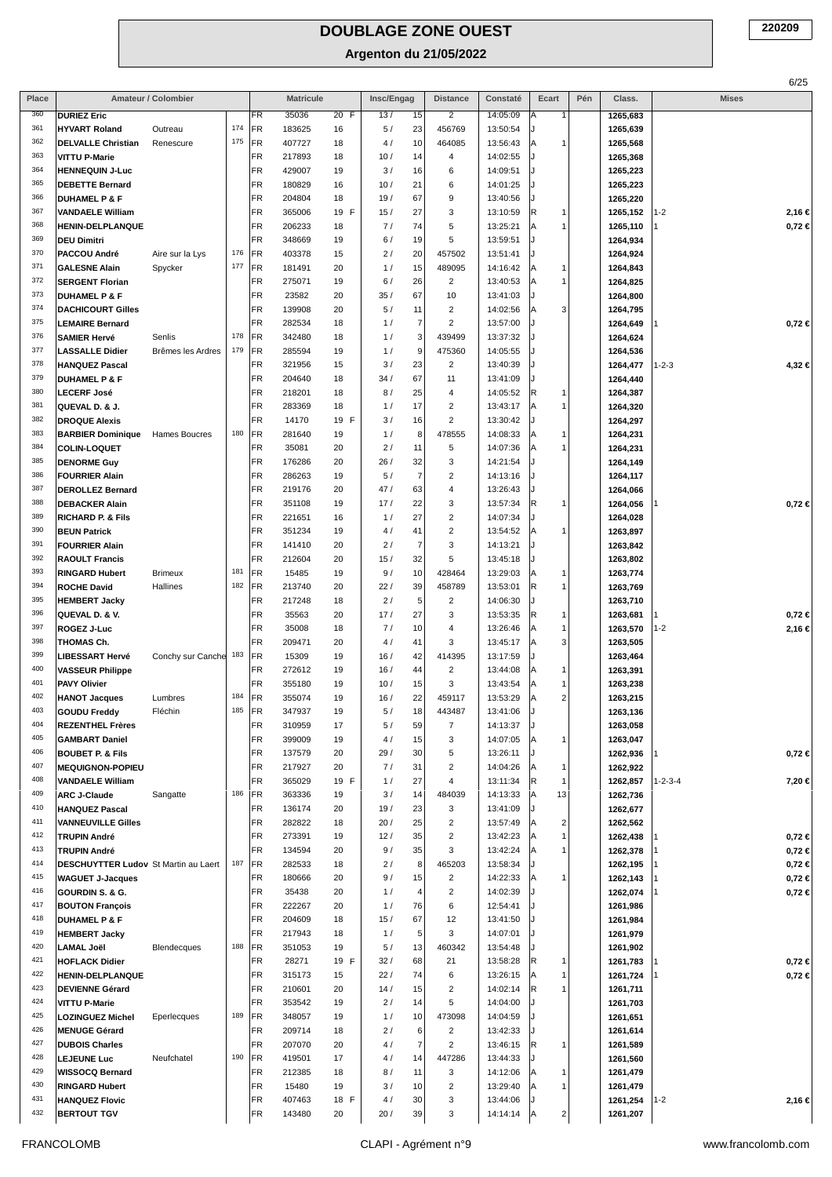# DOUBLAGE ZONE OUEST

**Argenton du 21/05/2022**

220209

| Place | Amateur / Colombier | | | | Matricule | | | Insc/Engag | | Distance | Constaté | Ecart | | Pén | Class. | Mises | |
|---|---|---|---|---|---|---|---|---|---|---|---|---|---|---|---|---|---|
| 360 | **DURIEZ Eric** | | | FR | 35036 | 20 | F | 13 / | 15 | 2 | 14:05:09 | A | 1 | | **1265,683** | | |
| 361 | **HYVART Roland** | Outreau | 174 | FR | 183625 | 16 | | 5 / | 23 | 456769 | 13:50:54 | J | | | **1265,639** | | |
| 362 | **DELVALLE Christian** | Renescure | 175 | FR | 407727 | 18 | | 4 / | 10 | 464085 | 13:56:43 | A | 1 | | **1265,568** | | |
| 363 | **VITTU P-Marie** | | | FR | 217893 | 18 | | 10 / | 14 | 4 | 14:02:55 | J | | | **1265,368** | | |
| 364 | **HENNEQUIN J-Luc** | | | FR | 429007 | 19 | | 3 / | 16 | 6 | 14:09:51 | J | | | **1265,223** | | |
| 365 | **DEBETTE Bernard** | | | FR | 180829 | 16 | | 10 / | 21 | 6 | 14:01:25 | J | | | **1265,223** | | |
| 366 | **DUHAMEL P & F** | | | FR | 204804 | 18 | | 19 / | 67 | 9 | 13:40:56 | J | | | **1265,220** | | |
| 367 | **VANDAELE William** | | | FR | 365006 | 19 | F | 15 / | 27 | 3 | 13:10:59 | R | 1 | | **1265,152** | 1-2 | **2,16 €** |
| 368 | **HENIN-DELPLANQUE** | | | FR | 206233 | 18 | | 7 / | 74 | 5 | 13:25:21 | A | 1 | | **1265,110** | 1 | **0,72 €** |
| 369 | **DEU Dimitri** | | | FR | 348669 | 19 | | 6 / | 19 | 5 | 13:59:51 | J | | | **1264,934** | | |
| 370 | **PACCOU André** | Aire sur la Lys | 176 | FR | 403378 | 15 | | 2 / | 20 | 457502 | 13:51:41 | J | | | **1264,924** | | |
| 371 | **GALESNE Alain** | Spycker | 177 | FR | 181491 | 20 | | 1 / | 15 | 489095 | 14:16:42 | A | 1 | | **1264,843** | | |
| 372 | **SERGENT Florian** | | | FR | 275071 | 19 | | 6 / | 26 | 2 | 13:40:53 | A | 1 | | **1264,825** | | |
| 373 | **DUHAMEL P & F** | | | FR | 23582 | 20 | | 35 / | 67 | 10 | 13:41:03 | J | | | **1264,800** | | |
| 374 | **DACHICOURT Gilles** | | | FR | 139908 | 20 | | 5 / | 11 | 2 | 14:02:56 | A | 3 | | **1264,795** | | |
| 375 | **LEMAIRE Bernard** | | | FR | 282534 | 18 | | 1 / | 7 | 2 | 13:57:00 | J | | | **1264,649** | 1 | **0,72 €** |
| 376 | **SAMIER Hervé** | Senlis | 178 | FR | 342480 | 18 | | 1 / | 3 | 439499 | 13:37:32 | J | | | **1264,624** | | |
| 377 | **LASSALLE Didier** | Brêmes les Ardres | 179 | FR | 285594 | 19 | | 1 / | 9 | 475360 | 14:05:55 | J | | | **1264,536** | | |
| 378 | **HANQUEZ Pascal** | | | FR | 321956 | 15 | | 3 / | 23 | 2 | 13:40:39 | J | | | **1264,477** | 1-2-3 | **4,32 €** |
| 379 | **DUHAMEL P & F** | | | FR | 204640 | 18 | | 34 / | 67 | 11 | 13:41:09 | J | | | **1264,440** | | |
| 380 | **LECERF José** | | | FR | 218201 | 18 | | 8 / | 25 | 4 | 14:05:52 | R | 1 | | **1264,387** | | |
| 381 | **QUEVAL D. & J.** | | | FR | 283369 | 18 | | 1 / | 17 | 2 | 13:43:17 | A | 1 | | **1264,320** | | |
| 382 | **DROQUE Alexis** | | | FR | 14170 | 19 | F | 3 / | 16 | 2 | 13:30:42 | J | | | **1264,297** | | |
| 383 | **BARBIER Dominique** | Hames Boucres | 180 | FR | 281640 | 19 | | 1 / | 8 | 478555 | 14:08:33 | A | 1 | | **1264,231** | | |
| 384 | **COLIN-LOQUET** | | | FR | 35081 | 20 | | 2 / | 11 | 5 | 14:07:36 | A | 1 | | **1264,231** | | |
| 385 | **DENORME Guy** | | | FR | 176286 | 20 | | 26 / | 32 | 3 | 14:21:54 | J | | | **1264,149** | | |
| 386 | **FOURRIER Alain** | | | FR | 286263 | 19 | | 5 / | 7 | 2 | 14:13:16 | J | | | **1264,117** | | |
| 387 | **DEROLLEZ Bernard** | | | FR | 219176 | 20 | | 47 / | 63 | 4 | 13:26:43 | J | | | **1264,066** | | |
| 388 | **DEBACKER Alain** | | | FR | 351108 | 19 | | 17 / | 22 | 3 | 13:57:34 | R | 1 | | **1264,056** | 1 | **0,72 €** |
| 389 | **RICHARD P. & Fils** | | | FR | 221651 | 16 | | 1 / | 27 | 2 | 14:07:34 | J | | | **1264,028** | | |
| 390 | **BEUN Patrick** | | | FR | 351234 | 19 | | 4 / | 41 | 2 | 13:54:52 | A | 1 | | **1263,897** | | |
| 391 | **FOURRIER Alain** | | | FR | 141410 | 20 | | 2 / | 7 | 3 | 14:13:21 | J | | | **1263,842** | | |
| 392 | **RAOULT Francis** | | | FR | 212604 | 20 | | 15 / | 32 | 5 | 13:45:18 | J | | | **1263,802** | | |
| 393 | **RINGARD Hubert** | Brimeux | 181 | FR | 15485 | 19 | | 9 / | 10 | 428464 | 13:29:03 | A | 1 | | **1263,774** | | |
| 394 | **ROCHE David** | Hallines | 182 | FR | 213740 | 20 | | 22 / | 39 | 458789 | 13:53:01 | R | 1 | | **1263,769** | | |
| 395 | **HEMBERT Jacky** | | | FR | 217248 | 18 | | 2 / | 5 | 2 | 14:06:30 | J | | | **1263,710** | | |
| 396 | **QUEVAL D. & V.** | | | FR | 35563 | 20 | | 17 / | 27 | 3 | 13:53:35 | R | 1 | | **1263,681** | 1 | **0,72 €** |
| 397 | **ROGEZ J-Luc** | | | FR | 35008 | 18 | | 7 / | 10 | 4 | 13:26:46 | A | 1 | | **1263,570** | 1-2 | **2,16 €** |
| 398 | **THOMAS Ch.** | | | FR | 209471 | 20 | | 4 / | 41 | 3 | 13:45:17 | A | 3 | | **1263,505** | | |
| 399 | **LIBESSART Hervé** | Conchy sur Canche | 183 | FR | 15309 | 19 | | 16 / | 42 | 414395 | 13:17:59 | J | | | **1263,464** | | |
| 400 | **VASSEUR Philippe** | | | FR | 272612 | 19 | | 16 / | 44 | 2 | 13:44:08 | A | 1 | | **1263,391** | | |
| 401 | **PAVY Olivier** | | | FR | 355180 | 19 | | 10 / | 15 | 3 | 13:43:54 | A | 1 | | **1263,238** | | |
| 402 | **HANOT Jacques** | Lumbres | 184 | FR | 355074 | 19 | | 16 / | 22 | 459117 | 13:53:29 | A | 2 | | **1263,215** | | |
| 403 | **GOUDU Freddy** | Fléchin | 185 | FR | 347937 | 19 | | 5 / | 18 | 443487 | 13:41:06 | J | | | **1263,136** | | |
| 404 | **REZENTHEL Frères** | | | FR | 310959 | 17 | | 5 / | 59 | 7 | 14:13:37 | J | | | **1263,058** | | |
| 405 | **GAMBART Daniel** | | | FR | 399009 | 19 | | 4 / | 15 | 3 | 14:07:05 | A | 1 | | **1263,047** | | |
| 406 | **BOUBET P. & Fils** | | | FR | 137579 | 20 | | 29 / | 30 | 5 | 13:26:11 | J | | | **1262,936** | 1 | **0,72 €** |
| 407 | **MEQUIGNON-POPIEU** | | | FR | 217927 | 20 | | 7 / | 31 | 2 | 14:04:26 | A | 1 | | **1262,922** | | |
| 408 | **VANDAELE William** | | | FR | 365029 | 19 | F | 1 / | 27 | 4 | 13:11:34 | R | 1 | | **1262,857** | 1-2-3-4 | **7,20 €** |
| 409 | **ARC J-Claude** | Sangatte | 186 | FR | 363336 | 19 | | 3 / | 14 | 484039 | 14:13:33 | A | 13 | | **1262,736** | | |
| 410 | **HANQUEZ Pascal** | | | FR | 136174 | 20 | | 19 / | 23 | 3 | 13:41:09 | J | | | **1262,677** | | |
| 411 | **VANNEUVILLE Gilles** | | | FR | 282822 | 18 | | 20 / | 25 | 2 | 13:57:49 | A | 2 | | **1262,562** | | |
| 412 | **TRUPIN André** | | | FR | 273391 | 19 | | 12 / | 35 | 2 | 13:42:23 | A | 1 | | **1262,438** | 1 | **0,72 €** |
| 413 | **TRUPIN André** | | | FR | 134594 | 20 | | 9 / | 35 | 3 | 13:42:24 | A | 1 | | **1262,378** | 1 | **0,72 €** |
| 414 | **DESCHUYTTER Ludov** | St Martin au Laert | 187 | FR | 282533 | 18 | | 2 / | 8 | 465203 | 13:58:34 | J | | | **1262,195** | 1 | **0,72 €** |
| 415 | **WAGUET J-Jacques** | | | FR | 180666 | 20 | | 9 / | 15 | 2 | 14:22:33 | A | 1 | | **1262,143** | 1 | **0,72 €** |
| 416 | **GOURDIN S. & G.** | | | FR | 35438 | 20 | | 1 / | 4 | 2 | 14:02:39 | J | | | **1262,074** | 1 | **0,72 €** |
| 417 | **BOUTON François** | | | FR | 222267 | 20 | | 1 / | 76 | 6 | 12:54:41 | J | | | **1261,986** | | |
| 418 | **DUHAMEL P & F** | | | FR | 204609 | 18 | | 15 / | 67 | 12 | 13:41:50 | J | | | **1261,984** | | |
| 419 | **HEMBERT Jacky** | | | FR | 217943 | 18 | | 1 / | 5 | 3 | 14:07:01 | J | | | **1261,979** | | |
| 420 | **LAMAL Joël** | Blendecques | 188 | FR | 351053 | 19 | | 5 / | 13 | 460342 | 13:54:48 | J | | | **1261,902** | | |
| 421 | **HOFLACK Didier** | | | FR | 28271 | 19 | F | 32 / | 68 | 21 | 13:58:28 | R | 1 | | **1261,783** | 1 | **0,72 €** |
| 422 | **HENIN-DELPLANQUE** | | | FR | 315173 | 15 | | 22 / | 74 | 6 | 13:26:15 | A | 1 | | **1261,724** | 1 | **0,72 €** |
| 423 | **DEVIENNE Gérard** | | | FR | 210601 | 20 | | 14 / | 15 | 2 | 14:02:14 | R | 1 | | **1261,711** | | |
| 424 | **VITTU P-Marie** | | | FR | 353542 | 19 | | 2 / | 14 | 5 | 14:04:00 | J | | | **1261,703** | | |
| 425 | **LOZINGUEZ Michel** | Eperlecques | 189 | FR | 348057 | 19 | | 1 / | 10 | 473098 | 14:04:59 | J | | | **1261,651** | | |
| 426 | **MENUGE Gérard** | | | FR | 209714 | 18 | | 2 / | 6 | 2 | 13:42:33 | J | | | **1261,614** | | |
| 427 | **DUBOIS Charles** | | | FR | 207070 | 20 | | 4 / | 7 | 2 | 13:46:15 | R | 1 | | **1261,589** | | |
| 428 | **LEJEUNE Luc** | Neufchatel | 190 | FR | 419501 | 17 | | 4 / | 14 | 447286 | 13:44:33 | J | | | **1261,560** | | |
| 429 | **WISSOCQ Bernard** | | | FR | 212385 | 18 | | 8 / | 11 | 3 | 14:12:06 | A | 1 | | **1261,479** | | |
| 430 | **RINGARD Hubert** | | | FR | 15480 | 19 | | 3 / | 10 | 2 | 13:29:40 | A | 1 | | **1261,479** | | |
| 431 | **HANQUEZ Flovic** | | | FR | 407463 | 18 | F | 4 / | 30 | 3 | 13:44:06 | J | | | **1261,254** | 1-2 | **2,16 €** |
| 432 | **BERTOUT TGV** | | | FR | 143480 | 20 | | 20 / | 39 | 3 | 14:14:14 | A | 2 | | **1261,207** | | |

FRANCOLOMB — CLAPI - Agrément n°9 — www.francolomb.com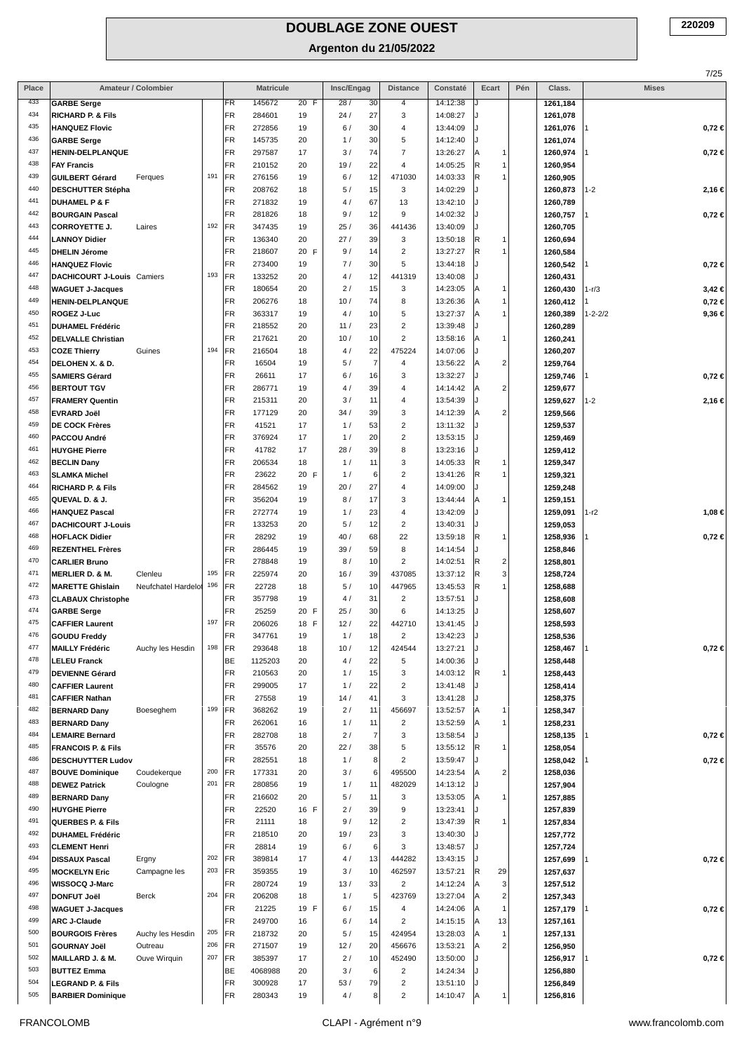# DOUBLAGE ZONE OUEST

## Argenton du 21/05/2022

220209

| Place | Amateur / Colombier | | | | Matricule | | | Insc/Engag | | Distance | Constaté | Ecart | | Pén | Class. | Mises | |
|---|---|---|---|---|---|---|---|---|---|---|---|---|---|---|---|---|---|
| 433 | GARBE Serge | | | FR | 145672 | 20 | F | 28 / | 30 | 4 | 14:12:38 | J | | | 1261,184 | | |
| 434 | RICHARD P. & Fils | | | FR | 284601 | 19 | | 24 / | 27 | 3 | 14:08:27 | J | | | 1261,078 | | |
| 435 | HANQUEZ Flovic | | | FR | 272856 | 19 | | 6 / | 30 | 4 | 13:44:09 | J | | | 1261,076 | 1 | 0,72 € |
| 436 | GARBE Serge | | | FR | 145735 | 20 | | 1 / | 30 | 5 | 14:12:40 | J | | | 1261,074 | | |
| 437 | HENIN-DELPLANQUE | | | FR | 297587 | 17 | | 3 / | 74 | 7 | 13:26:27 | A | 1 | | 1260,974 | 1 | 0,72 € |
| 438 | FAY Francis | | | FR | 210152 | 19 | | 19 / | 22 | 4 | 14:05:25 | R | 1 | | 1260,954 | | |
| 439 | GUILBERT Gérard | Ferques | 191 | FR | 276156 | 19 | | 6 / | 12 | 471030 | 14:03:33 | R | 1 | | 1260,905 | | |
| 440 | DESCHUTTER Stépha | | | FR | 208762 | 18 | | 5 / | 15 | 3 | 14:02:29 | J | | | 1260,873 | 1-2 | 2,16 € |
| 441 | DUHAMEL P & F | | | FR | 271832 | 19 | | 4 / | 67 | 13 | 13:42:10 | J | | | 1260,789 | | |
| 442 | BOURGAIN Pascal | | | FR | 281826 | 18 | | 9 / | 12 | 9 | 14:02:32 | J | | | 1260,757 | 1 | 0,72 € |
| 443 | CORROYETTE J. | Laires | 192 | FR | 347435 | 19 | | 25 / | 36 | 441436 | 13:40:09 | J | | | 1260,705 | | |
| 444 | LANNOY Didier | | | FR | 136340 | 20 | | 27 / | 39 | 3 | 13:50:18 | R | 1 | | 1260,694 | | |
| 445 | DHELIN Jérome | | | FR | 218607 | 20 | F | 9 / | 14 | 2 | 13:27:27 | R | 1 | | 1260,584 | | |
| 446 | HANQUEZ Flovic | | | FR | 273400 | 19 | | 7 / | 30 | 5 | 13:44:18 | J | | | 1260,542 | 1 | 0,72 € |
| 447 | DACHICOURT J-Louis | Camiers | 193 | FR | 133252 | 20 | | 4 / | 12 | 441319 | 13:40:08 | J | | | 1260,431 | | |
| 448 | WAGUET J-Jacques | | | FR | 180654 | 20 | | 2 / | 15 | 3 | 14:23:05 | A | 1 | | 1260,430 | 1-r/3 | 3,42 € |
| 449 | HENIN-DELPLANQUE | | | FR | 206276 | 18 | | 10 / | 74 | 8 | 13:26:36 | A | 1 | | 1260,412 | 1 | 0,72 € |
| 450 | ROGEZ J-Luc | | | FR | 363317 | 19 | | 4 / | 10 | 5 | 13:27:37 | A | 1 | | 1260,389 | 1-2-2/2 | 9,36 € |
| 451 | DUHAMEL Frédéric | | | FR | 218552 | 20 | | 11 / | 23 | 2 | 13:39:48 | J | | | 1260,289 | | |
| 452 | DELVALLE Christian | | | FR | 217621 | 20 | | 10 / | 10 | 2 | 13:58:16 | A | 1 | | 1260,241 | | |
| 453 | COZE Thierry | Guines | 194 | FR | 216504 | 18 | | 4 / | 22 | 475224 | 14:07:06 | J | | | 1260,207 | | |
| 454 | DELOHEN X. & D. | | | FR | 16504 | 19 | | 5 / | 7 | 4 | 13:56:22 | A | 2 | | 1259,764 | | |
| 455 | SAMIERS Gérard | | | FR | 26611 | 17 | | 6 / | 16 | 3 | 13:32:27 | J | | | 1259,746 | 1 | 0,72 € |
| 456 | BERTOUT TGV | | | FR | 286771 | 19 | | 4 / | 39 | 4 | 14:14:42 | A | 2 | | 1259,677 | | |
| 457 | FRAMERY Quentin | | | FR | 215311 | 20 | | 3 / | 11 | 4 | 13:54:39 | J | | | 1259,627 | 1-2 | 2,16 € |
| 458 | EVRARD Joël | | | FR | 177129 | 20 | | 34 / | 39 | 3 | 14:12:39 | A | 2 | | 1259,566 | | |
| 459 | DE COCK Frères | | | FR | 41521 | 17 | | 1 / | 53 | 2 | 13:11:32 | J | | | 1259,537 | | |
| 460 | PACCOU André | | | FR | 376924 | 17 | | 1 / | 20 | 2 | 13:53:15 | J | | | 1259,469 | | |
| 461 | HUYGHE Pierre | | | FR | 41782 | 17 | | 28 / | 39 | 8 | 13:23:16 | J | | | 1259,412 | | |
| 462 | BECLIN Dany | | | FR | 206534 | 18 | | 1 / | 11 | 3 | 14:05:33 | R | 1 | | 1259,347 | | |
| 463 | SLAMKA Michel | | | FR | 23622 | 20 | F | 1 / | 6 | 2 | 13:41:26 | R | 1 | | 1259,321 | | |
| 464 | RICHARD P. & Fils | | | FR | 284562 | 19 | | 20 / | 27 | 4 | 14:09:00 | J | | | 1259,248 | | |
| 465 | QUEVAL D. & J. | | | FR | 356204 | 19 | | 8 / | 17 | 3 | 13:44:44 | A | 1 | | 1259,151 | | |
| 466 | HANQUEZ Pascal | | | FR | 272774 | 19 | | 1 / | 23 | 4 | 13:42:09 | J | | | 1259,091 | 1-r2 | 1,08 € |
| 467 | DACHICOURT J-Louis | | | FR | 133253 | 20 | | 5 / | 12 | 2 | 13:40:31 | J | | | 1259,053 | | |
| 468 | HOFLACK Didier | | | FR | 28292 | 19 | | 40 / | 68 | 22 | 13:59:18 | R | 1 | | 1258,936 | 1 | 0,72 € |
| 469 | REZENTHEL Frères | | | FR | 286445 | 19 | | 39 / | 59 | 8 | 14:14:54 | J | | | 1258,846 | | |
| 470 | CARLIER Bruno | | | FR | 278848 | 19 | | 8 / | 10 | 2 | 14:02:51 | R | 2 | | 1258,801 | | |
| 471 | MERLIER D. & M. | Clenleu | 195 | FR | 225974 | 20 | | 16 / | 39 | 437085 | 13:37:12 | R | 3 | | 1258,724 | | |
| 472 | MARETTE Ghislain | Neufchatel Hardelot | 196 | FR | 22728 | 18 | | 5 / | 10 | 447965 | 13:45:53 | R | 1 | | 1258,688 | | |
| 473 | CLABAUX Christophe | | | FR | 357798 | 19 | | 4 / | 31 | 2 | 13:57:51 | J | | | 1258,608 | | |
| 474 | GARBE Serge | | | FR | 25259 | 20 | F | 25 / | 30 | 6 | 14:13:25 | J | | | 1258,607 | | |
| 475 | CAFFIER Laurent | | 197 | FR | 206026 | 18 | F | 12 / | 22 | 442710 | 13:41:45 | J | | | 1258,593 | | |
| 476 | GOUDU Freddy | | | FR | 347761 | 19 | | 1 / | 18 | 2 | 13:42:23 | J | | | 1258,536 | | |
| 477 | MAILLY Frédéric | Auchy les Hesdin | 198 | FR | 293648 | 18 | | 10 / | 12 | 424544 | 13:27:21 | J | | | 1258,467 | 1 | 0,72 € |
| 478 | LELEU Franck | | | BE | 1125203 | 20 | | 4 / | 22 | 5 | 14:00:36 | J | | | 1258,448 | | |
| 479 | DEVIENNE Gérard | | | FR | 210563 | 20 | | 1 / | 15 | 3 | 14:03:12 | R | 1 | | 1258,443 | | |
| 480 | CAFFIER Laurent | | | FR | 299005 | 17 | | 1 / | 22 | 2 | 13:41:48 | J | | | 1258,414 | | |
| 481 | CAFFIER Nathan | | | FR | 27558 | 19 | | 14 / | 41 | 3 | 13:41:28 | J | | | 1258,375 | | |
| 482 | BERNARD Dany | Boeseghem | 199 | FR | 368262 | 19 | | 2 / | 11 | 456697 | 13:52:57 | A | 1 | | 1258,347 | | |
| 483 | BERNARD Dany | | | FR | 262061 | 16 | | 1 / | 11 | 2 | 13:52:59 | A | 1 | | 1258,231 | | |
| 484 | LEMAIRE Bernard | | | FR | 282708 | 18 | | 2 / | 7 | 3 | 13:58:54 | J | | | 1258,135 | 1 | 0,72 € |
| 485 | FRANCOIS P. & Fils | | | FR | 35576 | 20 | | 22 / | 38 | 5 | 13:55:12 | R | 1 | | 1258,054 | | |
| 486 | DESCHUYTTER Ludov | | | FR | 282551 | 18 | | 1 / | 8 | 2 | 13:59:47 | J | | | 1258,042 | 1 | 0,72 € |
| 487 | BOUVE Dominique | Coudekerque | 200 | FR | 177331 | 20 | | 3 / | 6 | 495500 | 14:23:54 | A | 2 | | 1258,036 | | |
| 488 | DEWEZ Patrick | Coulogne | 201 | FR | 280856 | 19 | | 1 / | 11 | 482029 | 14:13:12 | J | | | 1257,904 | | |
| 489 | BERNARD Dany | | | FR | 216602 | 20 | | 5 / | 11 | 3 | 13:53:05 | A | 1 | | 1257,885 | | |
| 490 | HUYGHE Pierre | | | FR | 22520 | 16 | F | 2 / | 39 | 9 | 13:23:41 | J | | | 1257,839 | | |
| 491 | QUERBES P. & Fils | | | FR | 21111 | 18 | | 9 / | 12 | 2 | 13:47:39 | R | 1 | | 1257,834 | | |
| 492 | DUHAMEL Frédéric | | | FR | 218510 | 20 | | 19 / | 23 | 3 | 13:40:30 | J | | | 1257,772 | | |
| 493 | CLEMENT Henri | | | FR | 28814 | 19 | | 6 / | 6 | 3 | 13:48:57 | J | | | 1257,724 | | |
| 494 | DISSAUX Pascal | Ergny | 202 | FR | 389814 | 17 | | 4 / | 13 | 444282 | 13:43:15 | J | | | 1257,699 | 1 | 0,72 € |
| 495 | MOCKELYN Eric | Campagne les | 203 | FR | 359355 | 19 | | 3 / | 10 | 462597 | 13:57:21 | R | 29 | | 1257,637 | | |
| 496 | WISSOCQ J-Marc | | | FR | 280724 | 19 | | 13 / | 33 | 2 | 14:12:24 | A | 3 | | 1257,512 | | |
| 497 | DONFUT Joël | Berck | 204 | FR | 206208 | 18 | | 1 / | 5 | 423769 | 13:27:04 | A | 2 | | 1257,343 | | |
| 498 | WAGUET J-Jacques | | | FR | 21225 | 19 | F | 6 / | 15 | 4 | 14:24:06 | A | 1 | | 1257,179 | 1 | 0,72 € |
| 499 | ARC J-Claude | | | FR | 249700 | 16 | | 6 / | 14 | 2 | 14:15:15 | A | 13 | | 1257,161 | | |
| 500 | BOURGOIS Frères | Auchy les Hesdin | 205 | FR | 218732 | 20 | | 5 / | 15 | 424954 | 13:28:03 | A | 1 | | 1257,131 | | |
| 501 | GOURNAY Joël | Outreau | 206 | FR | 271507 | 19 | | 12 / | 20 | 456676 | 13:53:21 | A | 2 | | 1256,950 | | |
| 502 | MAILLARD J. & M. | Ouve Wirquin | 207 | FR | 385397 | 17 | | 2 / | 10 | 452490 | 13:50:00 | J | | | 1256,917 | 1 | 0,72 € |
| 503 | BUTTEZ Emma | | | BE | 4068988 | 20 | | 3 / | 6 | 2 | 14:24:34 | J | | | 1256,880 | | |
| 504 | LEGRAND P. & Fils | | | FR | 300928 | 17 | | 53 / | 79 | 2 | 13:51:10 | J | | | 1256,849 | | |
| 505 | BARBIER Dominique | | | FR | 280343 | 19 | | 4 / | 8 | 2 | 14:10:47 | A | 1 | | 1256,816 | | |

FRANCOLOMB — CLAPI - Agrément n°9 — www.francolomb.com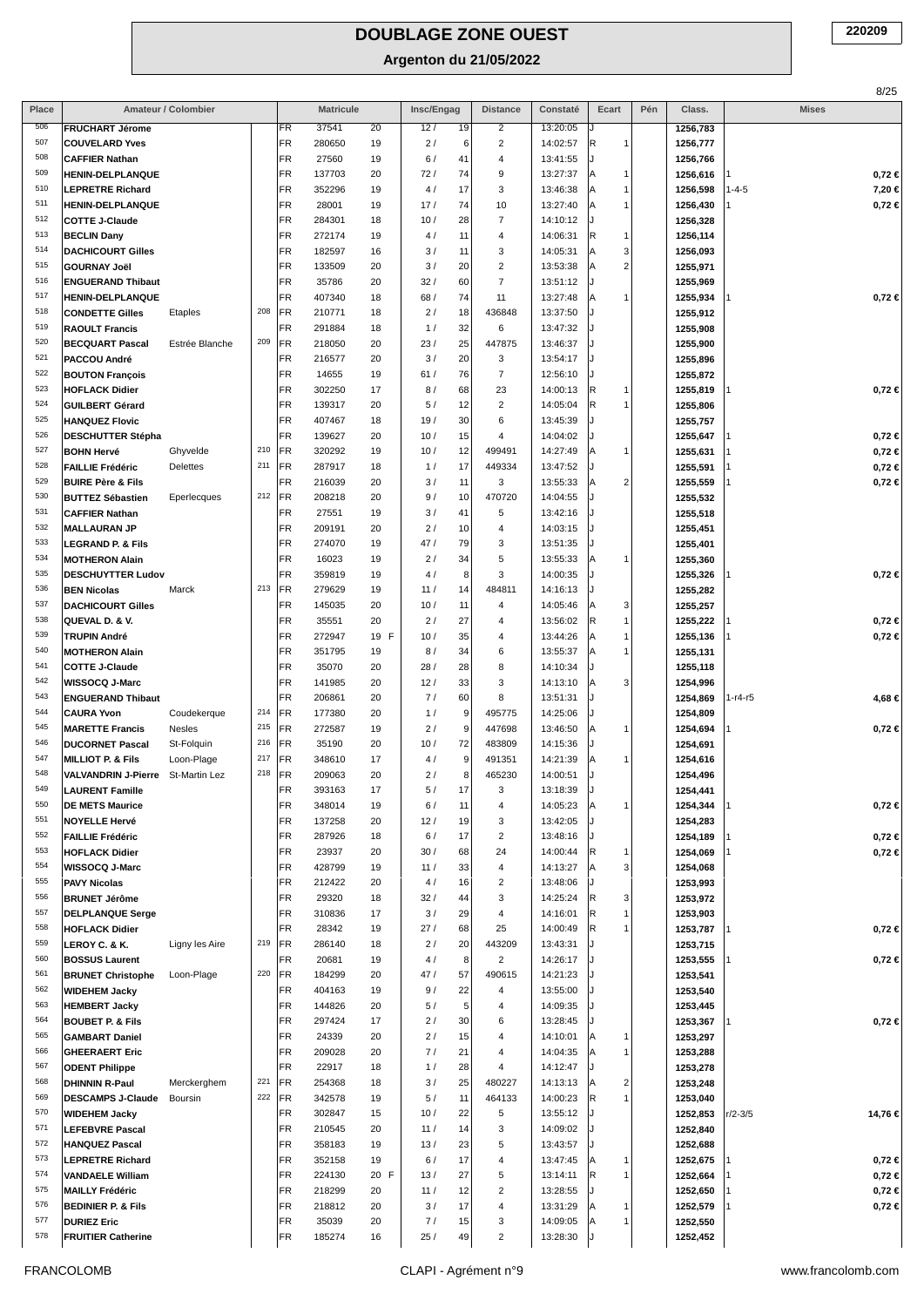# DOUBLAGE ZONE OUEST

## Argenton du 21/05/2022

220209

| Place | Amateur / Colombier | | | | Matricule | | Insc/Engag | | Distance | Constaté | Ecart | | Pén | Class. | Mises | |
|---|---|---|---|---|---|---|---|---|---|---|---|---|---|---|---|---|
| 506 | FRUCHART Jérome | | | FR | 37541 | 20 | 12 / | 19 | 2 | 13:20:05 | J | | | 1256,783 | | |
| 507 | COUVELARD Yves | | | FR | 280650 | 19 | 2 / | 6 | 2 | 14:02:57 | R | 1 | | 1256,777 | | |
| 508 | CAFFIER Nathan | | | FR | 27560 | 19 | 6 / | 41 | 4 | 13:41:55 | J | | | 1256,766 | | |
| 509 | HENIN-DELPLANQUE | | | FR | 137703 | 20 | 72 / | 74 | 9 | 13:27:37 | A | 1 | | 1256,616 | 1 | 0,72 € |
| 510 | LEPRETRE Richard | | | FR | 352296 | 19 | 4 / | 17 | 3 | 13:46:38 | A | 1 | | 1256,598 | 1-4-5 | 7,20 € |
| 511 | HENIN-DELPLANQUE | | | FR | 28001 | 19 | 17 / | 74 | 10 | 13:27:40 | A | 1 | | 1256,430 | 1 | 0,72 € |
| 512 | COTTE J-Claude | | | FR | 284301 | 18 | 10 / | 28 | 7 | 14:10:12 | J | | | 1256,328 | | |
| 513 | BECLIN Dany | | | FR | 272174 | 19 | 4 / | 11 | 4 | 14:06:31 | R | 1 | | 1256,114 | | |
| 514 | DACHICOURT Gilles | | | FR | 182597 | 16 | 3 / | 11 | 3 | 14:05:31 | A | 3 | | 1256,093 | | |
| 515 | GOURNAY Joël | | | FR | 133509 | 20 | 3 / | 20 | 2 | 13:53:38 | A | 2 | | 1255,971 | | |
| 516 | ENGUERAND Thibaut | | | FR | 35786 | 20 | 32 / | 60 | 7 | 13:51:12 | J | | | 1255,969 | | |
| 517 | HENIN-DELPLANQUE | | | FR | 407340 | 18 | 68 / | 74 | 11 | 13:27:48 | A | 1 | | 1255,934 | 1 | 0,72 € |
| 518 | CONDETTE Gilles | Etaples | 208 | FR | 210771 | 18 | 2 / | 18 | 436848 | 13:37:50 | J | | | 1255,912 | | |
| 519 | RAOULT Francis | | | FR | 291884 | 18 | 1 / | 32 | 6 | 13:47:32 | J | | | 1255,908 | | |
| 520 | BECQUART Pascal | Estrée Blanche | 209 | FR | 218050 | 20 | 23 / | 25 | 447875 | 13:46:37 | J | | | 1255,900 | | |
| 521 | PACCOU André | | | FR | 216577 | 20 | 3 / | 20 | 3 | 13:54:17 | J | | | 1255,896 | | |
| 522 | BOUTON François | | | FR | 14655 | 19 | 61 / | 76 | 7 | 12:56:10 | J | | | 1255,872 | | |
| 523 | HOFLACK Didier | | | FR | 302250 | 17 | 8 / | 68 | 23 | 14:00:13 | R | 1 | | 1255,819 | 1 | 0,72 € |
| 524 | GUILBERT Gérard | | | FR | 139317 | 20 | 5 / | 12 | 2 | 14:05:04 | R | 1 | | 1255,806 | | |
| 525 | HANQUEZ Flovic | | | FR | 407467 | 18 | 19 / | 30 | 6 | 13:45:39 | J | | | 1255,757 | | |
| 526 | DESCHUTTER Stépha | | | FR | 139627 | 20 | 10 / | 15 | 4 | 14:04:02 | J | | | 1255,647 | 1 | 0,72 € |
| 527 | BOHN Hervé | Ghyvelde | 210 | FR | 320292 | 19 | 10 / | 12 | 499491 | 14:27:49 | A | 1 | | 1255,631 | 1 | 0,72 € |
| 528 | FAILLIE Frédéric | Delettes | 211 | FR | 287917 | 18 | 1 / | 17 | 449334 | 13:47:52 | J | | | 1255,591 | 1 | 0,72 € |
| 529 | BUIRE Père & Fils | | | FR | 216039 | 20 | 3 / | 11 | 3 | 13:55:33 | A | 2 | | 1255,559 | 1 | 0,72 € |
| 530 | BUTTEZ Sébastien | Eperlecques | 212 | FR | 208218 | 20 | 9 / | 10 | 470720 | 14:04:55 | J | | | 1255,532 | | |
| 531 | CAFFIER Nathan | | | FR | 27551 | 19 | 3 / | 41 | 5 | 13:42:16 | J | | | 1255,518 | | |
| 532 | MALLAURAN JP | | | FR | 209191 | 20 | 2 / | 10 | 4 | 14:03:15 | J | | | 1255,451 | | |
| 533 | LEGRAND P. & Fils | | | FR | 274070 | 19 | 47 / | 79 | 3 | 13:51:35 | J | | | 1255,401 | | |
| 534 | MOTHERON Alain | | | FR | 16023 | 19 | 2 / | 34 | 5 | 13:55:33 | A | 1 | | 1255,360 | | |
| 535 | DESCHUYTTER Ludov | | | FR | 359819 | 19 | 4 / | 8 | 3 | 14:00:35 | J | | | 1255,326 | 1 | 0,72 € |
| 536 | BEN Nicolas | Marck | 213 | FR | 279629 | 19 | 11 / | 14 | 484811 | 14:16:13 | J | | | 1255,282 | | |
| 537 | DACHICOURT Gilles | | | FR | 145035 | 20 | 10 / | 11 | 4 | 14:05:46 | A | 3 | | 1255,257 | | |
| 538 | QUEVAL D. & V. | | | FR | 35551 | 20 | 2 / | 27 | 4 | 13:56:02 | R | 1 | | 1255,222 | 1 | 0,72 € |
| 539 | TRUPIN André | | | FR | 272947 | 19 F | 10 / | 35 | 4 | 13:44:26 | A | 1 | | 1255,136 | 1 | 0,72 € |
| 540 | MOTHERON Alain | | | FR | 351795 | 19 | 8 / | 34 | 6 | 13:55:37 | A | 1 | | 1255,131 | | |
| 541 | COTTE J-Claude | | | FR | 35070 | 20 | 28 / | 28 | 8 | 14:10:34 | J | | | 1255,118 | | |
| 542 | WISSOCQ J-Marc | | | FR | 141985 | 20 | 12 / | 33 | 3 | 14:13:10 | A | 3 | | 1254,996 | | |
| 543 | ENGUERAND Thibaut | | | FR | 206861 | 20 | 7 / | 60 | 8 | 13:51:31 | J | | | 1254,869 | 1-r4-r5 | 4,68 € |
| 544 | CAURA Yvon | Coudekerque | 214 | FR | 177380 | 20 | 1 / | 9 | 495775 | 14:25:06 | J | | | 1254,809 | | |
| 545 | MARETTE Francis | Nesles | 215 | FR | 272587 | 19 | 2 / | 9 | 447698 | 13:46:50 | A | 1 | | 1254,694 | 1 | 0,72 € |
| 546 | DUCORNET Pascal | St-Folquin | 216 | FR | 35190 | 20 | 10 / | 72 | 483809 | 14:15:36 | J | | | 1254,691 | | |
| 547 | MILLIOT P. & Fils | Loon-Plage | 217 | FR | 348610 | 17 | 4 / | 9 | 491351 | 14:21:39 | A | 1 | | 1254,616 | | |
| 548 | VALVANDRIN J-Pierre | St-Martin Lez | 218 | FR | 209063 | 20 | 2 / | 8 | 465230 | 14:00:51 | J | | | 1254,496 | | |
| 549 | LAURENT Famille | | | FR | 393163 | 17 | 5 / | 17 | 3 | 13:18:39 | J | | | 1254,441 | | |
| 550 | DE METS Maurice | | | FR | 348014 | 19 | 6 / | 11 | 4 | 14:05:23 | A | 1 | | 1254,344 | 1 | 0,72 € |
| 551 | NOYELLE Hervé | | | FR | 137258 | 20 | 12 / | 19 | 3 | 13:42:05 | J | | | 1254,283 | | |
| 552 | FAILLIE Frédéric | | | FR | 287926 | 18 | 6 / | 17 | 2 | 13:48:16 | J | | | 1254,189 | 1 | 0,72 € |
| 553 | HOFLACK Didier | | | FR | 23937 | 20 | 30 / | 68 | 24 | 14:00:44 | R | 1 | | 1254,069 | 1 | 0,72 € |
| 554 | WISSOCQ J-Marc | | | FR | 428799 | 19 | 11 / | 33 | 4 | 14:13:27 | A | 3 | | 1254,068 | | |
| 555 | PAVY Nicolas | | | FR | 212422 | 20 | 4 / | 16 | 2 | 13:48:06 | J | | | 1253,993 | | |
| 556 | BRUNET Jérôme | | | FR | 29320 | 18 | 32 / | 44 | 3 | 14:25:24 | R | 3 | | 1253,972 | | |
| 557 | DELPLANQUE Serge | | | FR | 310836 | 17 | 3 / | 29 | 4 | 14:16:01 | R | 1 | | 1253,903 | | |
| 558 | HOFLACK Didier | | | FR | 28342 | 19 | 27 / | 68 | 25 | 14:00:49 | R | 1 | | 1253,787 | 1 | 0,72 € |
| 559 | LEROY C. & K. | Ligny les Aire | 219 | FR | 286140 | 18 | 2 / | 20 | 443209 | 13:43:31 | J | | | 1253,715 | | |
| 560 | BOSSUS Laurent | | | FR | 20681 | 19 | 4 / | 8 | 2 | 14:26:17 | J | | | 1253,555 | 1 | 0,72 € |
| 561 | BRUNET Christophe | Loon-Plage | 220 | FR | 184299 | 20 | 47 / | 57 | 490615 | 14:21:23 | J | | | 1253,541 | | |
| 562 | WIDEHEM Jacky | | | FR | 404163 | 19 | 9 / | 22 | 4 | 13:55:00 | J | | | 1253,540 | | |
| 563 | HEMBERT Jacky | | | FR | 144826 | 20 | 5 / | 5 | 4 | 14:09:35 | J | | | 1253,445 | | |
| 564 | BOUBET P. & Fils | | | FR | 297424 | 17 | 2 / | 30 | 6 | 13:28:45 | J | | | 1253,367 | 1 | 0,72 € |
| 565 | GAMBART Daniel | | | FR | 24339 | 20 | 2 / | 15 | 4 | 14:10:01 | A | 1 | | 1253,297 | | |
| 566 | GHEERAERT Eric | | | FR | 209028 | 20 | 7 / | 21 | 4 | 14:04:35 | A | 1 | | 1253,288 | | |
| 567 | ODENT Philippe | | | FR | 22917 | 18 | 1 / | 28 | 4 | 14:12:47 | J | | | 1253,278 | | |
| 568 | DHINNIN R-Paul | Merckerghem | 221 | FR | 254368 | 18 | 3 / | 25 | 480227 | 14:13:13 | A | 2 | | 1253,248 | | |
| 569 | DESCAMPS J-Claude | Boursin | 222 | FR | 342578 | 19 | 5 / | 11 | 464133 | 14:00:23 | R | 1 | | 1253,040 | | |
| 570 | WIDEHEM Jacky | | | FR | 302847 | 15 | 10 / | 22 | 5 | 13:55:12 | J | | | 1252,853 | r/2-3/5 | 14,76 € |
| 571 | LEFEBVRE Pascal | | | FR | 210545 | 20 | 11 / | 14 | 3 | 14:09:02 | J | | | 1252,840 | | |
| 572 | HANQUEZ Pascal | | | FR | 358183 | 19 | 13 / | 23 | 5 | 13:43:57 | J | | | 1252,688 | | |
| 573 | LEPRETRE Richard | | | FR | 352158 | 19 | 6 / | 17 | 4 | 13:47:45 | A | 1 | | 1252,675 | 1 | 0,72 € |
| 574 | VANDAELE William | | | FR | 224130 | 20 F | 13 / | 27 | 5 | 13:14:11 | R | 1 | | 1252,664 | 1 | 0,72 € |
| 575 | MAILLY Frédéric | | | FR | 218299 | 20 | 11 / | 12 | 2 | 13:28:55 | J | | | 1252,650 | 1 | 0,72 € |
| 576 | BEDINIER P. & Fils | | | FR | 218812 | 20 | 3 / | 17 | 4 | 13:31:29 | A | 1 | | 1252,579 | 1 | 0,72 € |
| 577 | DURIEZ Eric | | | FR | 35039 | 20 | 7 / | 15 | 3 | 14:09:05 | A | 1 | | 1252,550 | | |
| 578 | FRUITIER Catherine | | | FR | 185274 | 16 | 25 / | 49 | 2 | 13:28:30 | J | | | 1252,452 | | |

FRANCOLOMB — CLAPI - Agrément n°9 — www.francolomb.com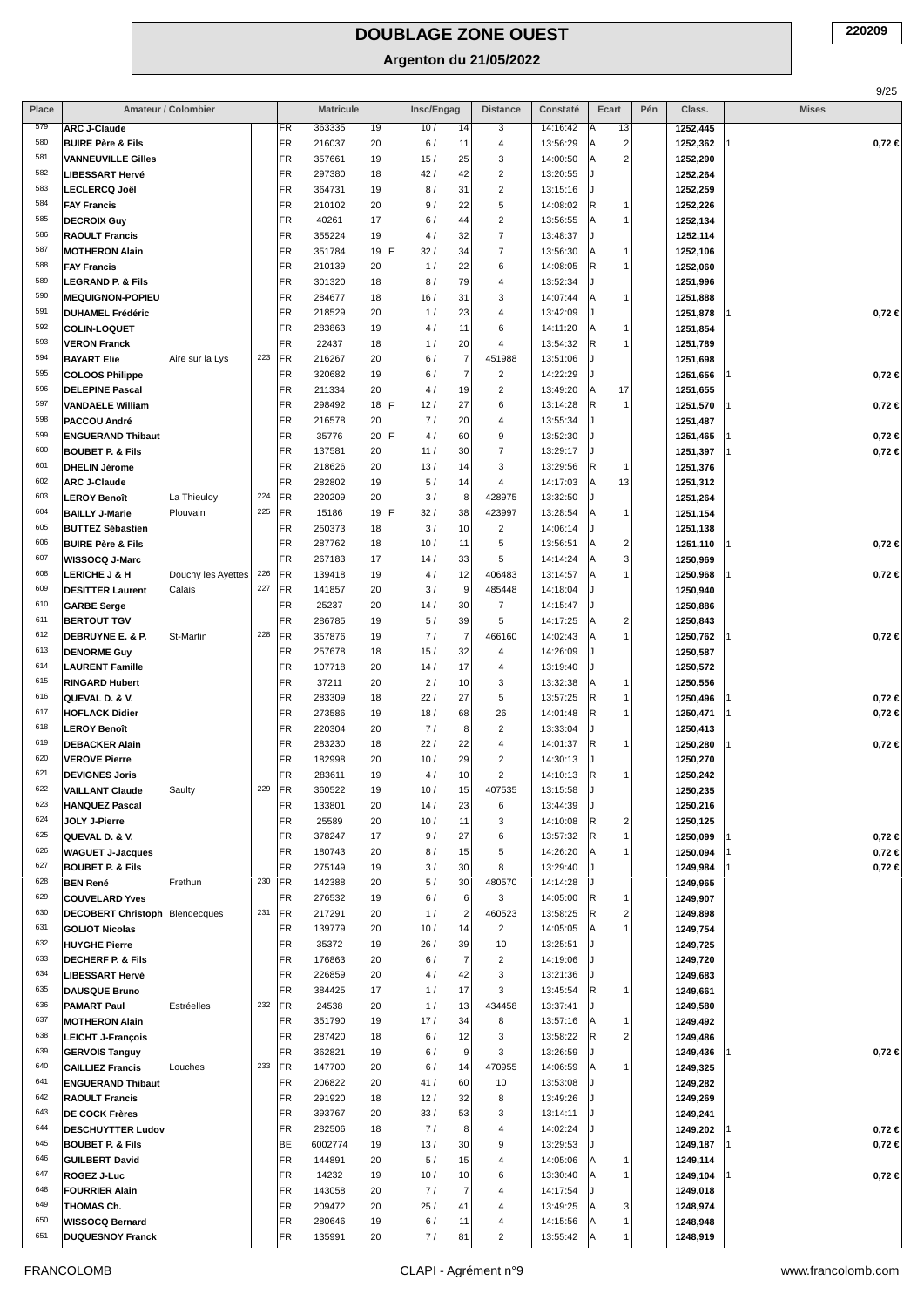# DOUBLAGE ZONE OUEST

220209

## Argenton du 21/05/2022

| Place | Amateur / Colombier | | | | Matricule | | | Insc/Engag | | Distance | Constaté | Ecart | | Pén | Class. | Mises | |
|---|---|---|---|---|---|---|---|---|---|---|---|---|---|---|---|---|---|
| 579 | ARC J-Claude | | | FR | 363335 | 19 | | 10 / | 14 | 3 | 14:16:42 | A | 13 | | 1252,445 | | |
| 580 | BUIRE Père & Fils | | | FR | 216037 | 20 | | 6 / | 11 | 4 | 13:56:29 | A | 2 | | 1252,362 | 1 | 0,72 € |
| 581 | VANNEUVILLE Gilles | | | FR | 357661 | 19 | | 15 / | 25 | 3 | 14:00:50 | A | 2 | | 1252,290 | | |
| 582 | LIBESSART Hervé | | | FR | 297380 | 18 | | 42 / | 42 | 2 | 13:20:55 | J | | | 1252,264 | | |
| 583 | LECLERCQ Joël | | | FR | 364731 | 19 | | 8 / | 31 | 2 | 13:15:16 | J | | | 1252,259 | | |
| 584 | FAY Francis | | | FR | 210102 | 20 | | 9 / | 22 | 5 | 14:08:02 | R | 1 | | 1252,226 | | |
| 585 | DECROIX Guy | | | FR | 40261 | 17 | | 6 / | 44 | 2 | 13:56:55 | A | 1 | | 1252,134 | | |
| 586 | RAOULT Francis | | | FR | 355224 | 19 | | 4 / | 32 | 7 | 13:48:37 | J | | | 1252,114 | | |
| 587 | MOTHERON Alain | | | FR | 351784 | 19 | F | 32 / | 34 | 7 | 13:56:30 | A | 1 | | 1252,106 | | |
| 588 | FAY Francis | | | FR | 210139 | 20 | | 1 / | 22 | 6 | 14:08:05 | R | 1 | | 1252,060 | | |
| 589 | LEGRAND P. & Fils | | | FR | 301320 | 18 | | 8 / | 79 | 4 | 13:52:34 | J | | | 1251,996 | | |
| 590 | MEQUIGNON-POPIEU | | | FR | 284677 | 18 | | 16 / | 31 | 3 | 14:07:44 | A | 1 | | 1251,888 | | |
| 591 | DUHAMEL Frédéric | | | FR | 218529 | 20 | | 1 / | 23 | 4 | 13:42:09 | J | | | 1251,878 | 1 | 0,72 € |
| 592 | COLIN-LOQUET | | | FR | 283863 | 19 | | 4 / | 11 | 6 | 14:11:20 | A | 1 | | 1251,854 | | |
| 593 | VERON Franck | | | FR | 22437 | 18 | | 1 / | 20 | 4 | 13:54:32 | R | 1 | | 1251,789 | | |
| 594 | BAYART Elie | Aire sur la Lys | 223 | FR | 216267 | 20 | | 6 / | 7 | 451988 | 13:51:06 | J | | | 1251,698 | | |
| 595 | COLOOS Philippe | | | FR | 320682 | 19 | | 6 / | 7 | 2 | 14:22:29 | J | | | 1251,656 | 1 | 0,72 € |
| 596 | DELEPINE Pascal | | | FR | 211334 | 20 | | 4 / | 19 | 2 | 13:49:20 | A | 17 | | 1251,655 | | |
| 597 | VANDAELE William | | | FR | 298492 | 18 | F | 12 / | 27 | 6 | 13:14:28 | R | 1 | | 1251,570 | 1 | 0,72 € |
| 598 | PACCOU André | | | FR | 216578 | 20 | | 7 / | 20 | 4 | 13:55:34 | J | | | 1251,487 | | |
| 599 | ENGUERAND Thibaut | | | FR | 35776 | 20 | F | 4 / | 60 | 9 | 13:52:30 | J | | | 1251,465 | 1 | 0,72 € |
| 600 | BOUBET P. & Fils | | | FR | 137581 | 20 | | 11 / | 30 | 7 | 13:29:17 | J | | | 1251,397 | 1 | 0,72 € |
| 601 | DHELIN Jérome | | | FR | 218626 | 20 | | 13 / | 14 | 3 | 13:29:56 | R | 1 | | 1251,376 | | |
| 602 | ARC J-Claude | | | FR | 282802 | 19 | | 5 / | 14 | 4 | 14:17:03 | A | 13 | | 1251,312 | | |
| 603 | LEROY Benoît | La Thieuloy | 224 | FR | 220209 | 20 | | 3 / | 8 | 428975 | 13:32:50 | J | | | 1251,264 | | |
| 604 | BAILLY J-Marie | Plouvain | 225 | FR | 15186 | 19 | F | 32 / | 38 | 423997 | 13:28:54 | A | 1 | | 1251,154 | | |
| 605 | BUTTEZ Sébastien | | | FR | 250373 | 18 | | 3 / | 10 | 2 | 14:06:14 | J | | | 1251,138 | | |
| 606 | BUIRE Père & Fils | | | FR | 287762 | 18 | | 10 / | 11 | 5 | 13:56:51 | A | 2 | | 1251,110 | 1 | 0,72 € |
| 607 | WISSOCQ J-Marc | | | FR | 267183 | 17 | | 14 / | 33 | 5 | 14:14:24 | A | 3 | | 1250,969 | | |
| 608 | LERICHE J & H | Douchy les Ayettes | 226 | FR | 139418 | 19 | | 4 / | 12 | 406483 | 13:14:57 | A | 1 | | 1250,968 | 1 | 0,72 € |
| 609 | DESITTER Laurent | Calais | 227 | FR | 141857 | 20 | | 3 / | 9 | 485448 | 14:18:04 | J | | | 1250,940 | | |
| 610 | GARBE Serge | | | FR | 25237 | 20 | | 14 / | 30 | 7 | 14:15:47 | J | | | 1250,886 | | |
| 611 | BERTOUT TGV | | | FR | 286785 | 19 | | 5 / | 39 | 5 | 14:17:25 | A | 2 | | 1250,843 | | |
| 612 | DEBRUYNE E. & P. | St-Martin | 228 | FR | 357876 | 19 | | 7 / | 7 | 466160 | 14:02:43 | A | 1 | | 1250,762 | 1 | 0,72 € |
| 613 | DENORME Guy | | | FR | 257678 | 18 | | 15 / | 32 | 4 | 14:26:09 | J | | | 1250,587 | | |
| 614 | LAURENT Famille | | | FR | 107718 | 20 | | 14 / | 17 | 4 | 13:19:40 | J | | | 1250,572 | | |
| 615 | RINGARD Hubert | | | FR | 37211 | 20 | | 2 / | 10 | 3 | 13:32:38 | A | 1 | | 1250,556 | | |
| 616 | QUEVAL D. & V. | | | FR | 283309 | 18 | | 22 / | 27 | 5 | 13:57:25 | R | 1 | | 1250,496 | 1 | 0,72 € |
| 617 | HOFLACK Didier | | | FR | 273586 | 19 | | 18 / | 68 | 26 | 14:01:48 | R | 1 | | 1250,471 | 1 | 0,72 € |
| 618 | LEROY Benoît | | | FR | 220304 | 20 | | 7 / | 8 | 2 | 13:33:04 | J | | | 1250,413 | | |
| 619 | DEBACKER Alain | | | FR | 283230 | 18 | | 22 / | 22 | 4 | 14:01:37 | R | 1 | | 1250,280 | 1 | 0,72 € |
| 620 | VEROVE Pierre | | | FR | 182998 | 20 | | 10 / | 29 | 2 | 14:30:13 | J | | | 1250,270 | | |
| 621 | DEVIGNES Joris | | | FR | 283611 | 19 | | 4 / | 10 | 2 | 14:10:13 | R | 1 | | 1250,242 | | |
| 622 | VAILLANT Claude | Saulty | 229 | FR | 360522 | 19 | | 10 / | 15 | 407535 | 13:15:58 | J | | | 1250,235 | | |
| 623 | HANQUEZ Pascal | | | FR | 133801 | 20 | | 14 / | 23 | 6 | 13:44:39 | J | | | 1250,216 | | |
| 624 | JOLY J-Pierre | | | FR | 25589 | 20 | | 10 / | 11 | 3 | 14:10:08 | R | 2 | | 1250,125 | | |
| 625 | QUEVAL D. & V. | | | FR | 378247 | 17 | | 9 / | 27 | 6 | 13:57:32 | R | 1 | | 1250,099 | 1 | 0,72 € |
| 626 | WAGUET J-Jacques | | | FR | 180743 | 20 | | 8 / | 15 | 5 | 14:26:20 | A | 1 | | 1250,094 | 1 | 0,72 € |
| 627 | BOUBET P. & Fils | | | FR | 275149 | 19 | | 3 / | 30 | 8 | 13:29:40 | J | | | 1249,984 | 1 | 0,72 € |
| 628 | BEN René | Frethun | 230 | FR | 142388 | 20 | | 5 / | 30 | 480570 | 14:14:28 | J | | | 1249,965 | | |
| 629 | COUVELARD Yves | | | FR | 276532 | 19 | | 6 / | 6 | 3 | 14:05:00 | R | 1 | | 1249,907 | | |
| 630 | DECOBERT Christoph | Blendecques | 231 | FR | 217291 | 20 | | 1 / | 2 | 460523 | 13:58:25 | R | 2 | | 1249,898 | | |
| 631 | GOLIOT Nicolas | | | FR | 139779 | 20 | | 10 / | 14 | 2 | 14:05:05 | A | 1 | | 1249,754 | | |
| 632 | HUYGHE Pierre | | | FR | 35372 | 19 | | 26 / | 39 | 10 | 13:25:51 | J | | | 1249,725 | | |
| 633 | DECHERF P. & Fils | | | FR | 176863 | 20 | | 6 / | 7 | 2 | 14:19:06 | J | | | 1249,720 | | |
| 634 | LIBESSART Hervé | | | FR | 226859 | 20 | | 4 / | 42 | 3 | 13:21:36 | J | | | 1249,683 | | |
| 635 | DAUSQUE Bruno | | | FR | 384425 | 17 | | 1 / | 17 | 3 | 13:45:54 | R | 1 | | 1249,661 | | |
| 636 | PAMART Paul | Estréelles | 232 | FR | 24538 | 20 | | 1 / | 13 | 434458 | 13:37:41 | J | | | 1249,580 | | |
| 637 | MOTHERON Alain | | | FR | 351790 | 19 | | 17 / | 34 | 8 | 13:57:16 | A | 1 | | 1249,492 | | |
| 638 | LEICHT J-François | | | FR | 287420 | 18 | | 6 / | 12 | 3 | 13:58:22 | R | 2 | | 1249,486 | | |
| 639 | GERVOIS Tanguy | | | FR | 362821 | 19 | | 6 / | 9 | 3 | 13:26:59 | J | | | 1249,436 | 1 | 0,72 € |
| 640 | CAILLIEZ Francis | Louches | 233 | FR | 147700 | 20 | | 6 / | 14 | 470955 | 14:06:59 | A | 1 | | 1249,325 | | |
| 641 | ENGUERAND Thibaut | | | FR | 206822 | 20 | | 41 / | 60 | 10 | 13:53:08 | J | | | 1249,282 | | |
| 642 | RAOULT Francis | | | FR | 291920 | 18 | | 12 / | 32 | 8 | 13:49:26 | J | | | 1249,269 | | |
| 643 | DE COCK Frères | | | FR | 393767 | 20 | | 33 / | 53 | 3 | 13:14:11 | J | | | 1249,241 | | |
| 644 | DESCHUYTTER Ludov | | | FR | 282506 | 18 | | 7 / | 8 | 4 | 14:02:24 | J | | | 1249,202 | 1 | 0,72 € |
| 645 | BOUBET P. & Fils | | | BE | 6002774 | 19 | | 13 / | 30 | 9 | 13:29:53 | J | | | 1249,187 | 1 | 0,72 € |
| 646 | GUILBERT David | | | FR | 144891 | 20 | | 5 / | 15 | 4 | 14:05:06 | A | 1 | | 1249,114 | | |
| 647 | ROGEZ J-Luc | | | FR | 14232 | 19 | | 10 / | 10 | 6 | 13:30:40 | A | 1 | | 1249,104 | 1 | 0,72 € |
| 648 | FOURRIER Alain | | | FR | 143058 | 20 | | 7 / | 7 | 4 | 14:17:54 | J | | | 1249,018 | | |
| 649 | THOMAS Ch. | | | FR | 209472 | 20 | | 25 / | 41 | 4 | 13:49:25 | A | 3 | | 1248,974 | | |
| 650 | WISSOCQ Bernard | | | FR | 280646 | 19 | | 6 / | 11 | 4 | 14:15:56 | A | 1 | | 1248,948 | | |
| 651 | DUQUESNOY Franck | | | FR | 135991 | 20 | | 7 / | 81 | 2 | 13:55:42 | A | 1 | | 1248,919 | | |

FRANCOLOMB — CLAPI - Agrément n°9 — www.francolomb.com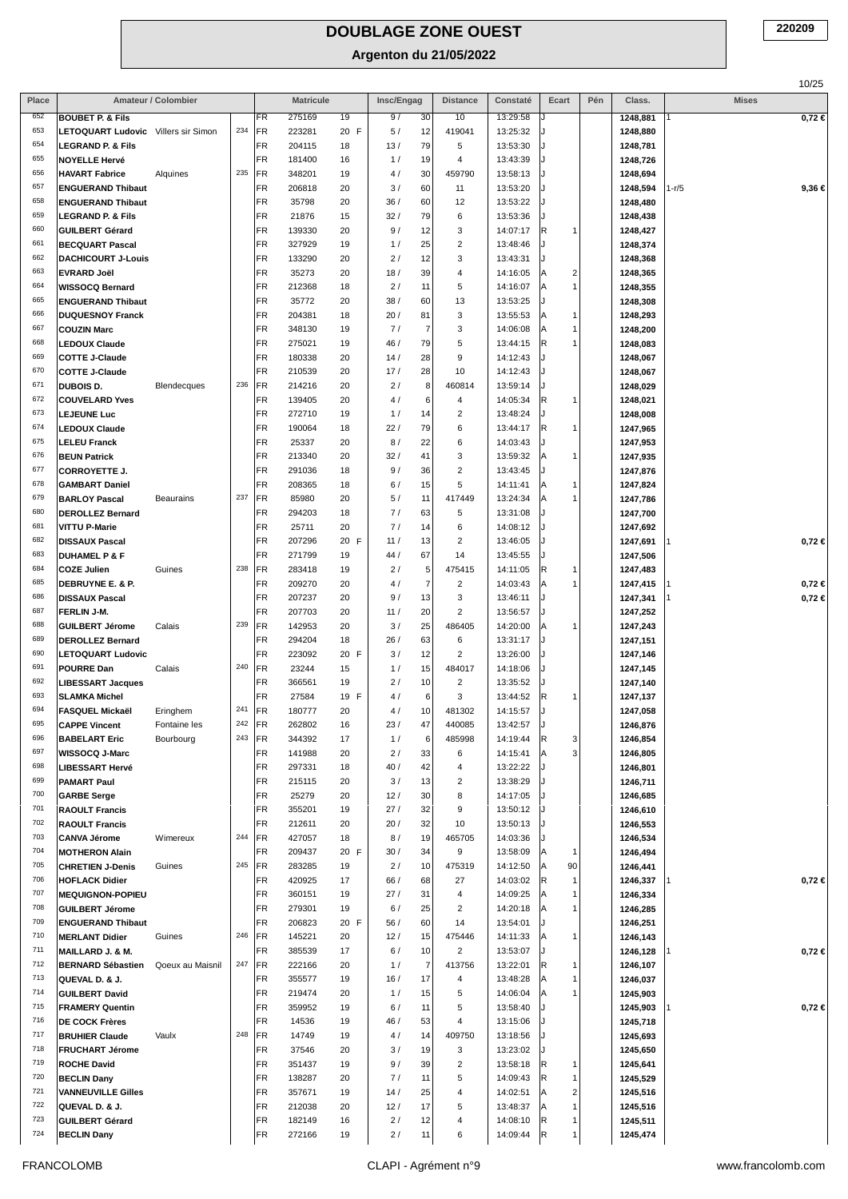# DOUBLAGE ZONE OUEST

## Argenton du 21/05/2022

220209

| Place | Amateur / Colombier | | | | Matricule | | | Insc/Engag | | Distance | Constaté | Ecart | | Pén | Class. | Mises | |
|---|---|---|---|---|---|---|---|---|---|---|---|---|---|---|---|---|---|
| 652 | BOUBET P. & Fils | | | FR | 275169 | 19 | | 9 / | 30 | 10 | 13:29:58 | J | | | 1248,881 | 1 | 0,72 € |
| 653 | LETOQUART Ludovic | Villers sir Simon | 234 | FR | 223281 | 20 | F | 5 / | 12 | 419041 | 13:25:32 | J | | | 1248,880 | | |
| 654 | LEGRAND P. & Fils | | | FR | 204115 | 18 | | 13 / | 79 | 5 | 13:53:30 | J | | | 1248,781 | | |
| 655 | NOYELLE Hervé | | | FR | 181400 | 16 | | 1 / | 19 | 4 | 13:43:39 | J | | | 1248,726 | | |
| 656 | HAVART Fabrice | Alquines | 235 | FR | 348201 | 19 | | 4 / | 30 | 459790 | 13:58:13 | J | | | 1248,694 | | |
| 657 | ENGUERAND Thibaut | | | FR | 206818 | 20 | | 3 / | 60 | 11 | 13:53:20 | J | | | 1248,594 | 1-r/5 | 9,36 € |
| 658 | ENGUERAND Thibaut | | | FR | 35798 | 20 | | 36 / | 60 | 12 | 13:53:22 | J | | | 1248,480 | | |
| 659 | LEGRAND P. & Fils | | | FR | 21876 | 15 | | 32 / | 79 | 6 | 13:53:36 | J | | | 1248,438 | | |
| 660 | GUILBERT Gérard | | | FR | 139330 | 20 | | 9 / | 12 | 3 | 14:07:17 | R | 1 | | 1248,427 | | |
| 661 | BECQUART Pascal | | | FR | 327929 | 19 | | 1 / | 25 | 2 | 13:48:46 | J | | | 1248,374 | | |
| 662 | DACHICOURT J-Louis | | | FR | 133290 | 20 | | 2 / | 12 | 3 | 13:43:31 | J | | | 1248,368 | | |
| 663 | EVRARD Joël | | | FR | 35273 | 20 | | 18 / | 39 | 4 | 14:16:05 | A | 2 | | 1248,365 | | |
| 664 | WISSOCQ Bernard | | | FR | 212368 | 18 | | 2 / | 11 | 5 | 14:16:07 | A | 1 | | 1248,355 | | |
| 665 | ENGUERAND Thibaut | | | FR | 35772 | 20 | | 38 / | 60 | 13 | 13:53:25 | J | | | 1248,308 | | |
| 666 | DUQUESNOY Franck | | | FR | 204381 | 18 | | 20 / | 81 | 3 | 13:55:53 | A | 1 | | 1248,293 | | |
| 667 | COUZIN Marc | | | FR | 348130 | 19 | | 7 / | 7 | 3 | 14:06:08 | A | 1 | | 1248,200 | | |
| 668 | LEDOUX Claude | | | FR | 275021 | 19 | | 46 / | 79 | 5 | 13:44:15 | R | 1 | | 1248,083 | | |
| 669 | COTTE J-Claude | | | FR | 180338 | 20 | | 14 / | 28 | 9 | 14:12:43 | J | | | 1248,067 | | |
| 670 | COTTE J-Claude | | | FR | 210539 | 20 | | 17 / | 28 | 10 | 14:12:43 | J | | | 1248,067 | | |
| 671 | DUBOIS D. | Blendecques | 236 | FR | 214216 | 20 | | 2 / | 8 | 460814 | 13:59:14 | J | | | 1248,029 | | |
| 672 | COUVELARD Yves | | | FR | 139405 | 20 | | 4 / | 6 | 4 | 14:05:34 | R | 1 | | 1248,021 | | |
| 673 | LEJEUNE Luc | | | FR | 272710 | 19 | | 1 / | 14 | 2 | 13:48:24 | J | | | 1248,008 | | |
| 674 | LEDOUX Claude | | | FR | 190064 | 18 | | 22 / | 79 | 6 | 13:44:17 | R | 1 | | 1247,965 | | |
| 675 | LELEU Franck | | | FR | 25337 | 20 | | 8 / | 22 | 6 | 14:03:43 | J | | | 1247,953 | | |
| 676 | BEUN Patrick | | | FR | 213340 | 20 | | 32 / | 41 | 3 | 13:59:32 | A | 1 | | 1247,935 | | |
| 677 | CORROYETTE J. | | | FR | 291036 | 18 | | 9 / | 36 | 2 | 13:43:45 | J | | | 1247,876 | | |
| 678 | GAMBART Daniel | | | FR | 208365 | 18 | | 6 / | 15 | 5 | 14:11:41 | A | 1 | | 1247,824 | | |
| 679 | BARLOY Pascal | Beaurains | 237 | FR | 85980 | 20 | | 5 / | 11 | 417449 | 13:24:34 | A | 1 | | 1247,786 | | |
| 680 | DEROLLEZ Bernard | | | FR | 294203 | 18 | | 7 / | 63 | 5 | 13:31:08 | J | | | 1247,700 | | |
| 681 | VITTU P-Marie | | | FR | 25711 | 20 | | 7 / | 14 | 6 | 14:08:12 | J | | | 1247,692 | | |
| 682 | DISSAUX Pascal | | | FR | 207296 | 20 | F | 11 / | 13 | 2 | 13:46:05 | J | | | 1247,691 | 1 | 0,72 € |
| 683 | DUHAMEL P & F | | | FR | 271799 | 19 | | 44 / | 67 | 14 | 13:45:55 | J | | | 1247,506 | | |
| 684 | COZE Julien | Guines | 238 | FR | 283418 | 19 | | 2 / | 5 | 475415 | 14:11:05 | R | 1 | | 1247,483 | | |
| 685 | DEBRUYNE E. & P. | | | FR | 209270 | 20 | | 4 / | 7 | 2 | 14:03:43 | A | 1 | | 1247,415 | 1 | 0,72 € |
| 686 | DISSAUX Pascal | | | FR | 207237 | 20 | | 9 / | 13 | 3 | 13:46:11 | J | | | 1247,341 | 1 | 0,72 € |
| 687 | FERLIN J-M. | | | FR | 207703 | 20 | | 11 / | 20 | 2 | 13:56:57 | J | | | 1247,252 | | |
| 688 | GUILBERT Jérome | Calais | 239 | FR | 142953 | 20 | | 3 / | 25 | 486405 | 14:20:00 | A | 1 | | 1247,243 | | |
| 689 | DEROLLEZ Bernard | | | FR | 294204 | 18 | | 26 / | 63 | 6 | 13:31:17 | J | | | 1247,151 | | |
| 690 | LETOQUART Ludovic | | | FR | 223092 | 20 | F | 3 / | 12 | 2 | 13:26:00 | J | | | 1247,146 | | |
| 691 | POURRE Dan | Calais | 240 | FR | 23244 | 15 | | 1 / | 15 | 484017 | 14:18:06 | J | | | 1247,145 | | |
| 692 | LIBESSART Jacques | | | FR | 366561 | 19 | | 2 / | 10 | 2 | 13:35:52 | J | | | 1247,140 | | |
| 693 | SLAMKA Michel | | | FR | 27584 | 19 | F | 4 / | 6 | 3 | 13:44:52 | R | 1 | | 1247,137 | | |
| 694 | FASQUEL Mickaël | Eringhem | 241 | FR | 180777 | 20 | | 4 / | 10 | 481302 | 14:15:57 | J | | | 1247,058 | | |
| 695 | CAPPE Vincent | Fontaine les | 242 | FR | 262802 | 16 | | 23 / | 47 | 440085 | 13:42:57 | J | | | 1246,876 | | |
| 696 | BABELART Eric | Bourbourg | 243 | FR | 344392 | 17 | | 1 / | 6 | 485998 | 14:19:44 | R | 3 | | 1246,854 | | |
| 697 | WISSOCQ J-Marc | | | FR | 141988 | 20 | | 2 / | 33 | 6 | 14:15:41 | A | 3 | | 1246,805 | | |
| 698 | LIBESSART Hervé | | | FR | 297331 | 18 | | 40 / | 42 | 4 | 13:22:22 | J | | | 1246,801 | | |
| 699 | PAMART Paul | | | FR | 215115 | 20 | | 3 / | 13 | 2 | 13:38:29 | J | | | 1246,711 | | |
| 700 | GARBE Serge | | | FR | 25279 | 20 | | 12 / | 30 | 8 | 14:17:05 | J | | | 1246,685 | | |
| 701 | RAOULT Francis | | | FR | 355201 | 19 | | 27 / | 32 | 9 | 13:50:12 | J | | | 1246,610 | | |
| 702 | RAOULT Francis | | | FR | 212611 | 20 | | 20 / | 32 | 10 | 13:50:13 | J | | | 1246,553 | | |
| 703 | CANVA Jérome | Wimereux | 244 | FR | 427057 | 18 | | 8 / | 19 | 465705 | 14:03:36 | J | | | 1246,534 | | |
| 704 | MOTHERON Alain | | | FR | 209437 | 20 | F | 30 / | 34 | 9 | 13:58:09 | A | 1 | | 1246,494 | | |
| 705 | CHRETIEN J-Denis | Guines | 245 | FR | 283285 | 19 | | 2 / | 10 | 475319 | 14:12:50 | A | 90 | | 1246,441 | | |
| 706 | HOFLACK Didier | | | FR | 420925 | 17 | | 66 / | 68 | 27 | 14:03:02 | R | 1 | | 1246,337 | 1 | 0,72 € |
| 707 | MEQUIGNON-POPIEU | | | FR | 360151 | 19 | | 27 / | 31 | 4 | 14:09:25 | A | 1 | | 1246,334 | | |
| 708 | GUILBERT Jérome | | | FR | 279301 | 19 | | 6 / | 25 | 2 | 14:20:18 | A | 1 | | 1246,285 | | |
| 709 | ENGUERAND Thibaut | | | FR | 206823 | 20 | F | 56 / | 60 | 14 | 13:54:01 | J | | | 1246,251 | | |
| 710 | MERLANT Didier | Guines | 246 | FR | 145221 | 20 | | 12 / | 15 | 475446 | 14:11:33 | A | 1 | | 1246,143 | | |
| 711 | MAILLARD J. & M. | | | FR | 385539 | 17 | | 6 / | 10 | 2 | 13:53:07 | J | | | 1246,128 | 1 | 0,72 € |
| 712 | BERNARD Sébastien | Qoeux au Maisnil | 247 | FR | 222166 | 20 | | 1 / | 7 | 413756 | 13:22:01 | R | 1 | | 1246,107 | | |
| 713 | QUEVAL D. & J. | | | FR | 355577 | 19 | | 16 / | 17 | 4 | 13:48:28 | A | 1 | | 1246,037 | | |
| 714 | GUILBERT David | | | FR | 219474 | 20 | | 1 / | 15 | 5 | 14:06:04 | A | 1 | | 1245,903 | | |
| 715 | FRAMERY Quentin | | | FR | 359952 | 19 | | 6 / | 11 | 5 | 13:58:40 | J | | | 1245,903 | 1 | 0,72 € |
| 716 | DE COCK Frères | | | FR | 14536 | 19 | | 46 / | 53 | 4 | 13:15:06 | J | | | 1245,718 | | |
| 717 | BRUHIER Claude | Vaulx | 248 | FR | 14749 | 19 | | 4 / | 14 | 409750 | 13:18:56 | J | | | 1245,693 | | |
| 718 | FRUCHART Jérome | | | FR | 37546 | 20 | | 3 / | 19 | 3 | 13:23:02 | J | | | 1245,650 | | |
| 719 | ROCHE David | | | FR | 351437 | 19 | | 9 / | 39 | 2 | 13:58:18 | R | 1 | | 1245,641 | | |
| 720 | BECLIN Dany | | | FR | 138287 | 20 | | 7 / | 11 | 5 | 14:09:43 | R | 1 | | 1245,529 | | |
| 721 | VANNEUVILLE Gilles | | | FR | 357671 | 19 | | 14 / | 25 | 4 | 14:02:51 | A | 2 | | 1245,516 | | |
| 722 | QUEVAL D. & J. | | | FR | 212038 | 20 | | 12 / | 17 | 5 | 13:48:37 | A | 1 | | 1245,516 | | |
| 723 | GUILBERT Gérard | | | FR | 182149 | 16 | | 2 / | 12 | 4 | 14:08:10 | R | 1 | | 1245,511 | | |
| 724 | BECLIN Dany | | | FR | 272166 | 19 | | 2 / | 11 | 6 | 14:09:44 | R | 1 | | 1245,474 | | |

FRANCOLOMB — CLAPI - Agrément n°9 — www.francolomb.com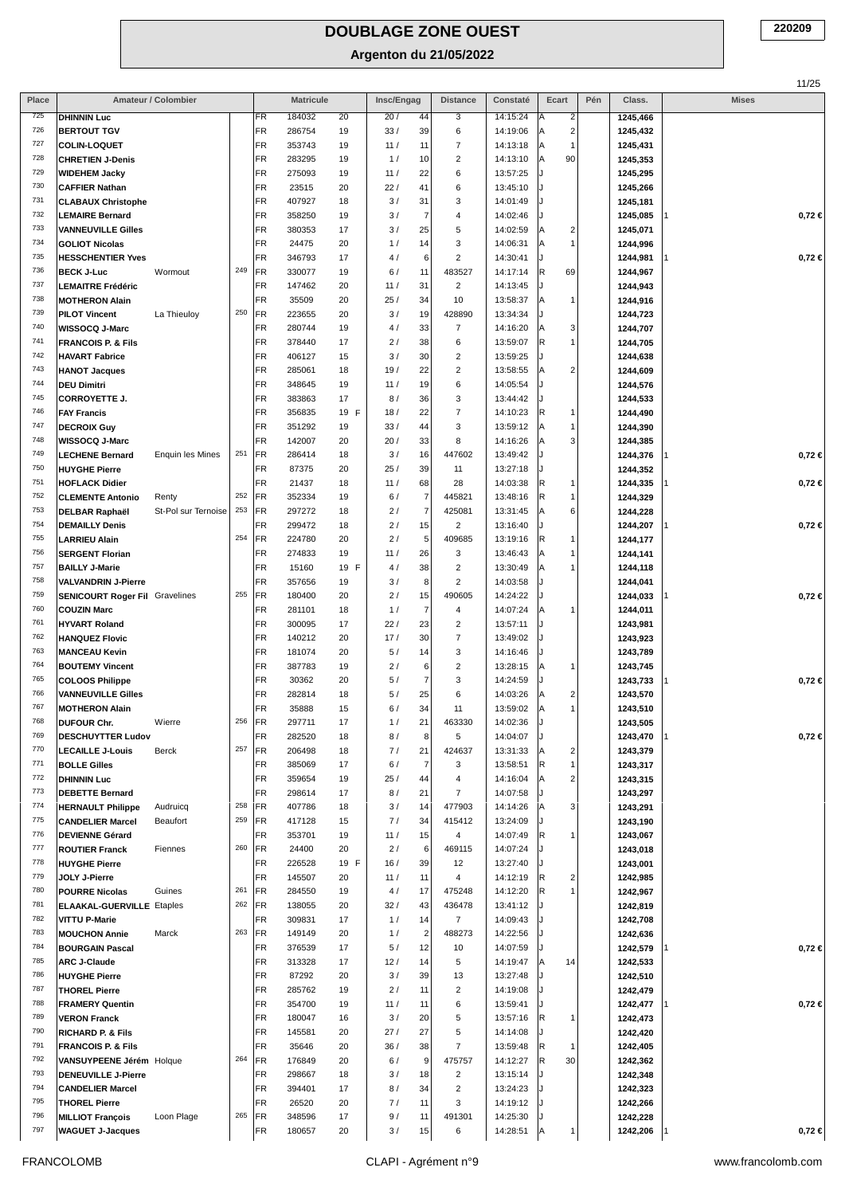# DOUBLAGE ZONE OUEST

## Argenton du 21/05/2022

220209

| Place | Amateur / Colombier | | | | Matricule | | | Insc/Engag | | Distance | Constaté | Ecart | | Pén | Class. | Mises | |
|---|---|---|---|---|---|---|---|---|---|---|---|---|---|---|---|---|---|
| 725 | DHINNIN Luc | | | FR | 184032 | 20 | | 20 / | 44 | 3 | 14:15:24 | A | 2 | | 1245,466 | | |
| 726 | BERTOUT TGV | | | FR | 286754 | 19 | | 33 / | 39 | 6 | 14:19:06 | A | 2 | | 1245,432 | | |
| 727 | COLIN-LOQUET | | | FR | 353743 | 19 | | 11 / | 11 | 7 | 14:13:18 | A | 1 | | 1245,431 | | |
| 728 | CHRETIEN J-Denis | | | FR | 283295 | 19 | | 1 / | 10 | 2 | 14:13:10 | A | 90 | | 1245,353 | | |
| 729 | WIDEHEM Jacky | | | FR | 275093 | 19 | | 11 / | 22 | 6 | 13:57:25 | J | | | 1245,295 | | |
| 730 | CAFFIER Nathan | | | FR | 23515 | 20 | | 22 / | 41 | 6 | 13:45:10 | J | | | 1245,266 | | |
| 731 | CLABAUX Christophe | | | FR | 407927 | 18 | | 3 / | 31 | 3 | 14:01:49 | J | | | 1245,181 | | |
| 732 | LEMAIRE Bernard | | | FR | 358250 | 19 | | 3 / | 7 | 4 | 14:02:46 | J | | | 1245,085 | 1 | 0,72 € |
| 733 | VANNEUVILLE Gilles | | | FR | 380353 | 17 | | 3 / | 25 | 5 | 14:02:59 | A | 2 | | 1245,071 | | |
| 734 | GOLIOT Nicolas | | | FR | 24475 | 20 | | 1 / | 14 | 3 | 14:06:31 | A | 1 | | 1244,996 | | |
| 735 | HESSCHENTIER Yves | | | FR | 346793 | 17 | | 4 / | 6 | 2 | 14:30:41 | J | | | 1244,981 | 1 | 0,72 € |
| 736 | BECK J-Luc | Wormout | 249 | FR | 330077 | 19 | | 6 / | 11 | 483527 | 14:17:14 | R | 69 | | 1244,967 | | |
| 737 | LEMAITRE Frédéric | | | FR | 147462 | 20 | | 11 / | 31 | 2 | 14:13:45 | J | | | 1244,943 | | |
| 738 | MOTHERON Alain | | | FR | 35509 | 20 | | 25 / | 34 | 10 | 13:58:37 | A | 1 | | 1244,916 | | |
| 739 | PILOT Vincent | La Thieuloy | 250 | FR | 223655 | 20 | | 3 / | 19 | 428890 | 13:34:34 | J | | | 1244,723 | | |
| 740 | WISSOCQ J-Marc | | | FR | 280744 | 19 | | 4 / | 33 | 7 | 14:16:20 | A | 3 | | 1244,707 | | |
| 741 | FRANCOIS P. & Fils | | | FR | 378440 | 17 | | 2 / | 38 | 6 | 13:59:07 | R | 1 | | 1244,705 | | |
| 742 | HAVART Fabrice | | | FR | 406127 | 15 | | 3 / | 30 | 2 | 13:59:25 | J | | | 1244,638 | | |
| 743 | HANOT Jacques | | | FR | 285061 | 18 | | 19 / | 22 | 2 | 13:58:55 | A | 2 | | 1244,609 | | |
| 744 | DEU Dimitri | | | FR | 348645 | 19 | | 11 / | 19 | 6 | 14:05:54 | J | | | 1244,576 | | |
| 745 | CORROYETTE J. | | | FR | 383863 | 17 | | 8 / | 36 | 3 | 13:44:42 | J | | | 1244,533 | | |
| 746 | FAY Francis | | | FR | 356835 | 19 | F | 18 / | 22 | 7 | 14:10:23 | R | 1 | | 1244,490 | | |
| 747 | DECROIX Guy | | | FR | 351292 | 19 | | 33 / | 44 | 3 | 13:59:12 | A | 1 | | 1244,390 | | |
| 748 | WISSOCQ J-Marc | | | FR | 142007 | 20 | | 20 / | 33 | 8 | 14:16:26 | A | 3 | | 1244,385 | | |
| 749 | LECHENE Bernard | Enquin les Mines | 251 | FR | 286414 | 18 | | 3 / | 16 | 447602 | 13:49:42 | J | | | 1244,376 | 1 | 0,72 € |
| 750 | HUYGHE Pierre | | | FR | 87375 | 20 | | 25 / | 39 | 11 | 13:27:18 | J | | | 1244,352 | | |
| 751 | HOFLACK Didier | | | FR | 21437 | 18 | | 11 / | 68 | 28 | 14:03:38 | R | 1 | | 1244,335 | 1 | 0,72 € |
| 752 | CLEMENTE Antonio | Renty | 252 | FR | 352334 | 19 | | 6 / | 7 | 445821 | 13:48:16 | R | 1 | | 1244,329 | | |
| 753 | DELBAR Raphaël | St-Pol sur Ternoise | 253 | FR | 297272 | 18 | | 2 / | 7 | 425081 | 13:31:45 | A | 6 | | 1244,228 | | |
| 754 | DEMAILLY Denis | | | FR | 299472 | 18 | | 2 / | 15 | 2 | 13:16:40 | J | | | 1244,207 | 1 | 0,72 € |
| 755 | LARRIEU Alain | | 254 | FR | 224780 | 20 | | 2 / | 5 | 409685 | 13:19:16 | R | 1 | | 1244,177 | | |
| 756 | SERGENT Florian | | | FR | 274833 | 19 | | 11 / | 26 | 3 | 13:46:43 | A | 1 | | 1244,141 | | |
| 757 | BAILLY J-Marie | | | FR | 15160 | 19 | F | 4 / | 38 | 2 | 13:30:49 | A | 1 | | 1244,118 | | |
| 758 | VALVANDRIN J-Pierre | | | FR | 357656 | 19 | | 3 / | 8 | 2 | 14:03:58 | J | | | 1244,041 | | |
| 759 | SENICOURT Roger Fil | Gravelines | 255 | FR | 180400 | 20 | | 2 / | 15 | 490605 | 14:24:22 | J | | | 1244,033 | 1 | 0,72 € |
| 760 | COUZIN Marc | | | FR | 281101 | 18 | | 1 / | 7 | 4 | 14:07:24 | A | 1 | | 1244,011 | | |
| 761 | HYVART Roland | | | FR | 300095 | 17 | | 22 / | 23 | 2 | 13:57:11 | J | | | 1243,981 | | |
| 762 | HANQUEZ Flovic | | | FR | 140212 | 20 | | 17 / | 30 | 7 | 13:49:02 | J | | | 1243,923 | | |
| 763 | MANCEAU Kevin | | | FR | 181074 | 20 | | 5 / | 14 | 3 | 14:16:46 | J | | | 1243,789 | | |
| 764 | BOUTEMY Vincent | | | FR | 387783 | 19 | | 2 / | 6 | 2 | 13:28:15 | A | 1 | | 1243,745 | | |
| 765 | COLOOS Philippe | | | FR | 30362 | 20 | | 5 / | 7 | 3 | 14:24:59 | J | | | 1243,733 | 1 | 0,72 € |
| 766 | VANNEUVILLE Gilles | | | FR | 282814 | 18 | | 5 / | 25 | 6 | 14:03:26 | A | 2 | | 1243,570 | | |
| 767 | MOTHERON Alain | | | FR | 35888 | 15 | | 6 / | 34 | 11 | 13:59:02 | A | 1 | | 1243,510 | | |
| 768 | DUFOUR Chr. | Wierre | 256 | FR | 297711 | 17 | | 1 / | 21 | 463330 | 14:02:36 | J | | | 1243,505 | | |
| 769 | DESCHUYTTER Ludov | | | FR | 282520 | 18 | | 8 / | 8 | 5 | 14:04:07 | J | | | 1243,470 | 1 | 0,72 € |
| 770 | LECAILLE J-Louis | Berck | 257 | FR | 206498 | 18 | | 7 / | 21 | 424637 | 13:31:33 | A | 2 | | 1243,379 | | |
| 771 | BOLLE Gilles | | | FR | 385069 | 17 | | 6 / | 7 | 3 | 13:58:51 | R | 1 | | 1243,317 | | |
| 772 | DHINNIN Luc | | | FR | 359654 | 19 | | 25 / | 44 | 4 | 14:16:04 | A | 2 | | 1243,315 | | |
| 773 | DEBETTE Bernard | | | FR | 298614 | 17 | | 8 / | 21 | 7 | 14:07:58 | J | | | 1243,297 | | |
| 774 | HERNAULT Philippe | Audruicq | 258 | FR | 407786 | 18 | | 3 / | 14 | 477903 | 14:14:26 | A | 3 | | 1243,291 | | |
| 775 | CANDELIER Marcel | Beaufort | 259 | FR | 417128 | 15 | | 7 / | 34 | 415412 | 13:24:09 | J | | | 1243,190 | | |
| 776 | DEVIENNE Gérard | | | FR | 353701 | 19 | | 11 / | 15 | 4 | 14:07:49 | R | 1 | | 1243,067 | | |
| 777 | ROUTIER Franck | Fiennes | 260 | FR | 24400 | 20 | | 2 / | 6 | 469115 | 14:07:24 | J | | | 1243,018 | | |
| 778 | HUYGHE Pierre | | | FR | 226528 | 19 | F | 16 / | 39 | 12 | 13:27:40 | J | | | 1243,001 | | |
| 779 | JOLY J-Pierre | | | FR | 145507 | 20 | | 11 / | 11 | 4 | 14:12:19 | R | 2 | | 1242,985 | | |
| 780 | POURRE Nicolas | Guines | 261 | FR | 284550 | 19 | | 4 / | 17 | 475248 | 14:12:20 | R | 1 | | 1242,967 | | |
| 781 | ELAAKAL-GUERVILLE | Etaples | 262 | FR | 138055 | 20 | | 32 / | 43 | 436478 | 13:41:12 | J | | | 1242,819 | | |
| 782 | VITTU P-Marie | | | FR | 309831 | 17 | | 1 / | 14 | 7 | 14:09:43 | J | | | 1242,708 | | |
| 783 | MOUCHON Annie | Marck | 263 | FR | 149149 | 20 | | 1 / | 2 | 488273 | 14:22:56 | J | | | 1242,636 | | |
| 784 | BOURGAIN Pascal | | | FR | 376539 | 17 | | 5 / | 12 | 10 | 14:07:59 | J | | | 1242,579 | 1 | 0,72 € |
| 785 | ARC J-Claude | | | FR | 313328 | 17 | | 12 / | 14 | 5 | 14:19:47 | A | 14 | | 1242,533 | | |
| 786 | HUYGHE Pierre | | | FR | 87292 | 20 | | 3 / | 39 | 13 | 13:27:48 | J | | | 1242,510 | | |
| 787 | THOREL Pierre | | | FR | 285762 | 19 | | 2 / | 11 | 2 | 14:19:08 | J | | | 1242,479 | | |
| 788 | FRAMERY Quentin | | | FR | 354700 | 19 | | 11 / | 11 | 6 | 13:59:41 | J | | | 1242,477 | 1 | 0,72 € |
| 789 | VERON Franck | | | FR | 180047 | 16 | | 3 / | 20 | 5 | 13:57:16 | R | 1 | | 1242,473 | | |
| 790 | RICHARD P. & Fils | | | FR | 145581 | 20 | | 27 / | 27 | 5 | 14:14:08 | J | | | 1242,420 | | |
| 791 | FRANCOIS P. & Fils | | | FR | 35646 | 20 | | 36 / | 38 | 7 | 13:59:48 | R | 1 | | 1242,405 | | |
| 792 | VANSUYPEENE Jérém | Holque | 264 | FR | 176849 | 20 | | 6 / | 9 | 475757 | 14:12:27 | R | 30 | | 1242,362 | | |
| 793 | DENEUVILLE J-Pierre | | | FR | 298667 | 18 | | 3 / | 18 | 2 | 13:15:14 | J | | | 1242,348 | | |
| 794 | CANDELIER Marcel | | | FR | 394401 | 17 | | 8 / | 34 | 2 | 13:24:23 | J | | | 1242,323 | | |
| 795 | THOREL Pierre | | | FR | 26520 | 20 | | 7 / | 11 | 3 | 14:19:12 | J | | | 1242,266 | | |
| 796 | MILLIOT François | Loon Plage | 265 | FR | 348596 | 17 | | 9 / | 11 | 491301 | 14:25:30 | J | | | 1242,228 | | |
| 797 | WAGUET J-Jacques | | | FR | 180657 | 20 | | 3 / | 15 | 6 | 14:28:51 | A | 1 | | 1242,206 | 1 | 0,72 € |

FRANCOLOMB — CLAPI - Agrément n°9 — www.francolomb.com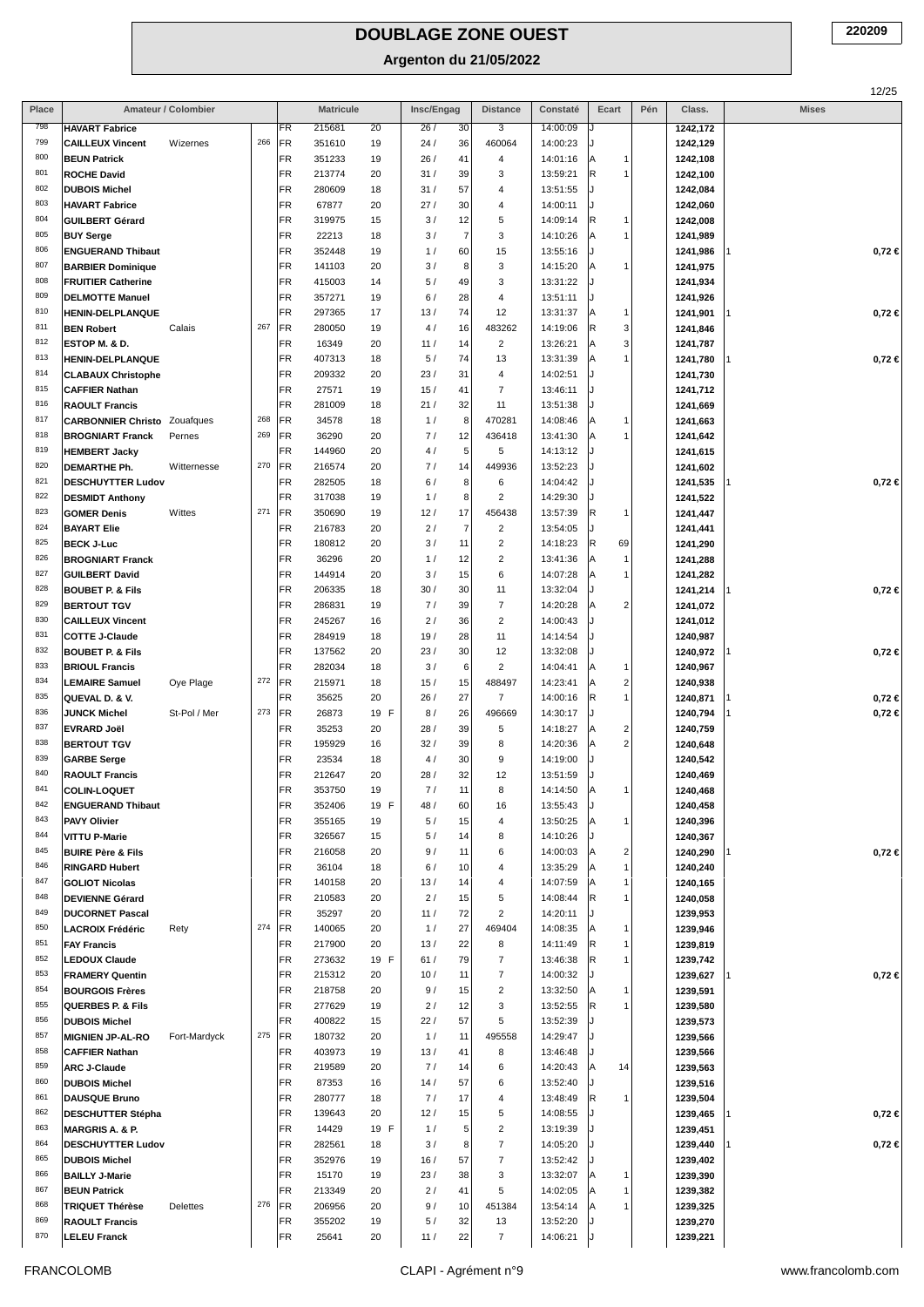# DOUBLAGE ZONE OUEST

## Argenton du 21/05/2022

220209

| Place | Amateur / Colombier | | | | Matricule | | Insc/Engag | | Distance | Constaté | Ecart | | Pén | Class. | Mises | |
|---|---|---|---|---|---|---|---|---|---|---|---|---|---|---|---|---|
| 798 | HAVART Fabrice | | | FR | 215681 | 20 | 26 / | 30 | 3 | 14:00:09 | J | | | 1242,172 | | |
| 799 | CAILLEUX Vincent | Wizernes | 266 | FR | 351610 | 19 | 24 / | 36 | 460064 | 14:00:23 | J | | | 1242,129 | | |
| 800 | BEUN Patrick | | | FR | 351233 | 19 | 26 / | 41 | 4 | 14:01:16 | A | 1 | | 1242,108 | | |
| 801 | ROCHE David | | | FR | 213774 | 20 | 31 / | 39 | 3 | 13:59:21 | R | 1 | | 1242,100 | | |
| 802 | DUBOIS Michel | | | FR | 280609 | 18 | 31 / | 57 | 4 | 13:51:55 | J | | | 1242,084 | | |
| 803 | HAVART Fabrice | | | FR | 67877 | 20 | 27 / | 30 | 4 | 14:00:11 | J | | | 1242,060 | | |
| 804 | GUILBERT Gérard | | | FR | 319975 | 15 | 3 / | 12 | 5 | 14:09:14 | R | 1 | | 1242,008 | | |
| 805 | BUY Serge | | | FR | 22213 | 18 | 3 / | 7 | 3 | 14:10:26 | A | 1 | | 1241,989 | | |
| 806 | ENGUERAND Thibaut | | | FR | 352448 | 19 | 1 / | 60 | 15 | 13:55:16 | J | | | 1241,986 | 1 | 0,72 € |
| 807 | BARBIER Dominique | | | FR | 141103 | 20 | 3 / | 8 | 3 | 14:15:20 | A | 1 | | 1241,975 | | |
| 808 | FRUITIER Catherine | | | FR | 415003 | 14 | 5 / | 49 | 3 | 13:31:22 | J | | | 1241,934 | | |
| 809 | DELMOTTE Manuel | | | FR | 357271 | 19 | 6 / | 28 | 4 | 13:51:11 | J | | | 1241,926 | | |
| 810 | HENIN-DELPLANQUE | | | FR | 297365 | 17 | 13 / | 74 | 12 | 13:31:37 | A | 1 | | 1241,901 | 1 | 0,72 € |
| 811 | BEN Robert | Calais | 267 | FR | 280050 | 19 | 4 / | 16 | 483262 | 14:19:06 | R | 3 | | 1241,846 | | |
| 812 | ESTOP M. & D. | | | FR | 16349 | 20 | 11 / | 14 | 2 | 13:26:21 | A | 3 | | 1241,787 | | |
| 813 | HENIN-DELPLANQUE | | | FR | 407313 | 18 | 5 / | 74 | 13 | 13:31:39 | A | 1 | | 1241,780 | 1 | 0,72 € |
| 814 | CLABAUX Christophe | | | FR | 209332 | 20 | 23 / | 31 | 4 | 14:02:51 | J | | | 1241,730 | | |
| 815 | CAFFIER Nathan | | | FR | 27571 | 19 | 15 / | 41 | 7 | 13:46:11 | J | | | 1241,712 | | |
| 816 | RAOULT Francis | | | FR | 281009 | 18 | 21 / | 32 | 11 | 13:51:38 | J | | | 1241,669 | | |
| 817 | CARBONNIER Christo | Zouafques | 268 | FR | 34578 | 18 | 1 / | 8 | 470281 | 14:08:46 | A | 1 | | 1241,663 | | |
| 818 | BROGNIART Franck | Pernes | 269 | FR | 36290 | 20 | 7 / | 12 | 436418 | 13:41:30 | A | 1 | | 1241,642 | | |
| 819 | HEMBERT Jacky | | | FR | 144960 | 20 | 4 / | 5 | 5 | 14:13:12 | J | | | 1241,615 | | |
| 820 | DEMARTHE Ph. | Witternesse | 270 | FR | 216574 | 20 | 7 / | 14 | 449936 | 13:52:23 | J | | | 1241,602 | | |
| 821 | DESCHUYTTER Ludov | | | FR | 282505 | 18 | 6 / | 8 | 6 | 14:04:42 | J | | | 1241,535 | 1 | 0,72 € |
| 822 | DESMIDT Anthony | | | FR | 317038 | 19 | 1 / | 8 | 2 | 14:29:30 | J | | | 1241,522 | | |
| 823 | GOMER Denis | Wittes | 271 | FR | 350690 | 19 | 12 / | 17 | 456438 | 13:57:39 | R | 1 | | 1241,447 | | |
| 824 | BAYART Elie | | | FR | 216783 | 20 | 2 / | 7 | 2 | 13:54:05 | J | | | 1241,441 | | |
| 825 | BECK J-Luc | | | FR | 180812 | 20 | 3 / | 11 | 2 | 14:18:23 | R | 69 | | 1241,290 | | |
| 826 | BROGNIART Franck | | | FR | 36296 | 20 | 1 / | 12 | 2 | 13:41:36 | A | 1 | | 1241,288 | | |
| 827 | GUILBERT David | | | FR | 144914 | 20 | 3 / | 15 | 6 | 14:07:28 | A | 1 | | 1241,282 | | |
| 828 | BOUBET P. & Fils | | | FR | 206335 | 18 | 30 / | 30 | 11 | 13:32:04 | J | | | 1241,214 | 1 | 0,72 € |
| 829 | BERTOUT TGV | | | FR | 286831 | 19 | 7 / | 39 | 7 | 14:20:28 | A | 2 | | 1241,072 | | |
| 830 | CAILLEUX Vincent | | | FR | 245267 | 16 | 2 / | 36 | 2 | 14:00:43 | J | | | 1241,012 | | |
| 831 | COTTE J-Claude | | | FR | 284919 | 18 | 19 / | 28 | 11 | 14:14:54 | J | | | 1240,987 | | |
| 832 | BOUBET P. & Fils | | | FR | 137562 | 20 | 23 / | 30 | 12 | 13:32:08 | J | | | 1240,972 | 1 | 0,72 € |
| 833 | BRIOUL Francis | | | FR | 282034 | 18 | 3 / | 6 | 2 | 14:04:41 | A | 1 | | 1240,967 | | |
| 834 | LEMAIRE Samuel | Oye Plage | 272 | FR | 215971 | 18 | 15 / | 15 | 488497 | 14:23:41 | A | 2 | | 1240,938 | | |
| 835 | QUEVAL D. & V. | | | FR | 35625 | 20 | 26 / | 27 | 7 | 14:00:16 | R | 1 | | 1240,871 | 1 | 0,72 € |
| 836 | JUNCK Michel | St-Pol / Mer | 273 | FR | 26873 | 19 F | 8 / | 26 | 496669 | 14:30:17 | J | | | 1240,794 | 1 | 0,72 € |
| 837 | EVRARD Joël | | | FR | 35253 | 20 | 28 / | 39 | 5 | 14:18:27 | A | 2 | | 1240,759 | | |
| 838 | BERTOUT TGV | | | FR | 195929 | 16 | 32 / | 39 | 8 | 14:20:36 | A | 2 | | 1240,648 | | |
| 839 | GARBE Serge | | | FR | 23534 | 18 | 4 / | 30 | 9 | 14:19:00 | J | | | 1240,542 | | |
| 840 | RAOULT Francis | | | FR | 212647 | 20 | 28 / | 32 | 12 | 13:51:59 | J | | | 1240,469 | | |
| 841 | COLIN-LOQUET | | | FR | 353750 | 19 | 7 / | 11 | 8 | 14:14:50 | A | 1 | | 1240,468 | | |
| 842 | ENGUERAND Thibaut | | | FR | 352406 | 19 F | 48 / | 60 | 16 | 13:55:43 | J | | | 1240,458 | | |
| 843 | PAVY Olivier | | | FR | 355165 | 19 | 5 / | 15 | 4 | 13:50:25 | A | 1 | | 1240,396 | | |
| 844 | VITTU P-Marie | | | FR | 326567 | 15 | 5 / | 14 | 8 | 14:10:26 | J | | | 1240,367 | | |
| 845 | BUIRE Père & Fils | | | FR | 216058 | 20 | 9 / | 11 | 6 | 14:00:03 | A | 2 | | 1240,290 | 1 | 0,72 € |
| 846 | RINGARD Hubert | | | FR | 36104 | 18 | 6 / | 10 | 4 | 13:35:29 | A | 1 | | 1240,240 | | |
| 847 | GOLIOT Nicolas | | | FR | 140158 | 20 | 13 / | 14 | 4 | 14:07:59 | A | 1 | | 1240,165 | | |
| 848 | DEVIENNE Gérard | | | FR | 210583 | 20 | 2 / | 15 | 5 | 14:08:44 | R | 1 | | 1240,058 | | |
| 849 | DUCORNET Pascal | | | FR | 35297 | 20 | 11 / | 72 | 2 | 14:20:11 | J | | | 1239,953 | | |
| 850 | LACROIX Frédéric | Rety | 274 | FR | 140065 | 20 | 1 / | 27 | 469404 | 14:08:35 | A | 1 | | 1239,946 | | |
| 851 | FAY Francis | | | FR | 217900 | 20 | 13 / | 22 | 8 | 14:11:49 | R | 1 | | 1239,819 | | |
| 852 | LEDOUX Claude | | | FR | 273632 | 19 F | 61 / | 79 | 7 | 13:46:38 | R | 1 | | 1239,742 | | |
| 853 | FRAMERY Quentin | | | FR | 215312 | 20 | 10 / | 11 | 7 | 14:00:32 | J | | | 1239,627 | 1 | 0,72 € |
| 854 | BOURGOIS Frères | | | FR | 218758 | 20 | 9 / | 15 | 2 | 13:32:50 | A | 1 | | 1239,591 | | |
| 855 | QUERBES P. & Fils | | | FR | 277629 | 19 | 2 / | 12 | 3 | 13:52:55 | R | 1 | | 1239,580 | | |
| 856 | DUBOIS Michel | | | FR | 400822 | 15 | 22 / | 57 | 5 | 13:52:39 | J | | | 1239,573 | | |
| 857 | MIGNIEN JP-AL-RO | Fort-Mardyck | 275 | FR | 180732 | 20 | 1 / | 11 | 495558 | 14:29:47 | J | | | 1239,566 | | |
| 858 | CAFFIER Nathan | | | FR | 403973 | 19 | 13 / | 41 | 8 | 13:46:48 | J | | | 1239,566 | | |
| 859 | ARC J-Claude | | | FR | 219589 | 20 | 7 / | 14 | 6 | 14:20:43 | A | 14 | | 1239,563 | | |
| 860 | DUBOIS Michel | | | FR | 87353 | 16 | 14 / | 57 | 6 | 13:52:40 | J | | | 1239,516 | | |
| 861 | DAUSQUE Bruno | | | FR | 280777 | 18 | 7 / | 17 | 4 | 13:48:49 | R | 1 | | 1239,504 | | |
| 862 | DESCHUTTER Stépha | | | FR | 139643 | 20 | 12 / | 15 | 5 | 14:08:55 | J | | | 1239,465 | 1 | 0,72 € |
| 863 | MARGRIS A. & P. | | | FR | 14429 | 19 F | 1 / | 5 | 2 | 13:19:39 | J | | | 1239,451 | | |
| 864 | DESCHUYTTER Ludov | | | FR | 282561 | 18 | 3 / | 8 | 7 | 14:05:20 | J | | | 1239,440 | 1 | 0,72 € |
| 865 | DUBOIS Michel | | | FR | 352976 | 19 | 16 / | 57 | 7 | 13:52:42 | J | | | 1239,402 | | |
| 866 | BAILLY J-Marie | | | FR | 15170 | 19 | 23 / | 38 | 3 | 13:32:07 | A | 1 | | 1239,390 | | |
| 867 | BEUN Patrick | | | FR | 213349 | 20 | 2 / | 41 | 5 | 14:02:05 | A | 1 | | 1239,382 | | |
| 868 | TRIQUET Thérèse | Delettes | 276 | FR | 206956 | 20 | 9 / | 10 | 451384 | 13:54:14 | A | 1 | | 1239,325 | | |
| 869 | RAOULT Francis | | | FR | 355202 | 19 | 5 / | 32 | 13 | 13:52:20 | J | | | 1239,270 | | |
| 870 | LELEU Franck | | | FR | 25641 | 20 | 11 / | 22 | 7 | 14:06:21 | J | | | 1239,221 | | |

FRANCOLOMB — CLAPI - Agrément n°9 — www.francolomb.com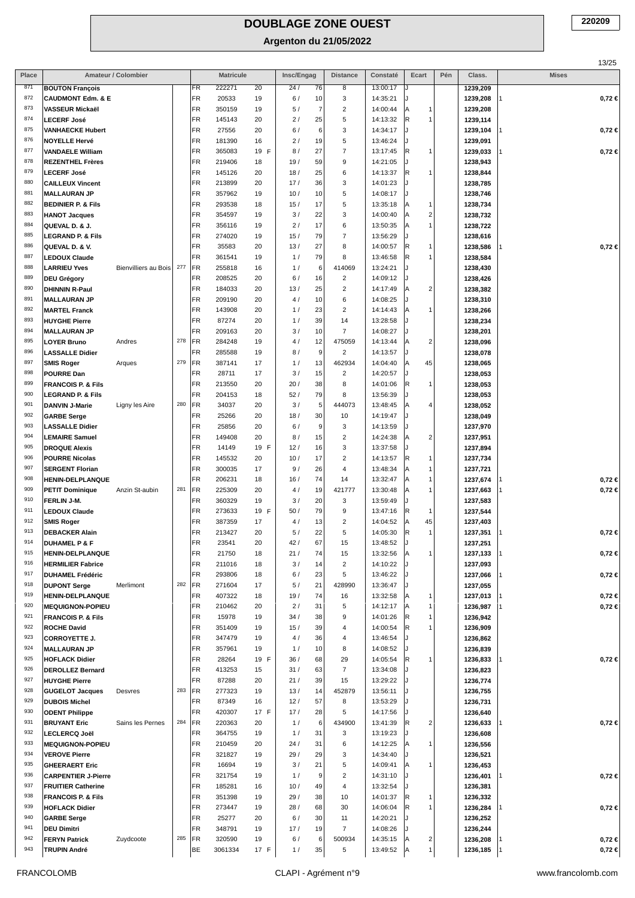# DOUBLAGE ZONE OUEST

## Argenton du 21/05/2022

220209

| Place | Amateur / Colombier | | | | Matricule | | | Insc/Engag | | Distance | Constaté | Ecart | | Pén | Class. | Mises | |
|---|---|---|---|---|---|---|---|---|---|---|---|---|---|---|---|---|---|
| 871 | BOUTON François | | | FR | 222271 | 20 | | 24 / | 76 | 8 | 13:00:17 | J | | | 1239,209 | | |
| 872 | CAUDMONT Edm. & E | | | FR | 20533 | 19 | | 6 / | 10 | 3 | 14:35:21 | J | | | 1239,208 | 1 | 0,72 € |
| 873 | VASSEUR Mickaël | | | FR | 350159 | 19 | | 5 / | 7 | 2 | 14:00:44 | A | 1 | | 1239,208 | | |
| 874 | LECERF José | | | FR | 145143 | 20 | | 2 / | 25 | 5 | 14:13:32 | R | 1 | | 1239,114 | | |
| 875 | VANHAECKE Hubert | | | FR | 27556 | 20 | | 6 / | 6 | 3 | 14:34:17 | J | | | 1239,104 | 1 | 0,72 € |
| 876 | NOYELLE Hervé | | | FR | 181390 | 16 | | 2 / | 19 | 5 | 13:46:24 | J | | | 1239,091 | | |
| 877 | VANDAELE William | | | FR | 365083 | 19 | F | 8 / | 27 | 7 | 13:17:45 | R | 1 | | 1239,033 | 1 | 0,72 € |
| 878 | REZENTHEL Frères | | | FR | 219406 | 18 | | 19 / | 59 | 9 | 14:21:05 | J | | | 1238,943 | | |
| 879 | LECERF José | | | FR | 145126 | 20 | | 18 / | 25 | 6 | 14:13:37 | R | 1 | | 1238,844 | | |
| 880 | CAILLEUX Vincent | | | FR | 213899 | 20 | | 17 / | 36 | 3 | 14:01:23 | J | | | 1238,785 | | |
| 881 | MALLAURAN JP | | | FR | 357962 | 19 | | 10 / | 10 | 5 | 14:08:17 | J | | | 1238,746 | | |
| 882 | BEDINIER P. & Fils | | | FR | 293538 | 18 | | 15 / | 17 | 5 | 13:35:18 | A | 1 | | 1238,734 | | |
| 883 | HANOT Jacques | | | FR | 354597 | 19 | | 3 / | 22 | 3 | 14:00:40 | A | 2 | | 1238,732 | | |
| 884 | QUEVAL D. & J. | | | FR | 356116 | 19 | | 2 / | 17 | 6 | 13:50:35 | A | 1 | | 1238,722 | | |
| 885 | LEGRAND P. & Fils | | | FR | 274020 | 19 | | 15 / | 79 | 7 | 13:56:29 | J | | | 1238,616 | | |
| 886 | QUEVAL D. & V. | | | FR | 35583 | 20 | | 13 / | 27 | 8 | 14:00:57 | R | 1 | | 1238,586 | 1 | 0,72 € |
| 887 | LEDOUX Claude | | | FR | 361541 | 19 | | 1 / | 79 | 8 | 13:46:58 | R | 1 | | 1238,584 | | |
| 888 | LARRIEU Yves | Bienvilliers au Bois | 277 | FR | 255818 | 16 | | 1 / | 6 | 414069 | 13:24:21 | J | | | 1238,430 | | |
| 889 | DEU Grégory | | | FR | 208525 | 20 | | 6 / | 16 | 2 | 14:09:12 | J | | | 1238,426 | | |
| 890 | DHINNIN R-Paul | | | FR | 184033 | 20 | | 13 / | 25 | 2 | 14:17:49 | A | 2 | | 1238,382 | | |
| 891 | MALLAURAN JP | | | FR | 209190 | 20 | | 4 / | 10 | 6 | 14:08:25 | J | | | 1238,310 | | |
| 892 | MARTEL Franck | | | FR | 143908 | 20 | | 1 / | 23 | 2 | 14:14:43 | A | 1 | | 1238,266 | | |
| 893 | HUYGHE Pierre | | | FR | 87274 | 20 | | 1 / | 39 | 14 | 13:28:58 | J | | | 1238,234 | | |
| 894 | MALLAURAN JP | | | FR | 209163 | 20 | | 3 / | 10 | 7 | 14:08:27 | J | | | 1238,201 | | |
| 895 | LOYER Bruno | Andres | 278 | FR | 284248 | 19 | | 4 / | 12 | 475059 | 13:13:44 | A | 2 | | 1238,096 | | |
| 896 | LASSALLE Didier | | | FR | 285588 | 19 | | 8 / | 9 | 2 | 14:13:57 | J | | | 1238,078 | | |
| 897 | SMIS Roger | Arques | 279 | FR | 387141 | 17 | | 1 / | 13 | 462934 | 14:04:40 | A | 45 | | 1238,065 | | |
| 898 | POURRE Dan | | | FR | 28711 | 17 | | 3 / | 15 | 2 | 14:20:57 | J | | | 1238,053 | | |
| 899 | FRANCOIS P. & Fils | | | FR | 213550 | 20 | | 20 / | 38 | 8 | 14:01:06 | R | 1 | | 1238,053 | | |
| 900 | LEGRAND P. & Fils | | | FR | 204153 | 18 | | 52 / | 79 | 8 | 13:56:39 | J | | | 1238,053 | | |
| 901 | DANVIN J-Marie | Ligny les Aire | 280 | FR | 34037 | 20 | | 3 / | 5 | 444073 | 13:48:45 | A | 4 | | 1238,052 | | |
| 902 | GARBE Serge | | | FR | 25266 | 20 | | 18 / | 30 | 10 | 14:19:47 | J | | | 1238,049 | | |
| 903 | LASSALLE Didier | | | FR | 25856 | 20 | | 6 / | 9 | 3 | 14:13:59 | J | | | 1237,970 | | |
| 904 | LEMAIRE Samuel | | | FR | 149408 | 20 | | 8 / | 15 | 2 | 14:24:38 | A | 2 | | 1237,951 | | |
| 905 | DROQUE Alexis | | | FR | 14149 | 19 | F | 12 / | 16 | 3 | 13:37:58 | J | | | 1237,894 | | |
| 906 | POURRE Nicolas | | | FR | 145532 | 20 | | 10 / | 17 | 2 | 14:13:57 | R | 1 | | 1237,734 | | |
| 907 | SERGENT Florian | | | FR | 300035 | 17 | | 9 / | 26 | 4 | 13:48:34 | A | 1 | | 1237,721 | | |
| 908 | HENIN-DELPLANQUE | | | FR | 206231 | 18 | | 16 / | 74 | 14 | 13:32:47 | A | 1 | | 1237,674 | 1 | 0,72 € |
| 909 | PETIT Dominique | Anzin St-aubin | 281 | FR | 225309 | 20 | | 4 / | 19 | 421777 | 13:30:48 | A | 1 | | 1237,663 | 1 | 0,72 € |
| 910 | FERLIN J-M. | | | FR | 360329 | 19 | | 3 / | 20 | 3 | 13:59:49 | J | | | 1237,583 | | |
| 911 | LEDOUX Claude | | | FR | 273633 | 19 | F | 50 / | 79 | 9 | 13:47:16 | R | 1 | | 1237,544 | | |
| 912 | SMIS Roger | | | FR | 387359 | 17 | | 4 / | 13 | 2 | 14:04:52 | A | 45 | | 1237,403 | | |
| 913 | DEBACKER Alain | | | FR | 213427 | 20 | | 5 / | 22 | 5 | 14:05:30 | R | 1 | | 1237,351 | 1 | 0,72 € |
| 914 | DUHAMEL P & F | | | FR | 23541 | 20 | | 42 / | 67 | 15 | 13:48:52 | J | | | 1237,251 | | |
| 915 | HENIN-DELPLANQUE | | | FR | 21750 | 18 | | 21 / | 74 | 15 | 13:32:56 | A | 1 | | 1237,133 | 1 | 0,72 € |
| 916 | HERMILIER Fabrice | | | FR | 211016 | 18 | | 3 / | 14 | 2 | 14:10:22 | J | | | 1237,093 | | |
| 917 | DUHAMEL Frédéric | | | FR | 293806 | 18 | | 6 / | 23 | 5 | 13:46:22 | J | | | 1237,066 | 1 | 0,72 € |
| 918 | DUPONT Serge | Merlimont | 282 | FR | 271604 | 17 | | 5 / | 21 | 428990 | 13:36:47 | J | | | 1237,055 | | |
| 919 | HENIN-DELPLANQUE | | | FR | 407322 | 18 | | 19 / | 74 | 16 | 13:32:58 | A | 1 | | 1237,013 | 1 | 0,72 € |
| 920 | MEQUIGNON-POPIEU | | | FR | 210462 | 20 | | 2 / | 31 | 5 | 14:12:17 | A | 1 | | 1236,987 | 1 | 0,72 € |
| 921 | FRANCOIS P. & Fils | | | FR | 15978 | 19 | | 34 / | 38 | 9 | 14:01:26 | R | 1 | | 1236,942 | | |
| 922 | ROCHE David | | | FR | 351409 | 19 | | 15 / | 39 | 4 | 14:00:54 | R | 1 | | 1236,909 | | |
| 923 | CORROYETTE J. | | | FR | 347479 | 19 | | 4 / | 36 | 4 | 13:46:54 | J | | | 1236,862 | | |
| 924 | MALLAURAN JP | | | FR | 357961 | 19 | | 1 / | 10 | 8 | 14:08:52 | J | | | 1236,839 | | |
| 925 | HOFLACK Didier | | | FR | 28264 | 19 | F | 36 / | 68 | 29 | 14:05:54 | R | 1 | | 1236,833 | 1 | 0,72 € |
| 926 | DEROLLEZ Bernard | | | FR | 413253 | 15 | | 31 / | 63 | 7 | 13:34:08 | J | | | 1236,823 | | |
| 927 | HUYGHE Pierre | | | FR | 87288 | 20 | | 21 / | 39 | 15 | 13:29:22 | J | | | 1236,774 | | |
| 928 | GUGELOT Jacques | Desvres | 283 | FR | 277323 | 19 | | 13 / | 14 | 452879 | 13:56:11 | J | | | 1236,755 | | |
| 929 | DUBOIS Michel | | | FR | 87349 | 16 | | 12 / | 57 | 8 | 13:53:29 | J | | | 1236,731 | | |
| 930 | ODENT Philippe | | | FR | 420307 | 17 | F | 17 / | 28 | 5 | 14:17:56 | J | | | 1236,640 | | |
| 931 | BRUYANT Eric | Sains les Pernes | 284 | FR | 220363 | 20 | | 1 / | 6 | 434900 | 13:41:39 | R | 2 | | 1236,633 | 1 | 0,72 € |
| 932 | LECLERCQ Joël | | | FR | 364755 | 19 | | 1 / | 31 | 3 | 13:19:23 | J | | | 1236,608 | | |
| 933 | MEQUIGNON-POPIEU | | | FR | 210459 | 20 | | 24 / | 31 | 6 | 14:12:25 | A | 1 | | 1236,556 | | |
| 934 | VEROVE Pierre | | | FR | 321827 | 19 | | 29 / | 29 | 3 | 14:34:40 | J | | | 1236,521 | | |
| 935 | GHEERAERT Eric | | | FR | 16694 | 19 | | 3 / | 21 | 5 | 14:09:41 | A | 1 | | 1236,453 | | |
| 936 | CARPENTIER J-Pierre | | | FR | 321754 | 19 | | 1 / | 9 | 2 | 14:31:10 | J | | | 1236,401 | 1 | 0,72 € |
| 937 | FRUITIER Catherine | | | FR | 185281 | 16 | | 10 / | 49 | 4 | 13:32:54 | J | | | 1236,381 | | |
| 938 | FRANCOIS P. & Fils | | | FR | 351398 | 19 | | 29 / | 38 | 10 | 14:01:37 | R | 1 | | 1236,332 | | |
| 939 | HOFLACK Didier | | | FR | 273447 | 19 | | 28 / | 68 | 30 | 14:06:04 | R | 1 | | 1236,284 | 1 | 0,72 € |
| 940 | GARBE Serge | | | FR | 25277 | 20 | | 6 / | 30 | 11 | 14:20:21 | J | | | 1236,252 | | |
| 941 | DEU Dimitri | | | FR | 348791 | 19 | | 17 / | 19 | 7 | 14:08:26 | J | | | 1236,244 | | |
| 942 | FERYN Patrick | Zuydcoote | 285 | FR | 320590 | 19 | | 6 / | 6 | 500934 | 14:35:15 | A | 2 | | 1236,208 | 1 | 0,72 € |
| 943 | TRUPIN André | | | BE | 3061334 | 17 | F | 1 / | 35 | 5 | 13:49:52 | A | 1 | | 1236,185 | 1 | 0,72 € |

FRANCOLOMB — CLAPI - Agrément n°9 — www.francolomb.com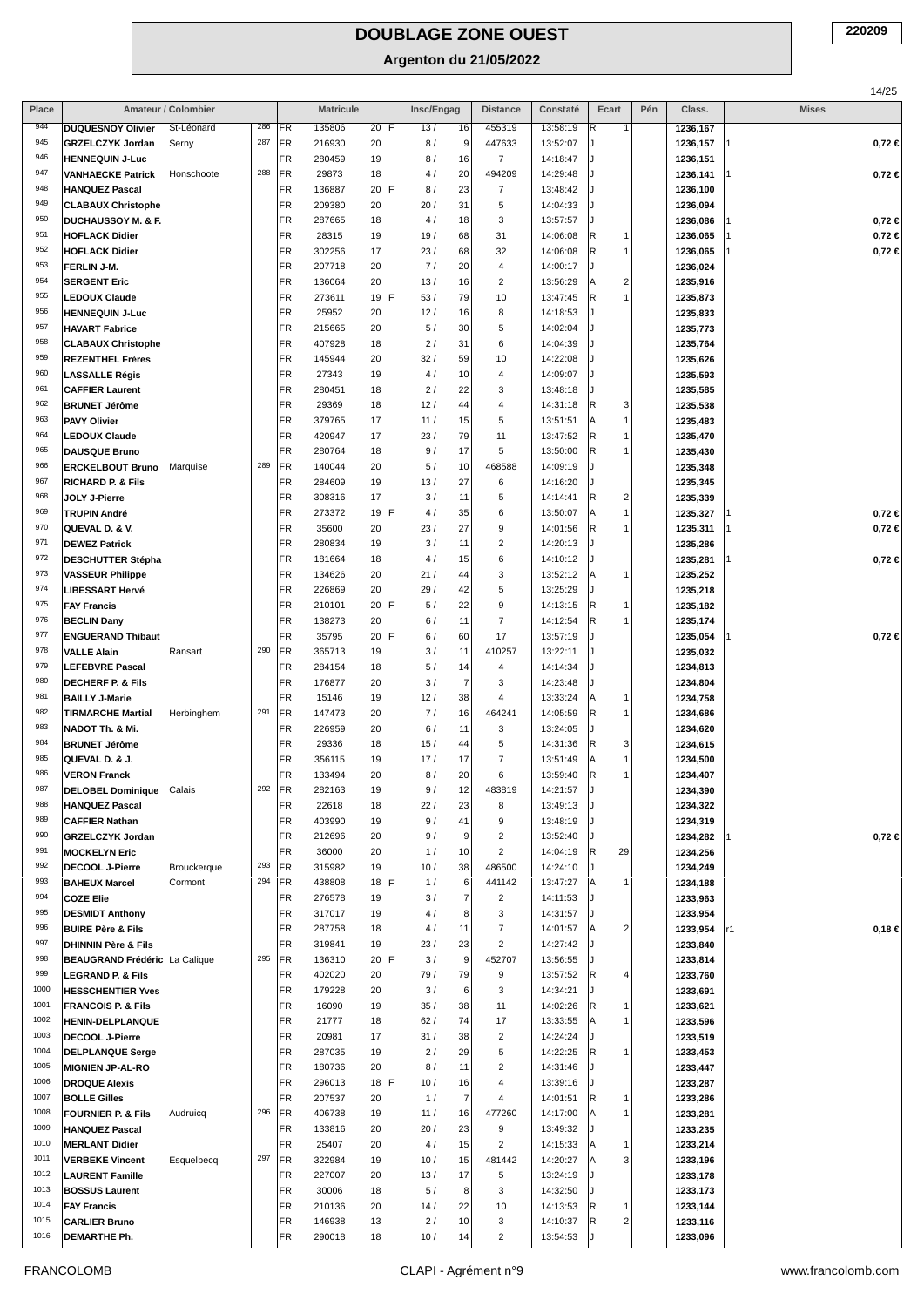# DOUBLAGE ZONE OUEST

## Argenton du 21/05/2022

220209

| Place | Amateur / Colombier | | | | Matricule | | | Insc/Engag | | Distance | Constaté | Ecart | | Pén | Class. | Mises | |
|---|---|---|---|---|---|---|---|---|---|---|---|---|---|---|---|---|---|
| 944 | DUQUESNOY Olivier | St-Léonard | 286 | FR | 135806 | 20 | F | 13 / | 16 | 455319 | 13:58:19 | R | 1 | | 1236,167 | | |
| 945 | GRZELCZYK Jordan | Serny | 287 | FR | 216930 | 20 | | 8 / | 9 | 447633 | 13:52:07 | J | | | 1236,157 | 1 | 0,72 € |
| 946 | HENNEQUIN J-Luc | | | FR | 280459 | 19 | | 8 / | 16 | 7 | 14:18:47 | J | | | 1236,151 | | |
| 947 | VANHAECKE Patrick | Honschoote | 288 | FR | 29873 | 18 | | 4 / | 20 | 494209 | 14:29:48 | J | | | 1236,141 | 1 | 0,72 € |
| 948 | HANQUEZ Pascal | | | FR | 136887 | 20 | F | 8 / | 23 | 7 | 13:48:42 | J | | | 1236,100 | | |
| 949 | CLABAUX Christophe | | | FR | 209380 | 20 | | 20 / | 31 | 5 | 14:04:33 | J | | | 1236,094 | | |
| 950 | DUCHAUSSOY M. & F. | | | FR | 287665 | 18 | | 4 / | 18 | 3 | 13:57:57 | J | | | 1236,086 | 1 | 0,72 € |
| 951 | HOFLACK Didier | | | FR | 28315 | 19 | | 19 / | 68 | 31 | 14:06:08 | R | 1 | | 1236,065 | 1 | 0,72 € |
| 952 | HOFLACK Didier | | | FR | 302256 | 17 | | 23 / | 68 | 32 | 14:06:08 | R | 1 | | 1236,065 | 1 | 0,72 € |
| 953 | FERLIN J-M. | | | FR | 207718 | 20 | | 7 / | 20 | 4 | 14:00:17 | J | | | 1236,024 | | |
| 954 | SERGENT Eric | | | FR | 136064 | 20 | | 13 / | 16 | 2 | 13:56:29 | A | 2 | | 1235,916 | | |
| 955 | LEDOUX Claude | | | FR | 273611 | 19 | F | 53 / | 79 | 10 | 13:47:45 | R | 1 | | 1235,873 | | |
| 956 | HENNEQUIN J-Luc | | | FR | 25952 | 20 | | 12 / | 16 | 8 | 14:18:53 | J | | | 1235,833 | | |
| 957 | HAVART Fabrice | | | FR | 215665 | 20 | | 5 / | 30 | 5 | 14:02:04 | J | | | 1235,773 | | |
| 958 | CLABAUX Christophe | | | FR | 407928 | 18 | | 2 / | 31 | 6 | 14:04:39 | J | | | 1235,764 | | |
| 959 | REZENTHEL Frères | | | FR | 145944 | 20 | | 32 / | 59 | 10 | 14:22:08 | J | | | 1235,626 | | |
| 960 | LASSALLE Régis | | | FR | 27343 | 19 | | 4 / | 10 | 4 | 14:09:07 | J | | | 1235,593 | | |
| 961 | CAFFIER Laurent | | | FR | 280451 | 18 | | 2 / | 22 | 3 | 13:48:18 | J | | | 1235,585 | | |
| 962 | BRUNET Jérôme | | | FR | 29369 | 18 | | 12 / | 44 | 4 | 14:31:18 | R | 3 | | 1235,538 | | |
| 963 | PAVY Olivier | | | FR | 379765 | 17 | | 11 / | 15 | 5 | 13:51:51 | A | 1 | | 1235,483 | | |
| 964 | LEDOUX Claude | | | FR | 420947 | 17 | | 23 / | 79 | 11 | 13:47:52 | R | 1 | | 1235,470 | | |
| 965 | DAUSQUE Bruno | | | FR | 280764 | 18 | | 9 / | 17 | 5 | 13:50:00 | R | 1 | | 1235,430 | | |
| 966 | ERCKELBOUT Bruno | Marquise | 289 | FR | 140044 | 20 | | 5 / | 10 | 468588 | 14:09:19 | J | | | 1235,348 | | |
| 967 | RICHARD P. & Fils | | | FR | 284609 | 19 | | 13 / | 27 | 6 | 14:16:20 | J | | | 1235,345 | | |
| 968 | JOLY J-Pierre | | | FR | 308316 | 17 | | 3 / | 11 | 5 | 14:14:41 | R | 2 | | 1235,339 | | |
| 969 | TRUPIN André | | | FR | 273372 | 19 | F | 4 / | 35 | 6 | 13:50:07 | A | 1 | | 1235,327 | 1 | 0,72 € |
| 970 | QUEVAL D. & V. | | | FR | 35600 | 20 | | 23 / | 27 | 9 | 14:01:56 | R | 1 | | 1235,311 | 1 | 0,72 € |
| 971 | DEWEZ Patrick | | | FR | 280834 | 19 | | 3 / | 11 | 2 | 14:20:13 | J | | | 1235,286 | | |
| 972 | DESCHUTTER Stépha | | | FR | 181664 | 18 | | 4 / | 15 | 6 | 14:10:12 | J | | | 1235,281 | 1 | 0,72 € |
| 973 | VASSEUR Philippe | | | FR | 134626 | 20 | | 21 / | 44 | 3 | 13:52:12 | A | 1 | | 1235,252 | | |
| 974 | LIBESSART Hervé | | | FR | 226869 | 20 | | 29 / | 42 | 5 | 13:25:29 | J | | | 1235,218 | | |
| 975 | FAY Francis | | | FR | 210101 | 20 | F | 5 / | 22 | 9 | 14:13:15 | R | 1 | | 1235,182 | | |
| 976 | BECLIN Dany | | | FR | 138273 | 20 | | 6 / | 11 | 7 | 14:12:54 | R | 1 | | 1235,174 | | |
| 977 | ENGUERAND Thibaut | | | FR | 35795 | 20 | F | 6 / | 60 | 17 | 13:57:19 | J | | | 1235,054 | 1 | 0,72 € |
| 978 | VALLE Alain | Ransart | 290 | FR | 365713 | 19 | | 3 / | 11 | 410257 | 13:22:11 | J | | | 1235,032 | | |
| 979 | LEFEBVRE Pascal | | | FR | 284154 | 18 | | 5 / | 14 | 4 | 14:14:34 | J | | | 1234,813 | | |
| 980 | DECHERF P. & Fils | | | FR | 176877 | 20 | | 3 / | 7 | 3 | 14:23:48 | J | | | 1234,804 | | |
| 981 | BAILLY J-Marie | | | FR | 15146 | 19 | | 12 / | 38 | 4 | 13:33:24 | A | 1 | | 1234,758 | | |
| 982 | TIRMARCHE Martial | Herbinghem | 291 | FR | 147473 | 20 | | 7 / | 16 | 464241 | 14:05:59 | R | 1 | | 1234,686 | | |
| 983 | NADOT Th. & Mi. | | | FR | 226959 | 20 | | 6 / | 11 | 3 | 13:24:05 | J | | | 1234,620 | | |
| 984 | BRUNET Jérôme | | | FR | 29336 | 18 | | 15 / | 44 | 5 | 14:31:36 | R | 3 | | 1234,615 | | |
| 985 | QUEVAL D. & J. | | | FR | 356115 | 19 | | 17 / | 17 | 7 | 13:51:49 | A | 1 | | 1234,500 | | |
| 986 | VERON Franck | | | FR | 133494 | 20 | | 8 / | 20 | 6 | 13:59:40 | R | 1 | | 1234,407 | | |
| 987 | DELOBEL Dominique | Calais | 292 | FR | 282163 | 19 | | 9 / | 12 | 483819 | 14:21:57 | J | | | 1234,390 | | |
| 988 | HANQUEZ Pascal | | | FR | 22618 | 18 | | 22 / | 23 | 8 | 13:49:13 | J | | | 1234,322 | | |
| 989 | CAFFIER Nathan | | | FR | 403990 | 19 | | 9 / | 41 | 9 | 13:48:19 | J | | | 1234,319 | | |
| 990 | GRZELCZYK Jordan | | | FR | 212696 | 20 | | 9 / | 9 | 2 | 13:52:40 | J | | | 1234,282 | 1 | 0,72 € |
| 991 | MOCKELYN Eric | | | FR | 36000 | 20 | | 1 / | 10 | 2 | 14:04:19 | R | 29 | | 1234,256 | | |
| 992 | DECOOL J-Pierre | Brouckerque | 293 | FR | 315982 | 19 | | 10 / | 38 | 486500 | 14:24:10 | J | | | 1234,249 | | |
| 993 | BAHEUX Marcel | Cormont | 294 | FR | 438808 | 18 | F | 1 / | 6 | 441142 | 13:47:27 | A | 1 | | 1234,188 | | |
| 994 | COZE Elie | | | FR | 276578 | 19 | | 3 / | 7 | 2 | 14:11:53 | J | | | 1233,963 | | |
| 995 | DESMIDT Anthony | | | FR | 317017 | 19 | | 4 / | 8 | 3 | 14:31:57 | J | | | 1233,954 | | |
| 996 | BUIRE Père & Fils | | | FR | 287758 | 18 | | 4 / | 11 | 7 | 14:01:57 | A | 2 | | 1233,954 | r1 | 0,18 € |
| 997 | DHINNIN Père & Fils | | | FR | 319841 | 19 | | 23 / | 23 | 2 | 14:27:42 | J | | | 1233,840 | | |
| 998 | BEAUGRAND Frédéric | La Calique | 295 | FR | 136310 | 20 | F | 3 / | 9 | 452707 | 13:56:55 | J | | | 1233,814 | | |
| 999 | LEGRAND P. & Fils | | | FR | 402020 | 20 | | 79 / | 79 | 9 | 13:57:52 | R | 4 | | 1233,760 | | |
| 1000 | HESSCHENTIER Yves | | | FR | 179228 | 20 | | 3 / | 6 | 3 | 14:34:21 | J | | | 1233,691 | | |
| 1001 | FRANCOIS P. & Fils | | | FR | 16090 | 19 | | 35 / | 38 | 11 | 14:02:26 | R | 1 | | 1233,621 | | |
| 1002 | HENIN-DELPLANQUE | | | FR | 21777 | 18 | | 62 / | 74 | 17 | 13:33:55 | A | 1 | | 1233,596 | | |
| 1003 | DECOOL J-Pierre | | | FR | 20981 | 17 | | 31 / | 38 | 2 | 14:24:24 | J | | | 1233,519 | | |
| 1004 | DELPLANQUE Serge | | | FR | 287035 | 19 | | 2 / | 29 | 5 | 14:22:25 | R | 1 | | 1233,453 | | |
| 1005 | MIGNIEN JP-AL-RO | | | FR | 180736 | 20 | | 8 / | 11 | 2 | 14:31:46 | J | | | 1233,447 | | |
| 1006 | DROQUE Alexis | | | FR | 296013 | 18 | F | 10 / | 16 | 4 | 13:39:16 | J | | | 1233,287 | | |
| 1007 | BOLLE Gilles | | | FR | 207537 | 20 | | 1 / | 7 | 4 | 14:01:51 | R | 1 | | 1233,286 | | |
| 1008 | FOURNIER P. & Fils | Audruicq | 296 | FR | 406738 | 19 | | 11 / | 16 | 477260 | 14:17:00 | A | 1 | | 1233,281 | | |
| 1009 | HANQUEZ Pascal | | | FR | 133816 | 20 | | 20 / | 23 | 9 | 13:49:32 | J | | | 1233,235 | | |
| 1010 | MERLANT Didier | | | FR | 25407 | 20 | | 4 / | 15 | 2 | 14:15:33 | A | 1 | | 1233,214 | | |
| 1011 | VERBEKE Vincent | Esquelbecq | 297 | FR | 322984 | 19 | | 10 / | 15 | 481442 | 14:20:27 | A | 3 | | 1233,196 | | |
| 1012 | LAURENT Famille | | | FR | 227007 | 20 | | 13 / | 17 | 5 | 13:24:19 | J | | | 1233,178 | | |
| 1013 | BOSSUS Laurent | | | FR | 30006 | 18 | | 5 / | 8 | 3 | 14:32:50 | J | | | 1233,173 | | |
| 1014 | FAY Francis | | | FR | 210136 | 20 | | 14 / | 22 | 10 | 14:13:53 | R | 1 | | 1233,144 | | |
| 1015 | CARLIER Bruno | | | FR | 146938 | 13 | | 2 / | 10 | 3 | 14:10:37 | R | 2 | | 1233,116 | | |
| 1016 | DEMARTHE Ph. | | | FR | 290018 | 18 | | 10 / | 14 | 2 | 13:54:53 | J | | | 1233,096 | | |

FRANCOLOMB | CLAPI - Agrément n°9 | www.francolomb.com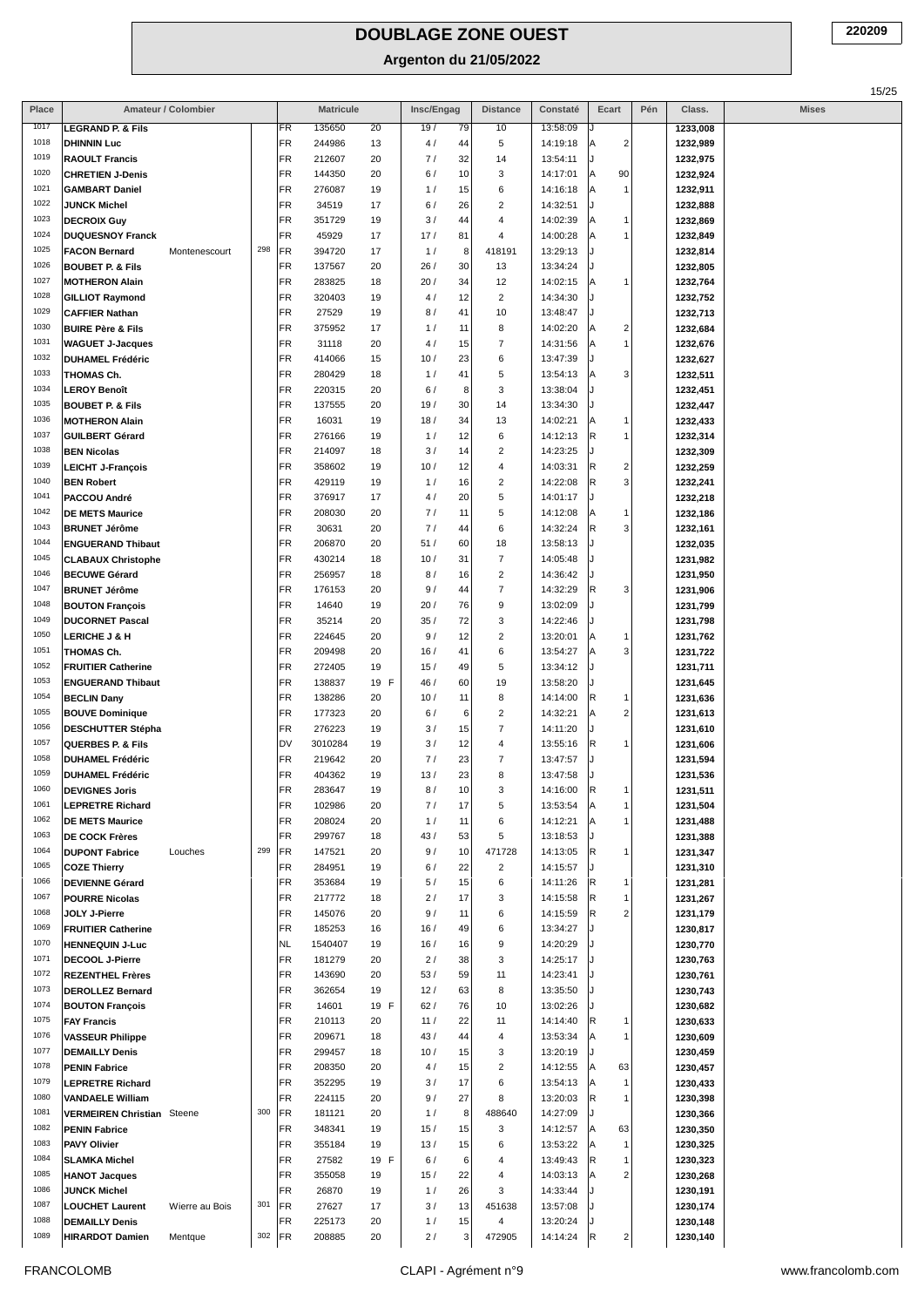# DOUBLAGE ZONE OUEST

**220209**

## Argenton du 21/05/2022

| Place | Amateur / Colombier | | | | Matricule | | | Insc/Engag | | Distance | Constaté | Ecart | | Pén | Class. | Mises |
|---|---|---|---|---|---|---|---|---|---|---|---|---|---|---|---|---|
| 1017 | **LEGRAND P. & Fils** | | | FR | 135650 | 20 | | 19 / | 79 | 10 | 13:58:09 | J | | | **1233,008** | |
| 1018 | **DHINNIN Luc** | | | FR | 244986 | 13 | | 4 / | 44 | 5 | 14:19:18 | A | 2 | | **1232,989** | |
| 1019 | **RAOULT Francis** | | | FR | 212607 | 20 | | 7 / | 32 | 14 | 13:54:11 | J | | | **1232,975** | |
| 1020 | **CHRETIEN J-Denis** | | | FR | 144350 | 20 | | 6 / | 10 | 3 | 14:17:01 | A | 90 | | **1232,924** | |
| 1021 | **GAMBART Daniel** | | | FR | 276087 | 19 | | 1 / | 15 | 6 | 14:16:18 | A | 1 | | **1232,911** | |
| 1022 | **JUNCK Michel** | | | FR | 34519 | 17 | | 6 / | 26 | 2 | 14:32:51 | J | | | **1232,888** | |
| 1023 | **DECROIX Guy** | | | FR | 351729 | 19 | | 3 / | 44 | 4 | 14:02:39 | A | 1 | | **1232,869** | |
| 1024 | **DUQUESNOY Franck** | | | FR | 45929 | 17 | | 17 / | 81 | 4 | 14:00:28 | A | 1 | | **1232,849** | |
| 1025 | **FACON Bernard** | Montenescourt | 298 | FR | 394720 | 17 | | 1 / | 8 | 418191 | 13:29:13 | J | | | **1232,814** | |
| 1026 | **BOUBET P. & Fils** | | | FR | 137567 | 20 | | 26 / | 30 | 13 | 13:34:24 | J | | | **1232,805** | |
| 1027 | **MOTHERON Alain** | | | FR | 283825 | 18 | | 20 / | 34 | 12 | 14:02:15 | A | 1 | | **1232,764** | |
| 1028 | **GILLIOT Raymond** | | | FR | 320403 | 19 | | 4 / | 12 | 2 | 14:34:30 | J | | | **1232,752** | |
| 1029 | **CAFFIER Nathan** | | | FR | 27529 | 19 | | 8 / | 41 | 10 | 13:48:47 | J | | | **1232,713** | |
| 1030 | **BUIRE Père & Fils** | | | FR | 375952 | 17 | | 1 / | 11 | 8 | 14:02:20 | A | 2 | | **1232,684** | |
| 1031 | **WAGUET J-Jacques** | | | FR | 31118 | 20 | | 4 / | 15 | 7 | 14:31:56 | A | 1 | | **1232,676** | |
| 1032 | **DUHAMEL Frédéric** | | | FR | 414066 | 15 | | 10 / | 23 | 6 | 13:47:39 | J | | | **1232,627** | |
| 1033 | **THOMAS Ch.** | | | FR | 280429 | 18 | | 1 / | 41 | 5 | 13:54:13 | A | 3 | | **1232,511** | |
| 1034 | **LEROY Benoît** | | | FR | 220315 | 20 | | 6 / | 8 | 3 | 13:38:04 | J | | | **1232,451** | |
| 1035 | **BOUBET P. & Fils** | | | FR | 137555 | 20 | | 19 / | 30 | 14 | 13:34:30 | J | | | **1232,447** | |
| 1036 | **MOTHERON Alain** | | | FR | 16031 | 19 | | 18 / | 34 | 13 | 14:02:21 | A | 1 | | **1232,433** | |
| 1037 | **GUILBERT Gérard** | | | FR | 276166 | 19 | | 1 / | 12 | 6 | 14:12:13 | R | 1 | | **1232,314** | |
| 1038 | **BEN Nicolas** | | | FR | 214097 | 18 | | 3 / | 14 | 2 | 14:23:25 | J | | | **1232,309** | |
| 1039 | **LEICHT J-François** | | | FR | 358602 | 19 | | 10 / | 12 | 4 | 14:03:31 | R | 2 | | **1232,259** | |
| 1040 | **BEN Robert** | | | FR | 429119 | 19 | | 1 / | 16 | 2 | 14:22:08 | R | 3 | | **1232,241** | |
| 1041 | **PACCOU André** | | | FR | 376917 | 17 | | 4 / | 20 | 5 | 14:01:17 | J | | | **1232,218** | |
| 1042 | **DE METS Maurice** | | | FR | 208030 | 20 | | 7 / | 11 | 5 | 14:12:08 | A | 1 | | **1232,186** | |
| 1043 | **BRUNET Jérôme** | | | FR | 30631 | 20 | | 7 / | 44 | 6 | 14:32:24 | R | 3 | | **1232,161** | |
| 1044 | **ENGUERAND Thibaut** | | | FR | 206870 | 20 | | 51 / | 60 | 18 | 13:58:13 | J | | | **1232,035** | |
| 1045 | **CLABAUX Christophe** | | | FR | 430214 | 18 | | 10 / | 31 | 7 | 14:05:48 | J | | | **1231,982** | |
| 1046 | **BECUWE Gérard** | | | FR | 256957 | 18 | | 8 / | 16 | 2 | 14:36:42 | J | | | **1231,950** | |
| 1047 | **BRUNET Jérôme** | | | FR | 176153 | 20 | | 9 / | 44 | 7 | 14:32:29 | R | 3 | | **1231,906** | |
| 1048 | **BOUTON François** | | | FR | 14640 | 19 | | 20 / | 76 | 9 | 13:02:09 | J | | | **1231,799** | |
| 1049 | **DUCORNET Pascal** | | | FR | 35214 | 20 | | 35 / | 72 | 3 | 14:22:46 | J | | | **1231,798** | |
| 1050 | **LERICHE J & H** | | | FR | 224645 | 20 | | 9 / | 12 | 2 | 13:20:01 | A | 1 | | **1231,762** | |
| 1051 | **THOMAS Ch.** | | | FR | 209498 | 20 | | 16 / | 41 | 6 | 13:54:27 | A | 3 | | **1231,722** | |
| 1052 | **FRUITIER Catherine** | | | FR | 272405 | 19 | | 15 / | 49 | 5 | 13:34:12 | J | | | **1231,711** | |
| 1053 | **ENGUERAND Thibaut** | | | FR | 138837 | 19 | F | 46 / | 60 | 19 | 13:58:20 | J | | | **1231,645** | |
| 1054 | **BECLIN Dany** | | | FR | 138286 | 20 | | 10 / | 11 | 8 | 14:14:00 | R | 1 | | **1231,636** | |
| 1055 | **BOUVE Dominique** | | | FR | 177323 | 20 | | 6 / | 6 | 2 | 14:32:21 | A | 2 | | **1231,613** | |
| 1056 | **DESCHUTTER Stépha** | | | FR | 276223 | 19 | | 3 / | 15 | 7 | 14:11:20 | J | | | **1231,610** | |
| 1057 | **QUERBES P. & Fils** | | | DV | 3010284 | 19 | | 3 / | 12 | 4 | 13:55:16 | R | 1 | | **1231,606** | |
| 1058 | **DUHAMEL Frédéric** | | | FR | 219642 | 20 | | 7 / | 23 | 7 | 13:47:57 | J | | | **1231,594** | |
| 1059 | **DUHAMEL Frédéric** | | | FR | 404362 | 19 | | 13 / | 23 | 8 | 13:47:58 | J | | | **1231,536** | |
| 1060 | **DEVIGNES Joris** | | | FR | 283647 | 19 | | 8 / | 10 | 3 | 14:16:00 | R | 1 | | **1231,511** | |
| 1061 | **LEPRETRE Richard** | | | FR | 102986 | 20 | | 7 / | 17 | 5 | 13:53:54 | A | 1 | | **1231,504** | |
| 1062 | **DE METS Maurice** | | | FR | 208024 | 20 | | 1 / | 11 | 6 | 14:12:21 | A | 1 | | **1231,488** | |
| 1063 | **DE COCK Frères** | | | FR | 299767 | 18 | | 43 / | 53 | 5 | 13:18:53 | J | | | **1231,388** | |
| 1064 | **DUPONT Fabrice** | Louches | 299 | FR | 147521 | 20 | | 9 / | 10 | 471728 | 14:13:05 | R | 1 | | **1231,347** | |
| 1065 | **COZE Thierry** | | | FR | 284951 | 19 | | 6 / | 22 | 2 | 14:15:57 | J | | | **1231,310** | |
| 1066 | **DEVIENNE Gérard** | | | FR | 353684 | 19 | | 5 / | 15 | 6 | 14:11:26 | R | 1 | | **1231,281** | |
| 1067 | **POURRE Nicolas** | | | FR | 217772 | 18 | | 2 / | 17 | 3 | 14:15:58 | R | 1 | | **1231,267** | |
| 1068 | **JOLY J-Pierre** | | | FR | 145076 | 20 | | 9 / | 11 | 6 | 14:15:59 | R | 2 | | **1231,179** | |
| 1069 | **FRUITIER Catherine** | | | FR | 185253 | 16 | | 16 / | 49 | 6 | 13:34:27 | J | | | **1230,817** | |
| 1070 | **HENNEQUIN J-Luc** | | | NL | 1540407 | 19 | | 16 / | 16 | 9 | 14:20:29 | J | | | **1230,770** | |
| 1071 | **DECOOL J-Pierre** | | | FR | 181279 | 20 | | 2 / | 38 | 3 | 14:25:17 | J | | | **1230,763** | |
| 1072 | **REZENTHEL Frères** | | | FR | 143690 | 20 | | 53 / | 59 | 11 | 14:23:41 | J | | | **1230,761** | |
| 1073 | **DEROLLEZ Bernard** | | | FR | 362654 | 19 | | 12 / | 63 | 8 | 13:35:50 | J | | | **1230,743** | |
| 1074 | **BOUTON François** | | | FR | 14601 | 19 | F | 62 / | 76 | 10 | 13:02:26 | J | | | **1230,682** | |
| 1075 | **FAY Francis** | | | FR | 210113 | 20 | | 11 / | 22 | 11 | 14:14:40 | R | 1 | | **1230,633** | |
| 1076 | **VASSEUR Philippe** | | | FR | 209671 | 18 | | 43 / | 44 | 4 | 13:53:34 | A | 1 | | **1230,609** | |
| 1077 | **DEMAILLY Denis** | | | FR | 299457 | 18 | | 10 / | 15 | 3 | 13:20:19 | J | | | **1230,459** | |
| 1078 | **PENIN Fabrice** | | | FR | 208350 | 20 | | 4 / | 15 | 2 | 14:12:55 | A | 63 | | **1230,457** | |
| 1079 | **LEPRETRE Richard** | | | FR | 352295 | 19 | | 3 / | 17 | 6 | 13:54:13 | A | 1 | | **1230,433** | |
| 1080 | **VANDAELE William** | | | FR | 224115 | 20 | | 9 / | 27 | 8 | 13:20:03 | R | 1 | | **1230,398** | |
| 1081 | **VERMEIREN Christian** | Steene | 300 | FR | 181121 | 20 | | 1 / | 8 | 488640 | 14:27:09 | J | | | **1230,366** | |
| 1082 | **PENIN Fabrice** | | | FR | 348341 | 19 | | 15 / | 15 | 3 | 14:12:57 | A | 63 | | **1230,350** | |
| 1083 | **PAVY Olivier** | | | FR | 355184 | 19 | | 13 / | 15 | 6 | 13:53:22 | A | 1 | | **1230,325** | |
| 1084 | **SLAMKA Michel** | | | FR | 27582 | 19 | F | 6 / | 6 | 4 | 13:49:43 | R | 1 | | **1230,323** | |
| 1085 | **HANOT Jacques** | | | FR | 355058 | 19 | | 15 / | 22 | 4 | 14:03:13 | A | 2 | | **1230,268** | |
| 1086 | **JUNCK Michel** | | | FR | 26870 | 19 | | 1 / | 26 | 3 | 14:33:44 | J | | | **1230,191** | |
| 1087 | **LOUCHET Laurent** | Wierre au Bois | 301 | FR | 27627 | 17 | | 3 / | 13 | 451638 | 13:57:08 | J | | | **1230,174** | |
| 1088 | **DEMAILLY Denis** | | | FR | 225173 | 20 | | 1 / | 15 | 4 | 13:20:24 | J | | | **1230,148** | |
| 1089 | **HIRARDOT Damien** | Mentque | 302 | FR | 208885 | 20 | | 2 / | 3 | 472905 | 14:14:24 | R | 2 | | **1230,140** | |

FRANCOLOMB — CLAPI - Agrément n°9 — www.francolomb.com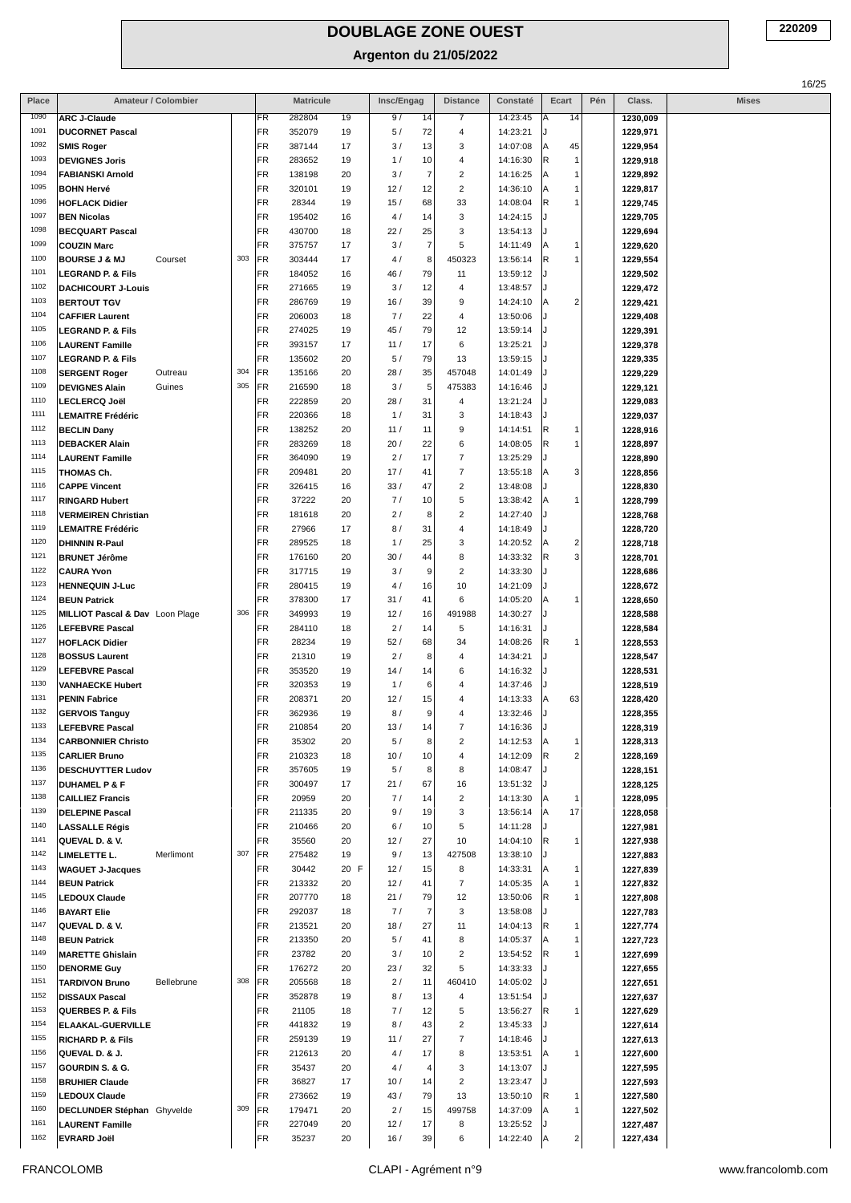# DOUBLAGE ZONE OUEST

## Argenton du 21/05/2022

220209

| Place | Amateur / Colombier | | | | Matricule | | Insc/Engag | | Distance | Constaté | Ecart | | Pén | Class. | Mises |
|---|---|---|---|---|---|---|---|---|---|---|---|---|---|---|---|
| 1090 | ARC J-Claude | | | FR | 282804 | 19 | 9 / | 14 | 7 | 14:23:45 | A | 14 | | 1230,009 | |
| 1091 | DUCORNET Pascal | | | FR | 352079 | 19 | 5 / | 72 | 4 | 14:23:21 | J | | | 1229,971 | |
| 1092 | SMIS Roger | | | FR | 387144 | 17 | 3 / | 13 | 3 | 14:07:08 | A | 45 | | 1229,954 | |
| 1093 | DEVIGNES Joris | | | FR | 283652 | 19 | 1 / | 10 | 4 | 14:16:30 | R | 1 | | 1229,918 | |
| 1094 | FABIANSKI Arnold | | | FR | 138198 | 20 | 3 / | 7 | 2 | 14:16:25 | A | 1 | | 1229,892 | |
| 1095 | BOHN Hervé | | | FR | 320101 | 19 | 12 / | 12 | 2 | 14:36:10 | A | 1 | | 1229,817 | |
| 1096 | HOFLACK Didier | | | FR | 28344 | 19 | 15 / | 68 | 33 | 14:08:04 | R | 1 | | 1229,745 | |
| 1097 | BEN Nicolas | | | FR | 195402 | 16 | 4 / | 14 | 3 | 14:24:15 | J | | | 1229,705 | |
| 1098 | BECQUART Pascal | | | FR | 430700 | 18 | 22 / | 25 | 3 | 13:54:13 | J | | | 1229,694 | |
| 1099 | COUZIN Marc | | | FR | 375757 | 17 | 3 / | 7 | 5 | 14:11:49 | A | 1 | | 1229,620 | |
| 1100 | BOURSE J & MJ | Courset | 303 | FR | 303444 | 17 | 4 / | 8 | 450323 | 13:56:14 | R | 1 | | 1229,554 | |
| 1101 | LEGRAND P. & Fils | | | FR | 184052 | 16 | 46 / | 79 | 11 | 13:59:12 | J | | | 1229,502 | |
| 1102 | DACHICOURT J-Louis | | | FR | 271665 | 19 | 3 / | 12 | 4 | 13:48:57 | J | | | 1229,472 | |
| 1103 | BERTOUT TGV | | | FR | 286769 | 19 | 16 / | 39 | 9 | 14:24:10 | A | 2 | | 1229,421 | |
| 1104 | CAFFIER Laurent | | | FR | 206003 | 18 | 7 / | 22 | 4 | 13:50:06 | J | | | 1229,408 | |
| 1105 | LEGRAND P. & Fils | | | FR | 274025 | 19 | 45 / | 79 | 12 | 13:59:14 | J | | | 1229,391 | |
| 1106 | LAURENT Famille | | | FR | 393157 | 17 | 11 / | 17 | 6 | 13:25:21 | J | | | 1229,378 | |
| 1107 | LEGRAND P. & Fils | | | FR | 135602 | 20 | 5 / | 79 | 13 | 13:59:15 | J | | | 1229,335 | |
| 1108 | SERGENT Roger | Outreau | 304 | FR | 135166 | 20 | 28 / | 35 | 457048 | 14:01:49 | J | | | 1229,229 | |
| 1109 | DEVIGNES Alain | Guines | 305 | FR | 216590 | 18 | 3 / | 5 | 475383 | 14:16:46 | J | | | 1229,121 | |
| 1110 | LECLERCQ Joël | | | FR | 222859 | 20 | 28 / | 31 | 4 | 13:21:24 | J | | | 1229,083 | |
| 1111 | LEMAITRE Frédéric | | | FR | 220366 | 18 | 1 / | 31 | 3 | 14:18:43 | J | | | 1229,037 | |
| 1112 | BECLIN Dany | | | FR | 138252 | 20 | 11 / | 11 | 9 | 14:14:51 | R | 1 | | 1228,916 | |
| 1113 | DEBACKER Alain | | | FR | 283269 | 18 | 20 / | 22 | 6 | 14:08:05 | R | 1 | | 1228,897 | |
| 1114 | LAURENT Famille | | | FR | 364090 | 19 | 2 / | 17 | 7 | 13:25:29 | J | | | 1228,890 | |
| 1115 | THOMAS Ch. | | | FR | 209481 | 20 | 17 / | 41 | 7 | 13:55:18 | A | 3 | | 1228,856 | |
| 1116 | CAPPE Vincent | | | FR | 326415 | 16 | 33 / | 47 | 2 | 13:48:08 | J | | | 1228,830 | |
| 1117 | RINGARD Hubert | | | FR | 37222 | 20 | 7 / | 10 | 5 | 13:38:42 | A | 1 | | 1228,799 | |
| 1118 | VERMEIREN Christian | | | FR | 181618 | 20 | 2 / | 8 | 2 | 14:27:40 | J | | | 1228,768 | |
| 1119 | LEMAITRE Frédéric | | | FR | 27966 | 17 | 8 / | 31 | 4 | 14:18:49 | J | | | 1228,720 | |
| 1120 | DHINNIN R-Paul | | | FR | 289525 | 18 | 1 / | 25 | 3 | 14:20:52 | A | 2 | | 1228,718 | |
| 1121 | BRUNET Jérôme | | | FR | 176160 | 20 | 30 / | 44 | 8 | 14:33:32 | R | 3 | | 1228,701 | |
| 1122 | CAURA Yvon | | | FR | 317715 | 19 | 3 / | 9 | 2 | 14:33:30 | J | | | 1228,686 | |
| 1123 | HENNEQUIN J-Luc | | | FR | 280415 | 19 | 4 / | 16 | 10 | 14:21:09 | J | | | 1228,672 | |
| 1124 | BEUN Patrick | | | FR | 378300 | 17 | 31 / | 41 | 6 | 14:05:20 | A | 1 | | 1228,650 | |
| 1125 | MILLIOT Pascal & Dav | Loon Plage | 306 | FR | 349993 | 19 | 12 / | 16 | 491988 | 14:30:27 | J | | | 1228,588 | |
| 1126 | LEFEBVRE Pascal | | | FR | 284110 | 18 | 2 / | 14 | 5 | 14:16:31 | J | | | 1228,584 | |
| 1127 | HOFLACK Didier | | | FR | 28234 | 19 | 52 / | 68 | 34 | 14:08:26 | R | 1 | | 1228,553 | |
| 1128 | BOSSUS Laurent | | | FR | 21310 | 19 | 2 / | 8 | 4 | 14:34:21 | J | | | 1228,547 | |
| 1129 | LEFEBVRE Pascal | | | FR | 353520 | 19 | 14 / | 14 | 6 | 14:16:32 | J | | | 1228,531 | |
| 1130 | VANHAECKE Hubert | | | FR | 320353 | 19 | 1 / | 6 | 4 | 14:37:46 | J | | | 1228,519 | |
| 1131 | PENIN Fabrice | | | FR | 208371 | 20 | 12 / | 15 | 4 | 14:13:33 | A | 63 | | 1228,420 | |
| 1132 | GERVOIS Tanguy | | | FR | 362936 | 19 | 8 / | 9 | 4 | 13:32:46 | J | | | 1228,355 | |
| 1133 | LEFEBVRE Pascal | | | FR | 210854 | 20 | 13 / | 14 | 7 | 14:16:36 | J | | | 1228,319 | |
| 1134 | CARBONNIER Christo | | | FR | 35302 | 20 | 5 / | 8 | 2 | 14:12:53 | A | 1 | | 1228,313 | |
| 1135 | CARLIER Bruno | | | FR | 210323 | 18 | 10 / | 10 | 4 | 14:12:09 | R | 2 | | 1228,169 | |
| 1136 | DESCHUYTTER Ludov | | | FR | 357605 | 19 | 5 / | 8 | 8 | 14:08:47 | J | | | 1228,151 | |
| 1137 | DUHAMEL P & F | | | FR | 300497 | 17 | 21 / | 67 | 16 | 13:51:32 | J | | | 1228,125 | |
| 1138 | CAILLIEZ Francis | | | FR | 20959 | 20 | 7 / | 14 | 2 | 14:13:30 | A | 1 | | 1228,095 | |
| 1139 | DELEPINE Pascal | | | FR | 211335 | 20 | 9 / | 19 | 3 | 13:56:14 | A | 17 | | 1228,058 | |
| 1140 | LASSALLE Régis | | | FR | 210466 | 20 | 6 / | 10 | 5 | 14:11:28 | J | | | 1227,981 | |
| 1141 | QUEVAL D. & V. | | | FR | 35560 | 20 | 12 / | 27 | 10 | 14:04:10 | R | 1 | | 1227,938 | |
| 1142 | LIMELETTE L. | Merlimont | 307 | FR | 275482 | 19 | 9 / | 13 | 427508 | 13:38:10 | J | | | 1227,883 | |
| 1143 | WAGUET J-Jacques | | | FR | 30442 | 20 F | 12 / | 15 | 8 | 14:33:31 | A | 1 | | 1227,839 | |
| 1144 | BEUN Patrick | | | FR | 213332 | 20 | 12 / | 41 | 7 | 14:05:35 | A | 1 | | 1227,832 | |
| 1145 | LEDOUX Claude | | | FR | 207770 | 18 | 21 / | 79 | 12 | 13:50:06 | R | 1 | | 1227,808 | |
| 1146 | BAYART Elie | | | FR | 292037 | 18 | 7 / | 7 | 3 | 13:58:08 | J | | | 1227,783 | |
| 1147 | QUEVAL D. & V. | | | FR | 213521 | 20 | 18 / | 27 | 11 | 14:04:13 | R | 1 | | 1227,774 | |
| 1148 | BEUN Patrick | | | FR | 213350 | 20 | 5 / | 41 | 8 | 14:05:37 | A | 1 | | 1227,723 | |
| 1149 | MARETTE Ghislain | | | FR | 23782 | 20 | 3 / | 10 | 2 | 13:54:52 | R | 1 | | 1227,699 | |
| 1150 | DENORME Guy | | | FR | 176272 | 20 | 23 / | 32 | 5 | 14:33:33 | J | | | 1227,655 | |
| 1151 | TARDIVON Bruno | Bellebrune | 308 | FR | 205568 | 18 | 2 / | 11 | 460410 | 14:05:02 | J | | | 1227,651 | |
| 1152 | DISSAUX Pascal | | | FR | 352878 | 19 | 8 / | 13 | 4 | 13:51:54 | J | | | 1227,637 | |
| 1153 | QUERBES P. & Fils | | | FR | 21105 | 18 | 7 / | 12 | 5 | 13:56:27 | R | 1 | | 1227,629 | |
| 1154 | ELAAKAL-GUERVILLE | | | FR | 441832 | 19 | 8 / | 43 | 2 | 13:45:33 | J | | | 1227,614 | |
| 1155 | RICHARD P. & Fils | | | FR | 259139 | 19 | 11 / | 27 | 7 | 14:18:46 | J | | | 1227,613 | |
| 1156 | QUEVAL D. & J. | | | FR | 212613 | 20 | 4 / | 17 | 8 | 13:53:51 | A | 1 | | 1227,600 | |
| 1157 | GOURDIN S. & G. | | | FR | 35437 | 20 | 4 / | 4 | 3 | 14:13:07 | J | | | 1227,595 | |
| 1158 | BRUHIER Claude | | | FR | 36827 | 17 | 10 / | 14 | 2 | 13:23:47 | J | | | 1227,593 | |
| 1159 | LEDOUX Claude | | | FR | 273662 | 19 | 43 / | 79 | 13 | 13:50:10 | R | 1 | | 1227,580 | |
| 1160 | DECLUNDER Stéphan | Ghyvelde | 309 | FR | 179471 | 20 | 2 / | 15 | 499758 | 14:37:09 | A | 1 | | 1227,502 | |
| 1161 | LAURENT Famille | | | FR | 227049 | 20 | 12 / | 17 | 8 | 13:25:52 | J | | | 1227,487 | |
| 1162 | EVRARD Joël | | | FR | 35237 | 20 | 16 / | 39 | 6 | 14:22:40 | A | 2 | | 1227,434 | |

FRANCOLOMB — CLAPI - Agrément n°9 — www.francolomb.com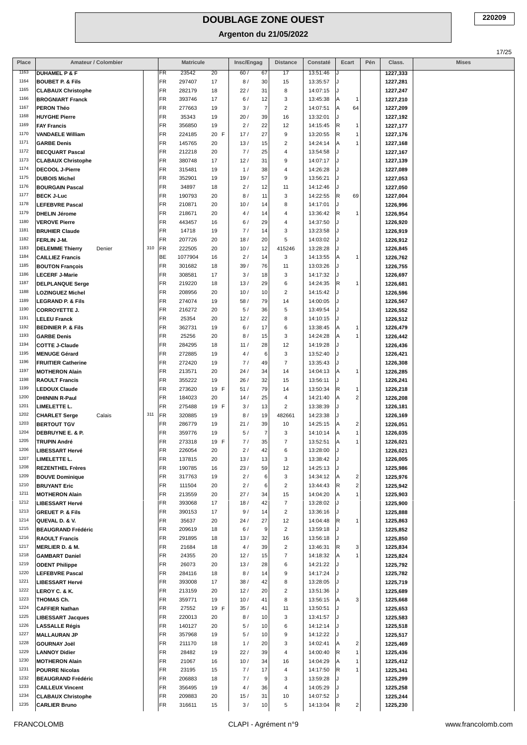# DOUBLAGE ZONE OUEST

## Argenton du 21/05/2022

220209

| Place | Amateur / Colombier | | | | Matricule | | | Insc/Engag | | Distance | Constaté | Ecart | | Pén | Class. | Mises |
|---|---|---|---|---|---|---|---|---|---|---|---|---|---|---|---|---|
| 1163 | DUHAMEL P & F | | | FR | 23542 | 20 | | 60 / | 67 | 17 | 13:51:46 | J | | | 1227,333 | |
| 1164 | BOUBET P. & Fils | | | FR | 297407 | 17 | | 8 / | 30 | 15 | 13:35:57 | J | | | 1227,281 | |
| 1165 | CLABAUX Christophe | | | FR | 282179 | 18 | | 22 / | 31 | 8 | 14:07:15 | J | | | 1227,247 | |
| 1166 | BROGNIART Franck | | | FR | 393746 | 17 | | 6 / | 12 | 3 | 13:45:38 | A | 1 | | 1227,210 | |
| 1167 | PERON Théo | | | FR | 277663 | 19 | | 3 / | 7 | 2 | 14:07:51 | A | 64 | | 1227,209 | |
| 1168 | HUYGHE Pierre | | | FR | 35343 | 19 | | 20 / | 39 | 16 | 13:32:01 | J | | | 1227,192 | |
| 1169 | FAY Francis | | | FR | 356850 | 19 | | 2 / | 22 | 12 | 14:15:45 | R | 1 | | 1227,177 | |
| 1170 | VANDAELE William | | | FR | 224185 | 20 | F | 17 / | 27 | 9 | 13:20:55 | R | 1 | | 1227,176 | |
| 1171 | GARBE Denis | | | FR | 145765 | 20 | | 13 / | 15 | 2 | 14:24:14 | A | 1 | | 1227,168 | |
| 1172 | BECQUART Pascal | | | FR | 212218 | 20 | | 7 / | 25 | 4 | 13:54:58 | J | | | 1227,167 | |
| 1173 | CLABAUX Christophe | | | FR | 380748 | 17 | | 12 / | 31 | 9 | 14:07:17 | J | | | 1227,139 | |
| 1174 | DECOOL J-Pierre | | | FR | 315481 | 19 | | 1 / | 38 | 4 | 14:26:28 | J | | | 1227,089 | |
| 1175 | DUBOIS Michel | | | FR | 352901 | 19 | | 19 / | 57 | 9 | 13:56:21 | J | | | 1227,053 | |
| 1176 | BOURGAIN Pascal | | | FR | 34897 | 18 | | 2 / | 12 | 11 | 14:12:46 | J | | | 1227,050 | |
| 1177 | BECK J-Luc | | | FR | 190793 | 20 | | 8 / | 11 | 3 | 14:22:55 | R | 69 | | 1227,004 | |
| 1178 | LEFEBVRE Pascal | | | FR | 210871 | 20 | | 10 / | 14 | 8 | 14:17:01 | J | | | 1226,996 | |
| 1179 | DHELIN Jérome | | | FR | 218671 | 20 | | 4 / | 14 | 4 | 13:36:42 | R | 1 | | 1226,954 | |
| 1180 | VEROVE Pierre | | | FR | 443457 | 16 | | 6 / | 29 | 4 | 14:37:50 | J | | | 1226,920 | |
| 1181 | BRUHIER Claude | | | FR | 14718 | 19 | | 7 / | 14 | 3 | 13:23:58 | J | | | 1226,919 | |
| 1182 | FERLIN J-M. | | | FR | 207726 | 20 | | 18 / | 20 | 5 | 14:03:02 | J | | | 1226,912 | |
| 1183 | DELEMME Thierry | Denier | 310 | FR | 222505 | 20 | | 10 / | 12 | 415246 | 13:28:28 | J | | | 1226,845 | |
| 1184 | CAILLIEZ Francis | | | BE | 1077904 | 16 | | 2 / | 14 | 3 | 14:13:55 | A | 1 | | 1226,762 | |
| 1185 | BOUTON François | | | FR | 301682 | 18 | | 39 / | 76 | 11 | 13:03:26 | J | | | 1226,755 | |
| 1186 | LECERF J-Marie | | | FR | 308581 | 17 | | 3 / | 18 | 3 | 14:17:32 | J | | | 1226,697 | |
| 1187 | DELPLANQUE Serge | | | FR | 219220 | 18 | | 13 / | 29 | 6 | 14:24:35 | R | 1 | | 1226,681 | |
| 1188 | LOZINGUEZ Michel | | | FR | 208956 | 20 | | 10 / | 10 | 2 | 14:15:42 | J | | | 1226,596 | |
| 1189 | LEGRAND P. & Fils | | | FR | 274074 | 19 | | 58 / | 79 | 14 | 14:00:05 | J | | | 1226,567 | |
| 1190 | CORROYETTE J. | | | FR | 216272 | 20 | | 5 / | 36 | 5 | 13:49:54 | J | | | 1226,552 | |
| 1191 | LELEU Franck | | | FR | 25354 | 20 | | 12 / | 22 | 8 | 14:10:15 | J | | | 1226,512 | |
| 1192 | BEDINIER P. & Fils | | | FR | 362731 | 19 | | 6 / | 17 | 6 | 13:38:45 | A | 1 | | 1226,479 | |
| 1193 | GARBE Denis | | | FR | 25256 | 20 | | 8 / | 15 | 3 | 14:24:28 | A | 1 | | 1226,442 | |
| 1194 | COTTE J-Claude | | | FR | 284295 | 18 | | 11 / | 28 | 12 | 14:19:28 | J | | | 1226,436 | |
| 1195 | MENUGE Gérard | | | FR | 272885 | 19 | | 4 / | 6 | 3 | 13:52:40 | J | | | 1226,421 | |
| 1196 | FRUITIER Catherine | | | FR | 272420 | 19 | | 7 / | 49 | 7 | 13:35:43 | J | | | 1226,308 | |
| 1197 | MOTHERON Alain | | | FR | 213571 | 20 | | 24 / | 34 | 14 | 14:04:13 | A | 1 | | 1226,285 | |
| 1198 | RAOULT Francis | | | FR | 355222 | 19 | | 26 / | 32 | 15 | 13:56:11 | J | | | 1226,241 | |
| 1199 | LEDOUX Claude | | | FR | 273620 | 19 | F | 51 / | 79 | 14 | 13:50:34 | R | 1 | | 1226,218 | |
| 1200 | DHINNIN R-Paul | | | FR | 184023 | 20 | | 14 / | 25 | 4 | 14:21:40 | A | 2 | | 1226,208 | |
| 1201 | LIMELETTE L. | | | FR | 275488 | 19 | F | 3 / | 13 | 2 | 13:38:39 | J | | | 1226,181 | |
| 1202 | CHARLET Serge | Calais | 311 | FR | 320885 | 19 | | 8 / | 19 | 482661 | 14:23:38 | J | | | 1226,169 | |
| 1203 | BERTOUT TGV | | | FR | 286779 | 19 | | 21 / | 39 | 10 | 14:25:15 | A | 2 | | 1226,051 | |
| 1204 | DEBRUYNE E. & P. | | | FR | 359776 | 19 | | 5 / | 7 | 3 | 14:10:14 | A | 1 | | 1226,035 | |
| 1205 | TRUPIN André | | | FR | 273318 | 19 | F | 7 / | 35 | 7 | 13:52:51 | A | 1 | | 1226,021 | |
| 1206 | LIBESSART Hervé | | | FR | 226054 | 20 | | 2 / | 42 | 6 | 13:28:00 | J | | | 1226,021 | |
| 1207 | LIMELETTE L. | | | FR | 137815 | 20 | | 13 / | 13 | 3 | 13:38:42 | J | | | 1226,005 | |
| 1208 | REZENTHEL Frères | | | FR | 190785 | 16 | | 23 / | 59 | 12 | 14:25:13 | J | | | 1225,986 | |
| 1209 | BOUVE Dominique | | | FR | 317763 | 19 | | 2 / | 6 | 3 | 14:34:12 | A | 2 | | 1225,976 | |
| 1210 | BRUYANT Eric | | | FR | 111504 | 20 | | 2 / | 6 | 2 | 13:44:43 | R | 2 | | 1225,942 | |
| 1211 | MOTHERON Alain | | | FR | 213559 | 20 | | 27 / | 34 | 15 | 14:04:20 | A | 1 | | 1225,903 | |
| 1212 | LIBESSART Hervé | | | FR | 393068 | 17 | | 18 / | 42 | 7 | 13:28:02 | J | | | 1225,900 | |
| 1213 | GREUET P. & Fils | | | FR | 390153 | 17 | | 9 / | 14 | 2 | 13:36:16 | J | | | 1225,888 | |
| 1214 | QUEVAL D. & V. | | | FR | 35637 | 20 | | 24 / | 27 | 12 | 14:04:48 | R | 1 | | 1225,863 | |
| 1215 | BEAUGRAND Frédéric | | | FR | 209619 | 18 | | 6 / | 9 | 2 | 13:59:18 | J | | | 1225,852 | |
| 1216 | RAOULT Francis | | | FR | 291895 | 18 | | 13 / | 32 | 16 | 13:56:18 | J | | | 1225,850 | |
| 1217 | MERLIER D. & M. | | | FR | 21684 | 18 | | 4 / | 39 | 2 | 13:46:31 | R | 3 | | 1225,834 | |
| 1218 | GAMBART Daniel | | | FR | 24355 | 20 | | 12 / | 15 | 7 | 14:18:32 | A | 1 | | 1225,824 | |
| 1219 | ODENT Philippe | | | FR | 26073 | 20 | | 13 / | 28 | 6 | 14:21:22 | J | | | 1225,792 | |
| 1220 | LEFEBVRE Pascal | | | FR | 284116 | 18 | | 8 / | 14 | 9 | 14:17:24 | J | | | 1225,782 | |
| 1221 | LIBESSART Hervé | | | FR | 393008 | 17 | | 38 / | 42 | 8 | 13:28:05 | J | | | 1225,719 | |
| 1222 | LEROY C. & K. | | | FR | 213159 | 20 | | 12 / | 20 | 2 | 13:51:36 | J | | | 1225,689 | |
| 1223 | THOMAS Ch. | | | FR | 359771 | 19 | | 10 / | 41 | 8 | 13:56:15 | A | 3 | | 1225,668 | |
| 1224 | CAFFIER Nathan | | | FR | 27552 | 19 | F | 35 / | 41 | 11 | 13:50:51 | J | | | 1225,653 | |
| 1225 | LIBESSART Jacques | | | FR | 220013 | 20 | | 8 / | 10 | 3 | 13:41:57 | J | | | 1225,583 | |
| 1226 | LASSALLE Régis | | | FR | 140127 | 20 | | 5 / | 10 | 6 | 14:12:14 | J | | | 1225,518 | |
| 1227 | MALLAURAN JP | | | FR | 357968 | 19 | | 5 / | 10 | 9 | 14:12:22 | J | | | 1225,517 | |
| 1228 | GOURNAY Joël | | | FR | 211170 | 18 | | 1 / | 20 | 3 | 14:02:41 | A | 2 | | 1225,469 | |
| 1229 | LANNOY Didier | | | FR | 28482 | 19 | | 22 / | 39 | 4 | 14:00:40 | R | 1 | | 1225,436 | |
| 1230 | MOTHERON Alain | | | FR | 21067 | 16 | | 10 / | 34 | 16 | 14:04:29 | A | 1 | | 1225,412 | |
| 1231 | POURRE Nicolas | | | FR | 23195 | 15 | | 7 / | 17 | 4 | 14:17:50 | R | 1 | | 1225,341 | |
| 1232 | BEAUGRAND Frédéric | | | FR | 206883 | 18 | | 7 / | 9 | 3 | 13:59:28 | J | | | 1225,299 | |
| 1233 | CAILLEUX Vincent | | | FR | 356495 | 19 | | 4 / | 36 | 4 | 14:05:29 | J | | | 1225,258 | |
| 1234 | CLABAUX Christophe | | | FR | 209883 | 20 | | 15 / | 31 | 10 | 14:07:52 | J | | | 1225,244 | |
| 1235 | CARLIER Bruno | | | FR | 316611 | 15 | | 3 / | 10 | 5 | 14:13:04 | R | 2 | | 1225,230 | |

FRANCOLOMB — CLAPI - Agrément n°9 — www.francolomb.com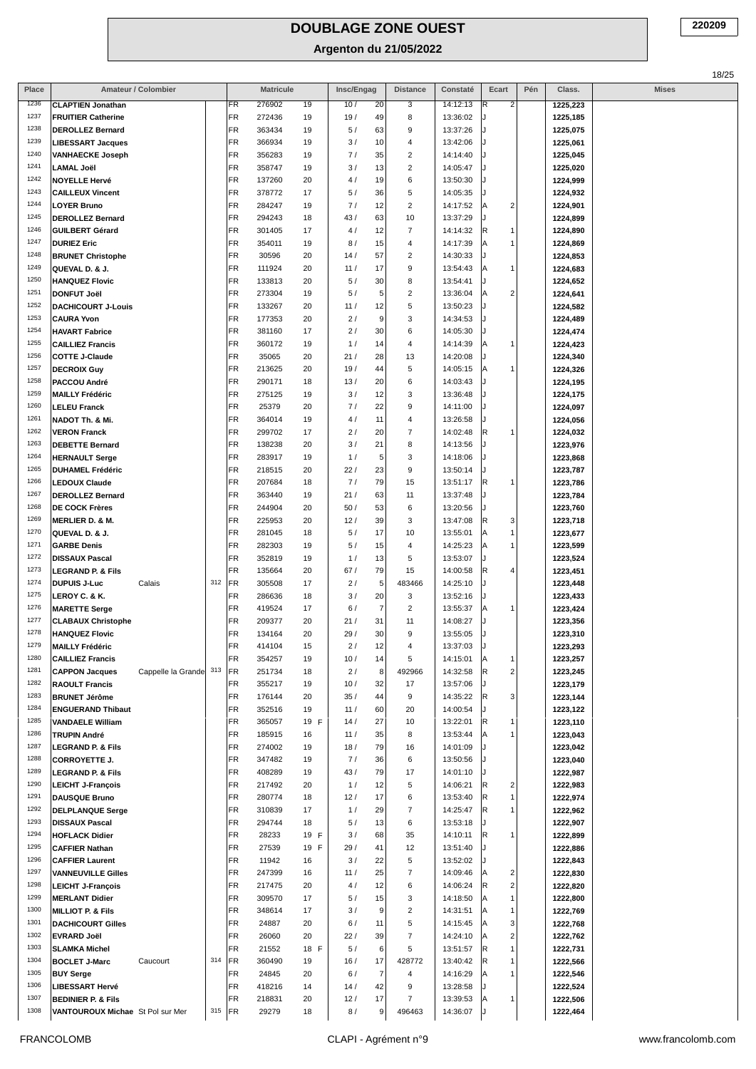# DOUBLAGE ZONE OUEST

## Argenton du 21/05/2022

220209

| Place | Amateur / Colombier | | | | Matricule | | Insc/Engag | | Distance | Constaté | Ecart | | Pén | Class. | Mises |
|---|---|---|---|---|---|---|---|---|---|---|---|---|---|---|---|
| 1236 | CLAPTIEN Jonathan | | | FR | 276902 | 19 | 10 / | 20 | 3 | 14:12:13 | R | 2 | | 1225,223 | |
| 1237 | FRUITIER Catherine | | | FR | 272436 | 19 | 19 / | 49 | 8 | 13:36:02 | J | | | 1225,185 | |
| 1238 | DEROLLEZ Bernard | | | FR | 363434 | 19 | 5 / | 63 | 9 | 13:37:26 | J | | | 1225,075 | |
| 1239 | LIBESSART Jacques | | | FR | 366934 | 19 | 3 / | 10 | 4 | 13:42:06 | J | | | 1225,061 | |
| 1240 | VANHAECKE Joseph | | | FR | 356283 | 19 | 7 / | 35 | 2 | 14:14:40 | J | | | 1225,045 | |
| 1241 | LAMAL Joël | | | FR | 358747 | 19 | 3 / | 13 | 2 | 14:05:47 | J | | | 1225,020 | |
| 1242 | NOYELLE Hervé | | | FR | 137260 | 20 | 4 / | 19 | 6 | 13:50:30 | J | | | 1224,999 | |
| 1243 | CAILLEUX Vincent | | | FR | 378772 | 17 | 5 / | 36 | 5 | 14:05:35 | J | | | 1224,932 | |
| 1244 | LOYER Bruno | | | FR | 284247 | 19 | 7 / | 12 | 2 | 14:17:52 | A | 2 | | 1224,901 | |
| 1245 | DEROLLEZ Bernard | | | FR | 294243 | 18 | 43 / | 63 | 10 | 13:37:29 | J | | | 1224,899 | |
| 1246 | GUILBERT Gérard | | | FR | 301405 | 17 | 4 / | 12 | 7 | 14:14:32 | R | 1 | | 1224,890 | |
| 1247 | DURIEZ Eric | | | FR | 354011 | 19 | 8 / | 15 | 4 | 14:17:39 | A | 1 | | 1224,869 | |
| 1248 | BRUNET Christophe | | | FR | 30596 | 20 | 14 / | 57 | 2 | 14:30:33 | J | | | 1224,853 | |
| 1249 | QUEVAL D. & J. | | | FR | 111924 | 20 | 11 / | 17 | 9 | 13:54:43 | A | 1 | | 1224,683 | |
| 1250 | HANQUEZ Flovic | | | FR | 133813 | 20 | 5 / | 30 | 8 | 13:54:41 | J | | | 1224,652 | |
| 1251 | DONFUT Joël | | | FR | 273304 | 19 | 5 / | 5 | 2 | 13:36:04 | A | 2 | | 1224,641 | |
| 1252 | DACHICOURT J-Louis | | | FR | 133267 | 20 | 11 / | 12 | 5 | 13:50:23 | J | | | 1224,582 | |
| 1253 | CAURA Yvon | | | FR | 177353 | 20 | 2 / | 9 | 3 | 14:34:53 | J | | | 1224,489 | |
| 1254 | HAVART Fabrice | | | FR | 381160 | 17 | 2 / | 30 | 6 | 14:05:30 | J | | | 1224,474 | |
| 1255 | CAILLIEZ Francis | | | FR | 360172 | 19 | 1 / | 14 | 4 | 14:14:39 | A | 1 | | 1224,423 | |
| 1256 | COTTE J-Claude | | | FR | 35065 | 20 | 21 / | 28 | 13 | 14:20:08 | J | | | 1224,340 | |
| 1257 | DECROIX Guy | | | FR | 213625 | 20 | 19 / | 44 | 5 | 14:05:15 | A | 1 | | 1224,326 | |
| 1258 | PACCOU André | | | FR | 290171 | 18 | 13 / | 20 | 6 | 14:03:43 | J | | | 1224,195 | |
| 1259 | MAILLY Frédéric | | | FR | 275125 | 19 | 3 / | 12 | 3 | 13:36:48 | J | | | 1224,175 | |
| 1260 | LELEU Franck | | | FR | 25379 | 20 | 7 / | 22 | 9 | 14:11:00 | J | | | 1224,097 | |
| 1261 | NADOT Th. & Mi. | | | FR | 364014 | 19 | 4 / | 11 | 4 | 13:26:58 | J | | | 1224,056 | |
| 1262 | VERON Franck | | | FR | 299702 | 17 | 2 / | 20 | 7 | 14:02:48 | R | 1 | | 1224,032 | |
| 1263 | DEBETTE Bernard | | | FR | 138238 | 20 | 3 / | 21 | 8 | 14:13:56 | J | | | 1223,976 | |
| 1264 | HERNAULT Serge | | | FR | 283917 | 19 | 1 / | 5 | 3 | 14:18:06 | J | | | 1223,868 | |
| 1265 | DUHAMEL Frédéric | | | FR | 218515 | 20 | 22 / | 23 | 9 | 13:50:14 | J | | | 1223,787 | |
| 1266 | LEDOUX Claude | | | FR | 207684 | 18 | 7 / | 79 | 15 | 13:51:17 | R | 1 | | 1223,786 | |
| 1267 | DEROLLEZ Bernard | | | FR | 363440 | 19 | 21 / | 63 | 11 | 13:37:48 | J | | | 1223,784 | |
| 1268 | DE COCK Frères | | | FR | 244904 | 20 | 50 / | 53 | 6 | 13:20:56 | J | | | 1223,760 | |
| 1269 | MERLIER D. & M. | | | FR | 225953 | 20 | 12 / | 39 | 3 | 13:47:08 | R | 3 | | 1223,718 | |
| 1270 | QUEVAL D. & J. | | | FR | 281045 | 18 | 5 / | 17 | 10 | 13:55:01 | A | 1 | | 1223,677 | |
| 1271 | GARBE Denis | | | FR | 282303 | 19 | 5 / | 15 | 4 | 14:25:23 | A | 1 | | 1223,599 | |
| 1272 | DISSAUX Pascal | | | FR | 352819 | 19 | 1 / | 13 | 5 | 13:53:07 | J | | | 1223,524 | |
| 1273 | LEGRAND P. & Fils | | | FR | 135664 | 20 | 67 / | 79 | 15 | 14:00:58 | R | 4 | | 1223,451 | |
| 1274 | DUPUIS J-Luc | Calais | 312 | FR | 305508 | 17 | 2 / | 5 | 483466 | 14:25:10 | J | | | 1223,448 | |
| 1275 | LEROY C. & K. | | | FR | 286636 | 18 | 3 / | 20 | 3 | 13:52:16 | J | | | 1223,433 | |
| 1276 | MARETTE Serge | | | FR | 419524 | 17 | 6 / | 7 | 2 | 13:55:37 | A | 1 | | 1223,424 | |
| 1277 | CLABAUX Christophe | | | FR | 209377 | 20 | 21 / | 31 | 11 | 14:08:27 | J | | | 1223,356 | |
| 1278 | HANQUEZ Flovic | | | FR | 134164 | 20 | 29 / | 30 | 9 | 13:55:05 | J | | | 1223,310 | |
| 1279 | MAILLY Frédéric | | | FR | 414104 | 15 | 2 / | 12 | 4 | 13:37:03 | J | | | 1223,293 | |
| 1280 | CAILLIEZ Francis | | | FR | 354257 | 19 | 10 / | 14 | 5 | 14:15:01 | A | 1 | | 1223,257 | |
| 1281 | CAPPON Jacques | Cappelle la Grande | 313 | FR | 251734 | 18 | 2 / | 8 | 492966 | 14:32:58 | R | 2 | | 1223,245 | |
| 1282 | RAOULT Francis | | | FR | 355217 | 19 | 10 / | 32 | 17 | 13:57:06 | J | | | 1223,179 | |
| 1283 | BRUNET Jérôme | | | FR | 176144 | 20 | 35 / | 44 | 9 | 14:35:22 | R | 3 | | 1223,144 | |
| 1284 | ENGUERAND Thibaut | | | FR | 352516 | 19 | 11 / | 60 | 20 | 14:00:54 | J | | | 1223,122 | |
| 1285 | VANDAELE William | | | FR | 365057 | 19 F | 14 / | 27 | 10 | 13:22:01 | R | 1 | | 1223,110 | |
| 1286 | TRUPIN André | | | FR | 185915 | 16 | 11 / | 35 | 8 | 13:53:44 | A | 1 | | 1223,043 | |
| 1287 | LEGRAND P. & Fils | | | FR | 274002 | 19 | 18 / | 79 | 16 | 14:01:09 | J | | | 1223,042 | |
| 1288 | CORROYETTE J. | | | FR | 347482 | 19 | 7 / | 36 | 6 | 13:50:56 | J | | | 1223,040 | |
| 1289 | LEGRAND P. & Fils | | | FR | 408289 | 19 | 43 / | 79 | 17 | 14:01:10 | J | | | 1222,987 | |
| 1290 | LEICHT J-François | | | FR | 217492 | 20 | 1 / | 12 | 5 | 14:06:21 | R | 2 | | 1222,983 | |
| 1291 | DAUSQUE Bruno | | | FR | 280774 | 18 | 12 / | 17 | 6 | 13:53:40 | R | 1 | | 1222,974 | |
| 1292 | DELPLANQUE Serge | | | FR | 310839 | 17 | 1 / | 29 | 7 | 14:25:47 | R | 1 | | 1222,962 | |
| 1293 | DISSAUX Pascal | | | FR | 294744 | 18 | 5 / | 13 | 6 | 13:53:18 | J | | | 1222,907 | |
| 1294 | HOFLACK Didier | | | FR | 28233 | 19 F | 3 / | 68 | 35 | 14:10:11 | R | 1 | | 1222,899 | |
| 1295 | CAFFIER Nathan | | | FR | 27539 | 19 F | 29 / | 41 | 12 | 13:51:40 | J | | | 1222,886 | |
| 1296 | CAFFIER Laurent | | | FR | 11942 | 16 | 3 / | 22 | 5 | 13:52:02 | J | | | 1222,843 | |
| 1297 | VANNEUVILLE Gilles | | | FR | 247399 | 16 | 11 / | 25 | 7 | 14:09:46 | A | 2 | | 1222,830 | |
| 1298 | LEICHT J-François | | | FR | 217475 | 20 | 4 / | 12 | 6 | 14:06:24 | R | 2 | | 1222,820 | |
| 1299 | MERLANT Didier | | | FR | 309570 | 17 | 5 / | 15 | 3 | 14:18:50 | A | 1 | | 1222,800 | |
| 1300 | MILLIOT P. & Fils | | | FR | 348614 | 17 | 3 / | 9 | 2 | 14:31:51 | A | 1 | | 1222,769 | |
| 1301 | DACHICOURT Gilles | | | FR | 24887 | 20 | 6 / | 11 | 5 | 14:15:45 | A | 3 | | 1222,768 | |
| 1302 | EVRARD Joël | | | FR | 26060 | 20 | 22 / | 39 | 7 | 14:24:10 | A | 2 | | 1222,762 | |
| 1303 | SLAMKA Michel | | | FR | 21552 | 18 F | 5 / | 6 | 5 | 13:51:57 | R | 1 | | 1222,731 | |
| 1304 | BOCLET J-Marc | Caucourt | 314 | FR | 360490 | 19 | 16 / | 17 | 428772 | 13:40:42 | R | 1 | | 1222,566 | |
| 1305 | BUY Serge | | | FR | 24845 | 20 | 6 / | 7 | 4 | 14:16:29 | A | 1 | | 1222,546 | |
| 1306 | LIBESSART Hervé | | | FR | 418216 | 14 | 14 / | 42 | 9 | 13:28:58 | J | | | 1222,524 | |
| 1307 | BEDINIER P. & Fils | | | FR | 218831 | 20 | 12 / | 17 | 7 | 13:39:53 | A | 1 | | 1222,506 | |
| 1308 | VANTOUROUX Michae | St Pol sur Mer | 315 | FR | 29279 | 18 | 8 / | 9 | 496463 | 14:36:07 | J | | | 1222,464 | |

FRANCOLOMB — CLAPI - Agrément n°9 — www.francolomb.com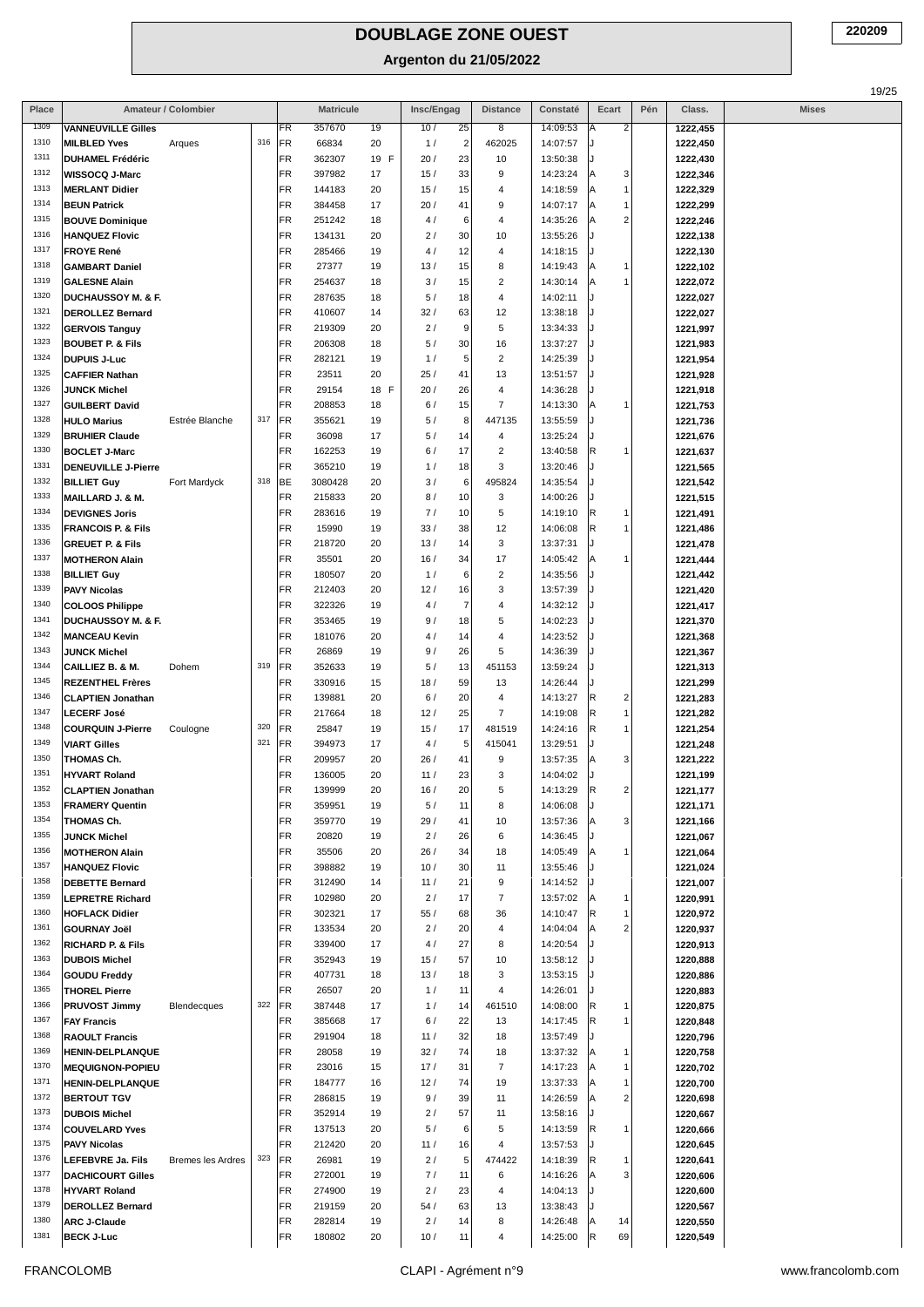# DOUBLAGE ZONE OUEST

## Argenton du 21/05/2022

220209

| Place | Amateur / Colombier | | | | Matricule | | | Insc/Engag | | Distance | Constaté | Ecart | | Pén | Class. | Mises |
|---|---|---|---|---|---|---|---|---|---|---|---|---|---|---|---|---|
| 1309 | VANNEUVILLE Gilles | | | FR | 357670 | 19 | | 10 / | 25 | 8 | 14:09:53 | A | 2 | | 1222,455 | |
| 1310 | MILBLED Yves | Arques | 316 | FR | 66834 | 20 | | 1 / | 2 | 462025 | 14:07:57 | J | | | 1222,450 | |
| 1311 | DUHAMEL Frédéric | | | FR | 362307 | 19 | F | 20 / | 23 | 10 | 13:50:38 | J | | | 1222,430 | |
| 1312 | WISSOCQ J-Marc | | | FR | 397982 | 17 | | 15 / | 33 | 9 | 14:23:24 | A | 3 | | 1222,346 | |
| 1313 | MERLANT Didier | | | FR | 144183 | 20 | | 15 / | 15 | 4 | 14:18:59 | A | 1 | | 1222,329 | |
| 1314 | BEUN Patrick | | | FR | 384458 | 17 | | 20 / | 41 | 9 | 14:07:17 | A | 1 | | 1222,299 | |
| 1315 | BOUVE Dominique | | | FR | 251242 | 18 | | 4 / | 6 | 4 | 14:35:26 | A | 2 | | 1222,246 | |
| 1316 | HANQUEZ Flovic | | | FR | 134131 | 20 | | 2 / | 30 | 10 | 13:55:26 | J | | | 1222,138 | |
| 1317 | FROYE René | | | FR | 285466 | 19 | | 4 / | 12 | 4 | 14:18:15 | J | | | 1222,130 | |
| 1318 | GAMBART Daniel | | | FR | 27377 | 19 | | 13 / | 15 | 8 | 14:19:43 | A | 1 | | 1222,102 | |
| 1319 | GALESNE Alain | | | FR | 254637 | 18 | | 3 / | 15 | 2 | 14:30:14 | A | 1 | | 1222,072 | |
| 1320 | DUCHAUSSOY M. & F. | | | FR | 287635 | 18 | | 5 / | 18 | 4 | 14:02:11 | J | | | 1222,027 | |
| 1321 | DEROLLEZ Bernard | | | FR | 410607 | 14 | | 32 / | 63 | 12 | 13:38:18 | J | | | 1222,027 | |
| 1322 | GERVOIS Tanguy | | | FR | 219309 | 20 | | 2 / | 9 | 5 | 13:34:33 | J | | | 1221,997 | |
| 1323 | BOUBET P. & Fils | | | FR | 206308 | 18 | | 5 / | 30 | 16 | 13:37:27 | J | | | 1221,983 | |
| 1324 | DUPUIS J-Luc | | | FR | 282121 | 19 | | 1 / | 5 | 2 | 14:25:39 | J | | | 1221,954 | |
| 1325 | CAFFIER Nathan | | | FR | 23511 | 20 | | 25 / | 41 | 13 | 13:51:57 | J | | | 1221,928 | |
| 1326 | JUNCK Michel | | | FR | 29154 | 18 | F | 20 / | 26 | 4 | 14:36:28 | J | | | 1221,918 | |
| 1327 | GUILBERT David | | | FR | 208853 | 18 | | 6 / | 15 | 7 | 14:13:30 | A | 1 | | 1221,753 | |
| 1328 | HULO Marius | Estrée Blanche | 317 | FR | 355621 | 19 | | 5 / | 8 | 447135 | 13:55:59 | J | | | 1221,736 | |
| 1329 | BRUHIER Claude | | | FR | 36098 | 17 | | 5 / | 14 | 4 | 13:25:24 | J | | | 1221,676 | |
| 1330 | BOCLET J-Marc | | | FR | 162253 | 19 | | 6 / | 17 | 2 | 13:40:58 | R | 1 | | 1221,637 | |
| 1331 | DENEUVILLE J-Pierre | | | FR | 365210 | 19 | | 1 / | 18 | 3 | 13:20:46 | J | | | 1221,565 | |
| 1332 | BILLIET Guy | Fort Mardyck | 318 | BE | 3080428 | 20 | | 3 / | 6 | 495824 | 14:35:54 | J | | | 1221,542 | |
| 1333 | MAILLARD J. & M. | | | FR | 215833 | 20 | | 8 / | 10 | 3 | 14:00:26 | J | | | 1221,515 | |
| 1334 | DEVIGNES Joris | | | FR | 283616 | 19 | | 7 / | 10 | 5 | 14:19:10 | R | 1 | | 1221,491 | |
| 1335 | FRANCOIS P. & Fils | | | FR | 15990 | 19 | | 33 / | 38 | 12 | 14:06:08 | R | 1 | | 1221,486 | |
| 1336 | GREUET P. & Fils | | | FR | 218720 | 20 | | 13 / | 14 | 3 | 13:37:31 | J | | | 1221,478 | |
| 1337 | MOTHERON Alain | | | FR | 35501 | 20 | | 16 / | 34 | 17 | 14:05:42 | A | 1 | | 1221,444 | |
| 1338 | BILLIET Guy | | | FR | 180507 | 20 | | 1 / | 6 | 2 | 14:35:56 | J | | | 1221,442 | |
| 1339 | PAVY Nicolas | | | FR | 212403 | 20 | | 12 / | 16 | 3 | 13:57:39 | J | | | 1221,420 | |
| 1340 | COLOOS Philippe | | | FR | 322326 | 19 | | 4 / | 7 | 4 | 14:32:12 | J | | | 1221,417 | |
| 1341 | DUCHAUSSOY M. & F. | | | FR | 353465 | 19 | | 9 / | 18 | 5 | 14:02:23 | J | | | 1221,370 | |
| 1342 | MANCEAU Kevin | | | FR | 181076 | 20 | | 4 / | 14 | 4 | 14:23:52 | J | | | 1221,368 | |
| 1343 | JUNCK Michel | | | FR | 26869 | 19 | | 9 / | 26 | 5 | 14:36:39 | J | | | 1221,367 | |
| 1344 | CAILLIEZ B. & M. | Dohem | 319 | FR | 352633 | 19 | | 5 / | 13 | 451153 | 13:59:24 | J | | | 1221,313 | |
| 1345 | REZENTHEL Frères | | | FR | 330916 | 15 | | 18 / | 59 | 13 | 14:26:44 | J | | | 1221,299 | |
| 1346 | CLAPTIEN Jonathan | | | FR | 139881 | 20 | | 6 / | 20 | 4 | 14:13:27 | R | 2 | | 1221,283 | |
| 1347 | LECERF José | | | FR | 217664 | 18 | | 12 / | 25 | 7 | 14:19:08 | R | 1 | | 1221,282 | |
| 1348 | COURQUIN J-Pierre | Coulogne | 320 | FR | 25847 | 19 | | 15 / | 17 | 481519 | 14:24:16 | R | 1 | | 1221,254 | |
| 1349 | VIART Gilles | | 321 | FR | 394973 | 17 | | 4 / | 5 | 415041 | 13:29:51 | J | | | 1221,248 | |
| 1350 | THOMAS Ch. | | | FR | 209957 | 20 | | 26 / | 41 | 9 | 13:57:35 | A | 3 | | 1221,222 | |
| 1351 | HYVART Roland | | | FR | 136005 | 20 | | 11 / | 23 | 3 | 14:04:02 | J | | | 1221,199 | |
| 1352 | CLAPTIEN Jonathan | | | FR | 139999 | 20 | | 16 / | 20 | 5 | 14:13:29 | R | 2 | | 1221,177 | |
| 1353 | FRAMERY Quentin | | | FR | 359951 | 19 | | 5 / | 11 | 8 | 14:06:08 | J | | | 1221,171 | |
| 1354 | THOMAS Ch. | | | FR | 359770 | 19 | | 29 / | 41 | 10 | 13:57:36 | A | 3 | | 1221,166 | |
| 1355 | JUNCK Michel | | | FR | 20820 | 19 | | 2 / | 26 | 6 | 14:36:45 | J | | | 1221,067 | |
| 1356 | MOTHERON Alain | | | FR | 35506 | 20 | | 26 / | 34 | 18 | 14:05:49 | A | 1 | | 1221,064 | |
| 1357 | HANQUEZ Flovic | | | FR | 398882 | 19 | | 10 / | 30 | 11 | 13:55:46 | J | | | 1221,024 | |
| 1358 | DEBETTE Bernard | | | FR | 312490 | 14 | | 11 / | 21 | 9 | 14:14:52 | J | | | 1221,007 | |
| 1359 | LEPRETRE Richard | | | FR | 102980 | 20 | | 2 / | 17 | 7 | 13:57:02 | A | 1 | | 1220,991 | |
| 1360 | HOFLACK Didier | | | FR | 302321 | 17 | | 55 / | 68 | 36 | 14:10:47 | R | 1 | | 1220,972 | |
| 1361 | GOURNAY Joël | | | FR | 133534 | 20 | | 2 / | 20 | 4 | 14:04:04 | A | 2 | | 1220,937 | |
| 1362 | RICHARD P. & Fils | | | FR | 339400 | 17 | | 4 / | 27 | 8 | 14:20:54 | J | | | 1220,913 | |
| 1363 | DUBOIS Michel | | | FR | 352943 | 19 | | 15 / | 57 | 10 | 13:58:12 | J | | | 1220,888 | |
| 1364 | GOUDU Freddy | | | FR | 407731 | 18 | | 13 / | 18 | 3 | 13:53:15 | J | | | 1220,886 | |
| 1365 | THOREL Pierre | | | FR | 26507 | 20 | | 1 / | 11 | 4 | 14:26:01 | J | | | 1220,883 | |
| 1366 | PRUVOST Jimmy | Blendecques | 322 | FR | 387448 | 17 | | 1 / | 14 | 461510 | 14:08:00 | R | 1 | | 1220,875 | |
| 1367 | FAY Francis | | | FR | 385668 | 17 | | 6 / | 22 | 13 | 14:17:45 | R | 1 | | 1220,848 | |
| 1368 | RAOULT Francis | | | FR | 291904 | 18 | | 11 / | 32 | 18 | 13:57:49 | J | | | 1220,796 | |
| 1369 | HENIN-DELPLANQUE | | | FR | 28058 | 19 | | 32 / | 74 | 18 | 13:37:32 | A | 1 | | 1220,758 | |
| 1370 | MEQUIGNON-POPIEU | | | FR | 23016 | 15 | | 17 / | 31 | 7 | 14:17:23 | A | 1 | | 1220,702 | |
| 1371 | HENIN-DELPLANQUE | | | FR | 184777 | 16 | | 12 / | 74 | 19 | 13:37:33 | A | 1 | | 1220,700 | |
| 1372 | BERTOUT TGV | | | FR | 286815 | 19 | | 9 / | 39 | 11 | 14:26:59 | A | 2 | | 1220,698 | |
| 1373 | DUBOIS Michel | | | FR | 352914 | 19 | | 2 / | 57 | 11 | 13:58:16 | J | | | 1220,667 | |
| 1374 | COUVELARD Yves | | | FR | 137513 | 20 | | 5 / | 6 | 5 | 14:13:59 | R | 1 | | 1220,666 | |
| 1375 | PAVY Nicolas | | | FR | 212420 | 20 | | 11 / | 16 | 4 | 13:57:53 | J | | | 1220,645 | |
| 1376 | LEFEBVRE Ja. Fils | Bremes les Ardres | 323 | FR | 26981 | 19 | | 2 / | 5 | 474422 | 14:18:39 | R | 1 | | 1220,641 | |
| 1377 | DACHICOURT Gilles | | | FR | 272001 | 19 | | 7 / | 11 | 6 | 14:16:26 | A | 3 | | 1220,606 | |
| 1378 | HYVART Roland | | | FR | 274900 | 19 | | 2 / | 23 | 4 | 14:04:13 | J | | | 1220,600 | |
| 1379 | DEROLLEZ Bernard | | | FR | 219159 | 20 | | 54 / | 63 | 13 | 13:38:43 | J | | | 1220,567 | |
| 1380 | ARC J-Claude | | | FR | 282814 | 19 | | 2 / | 14 | 8 | 14:26:48 | A | 14 | | 1220,550 | |
| 1381 | BECK J-Luc | | | FR | 180802 | 20 | | 10 / | 11 | 4 | 14:25:00 | R | 69 | | 1220,549 | |

FRANCOLOMB — CLAPI - Agrément n°9 — www.francolomb.com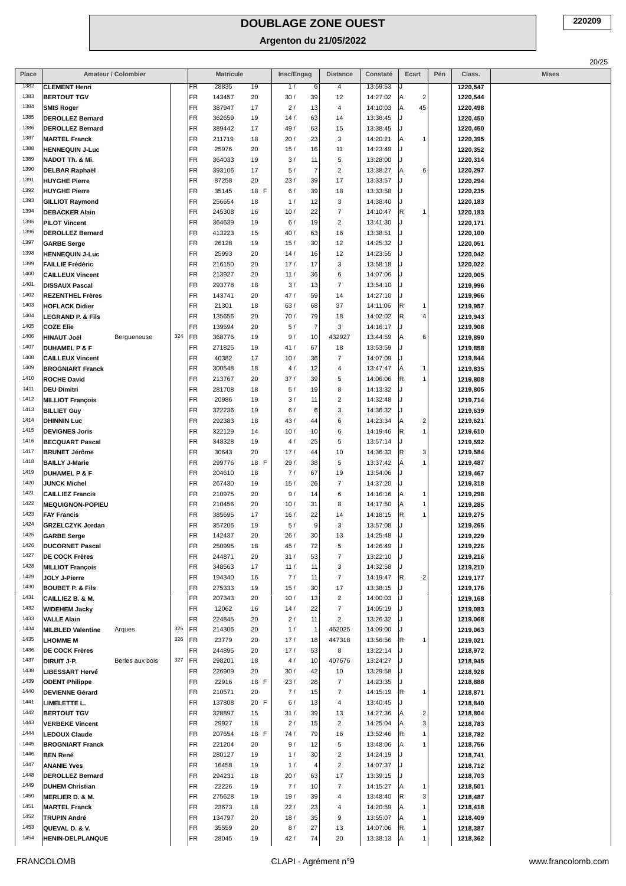# DOUBLAGE ZONE OUEST

## Argenton du 21/05/2022

220209

| Place | Amateur / Colombier | | | Matricule | | | Insc/Engag | | Distance | Constaté | Ecart | | Pén | Class. | Mises |
|---|---|---|---|---|---|---|---|---|---|---|---|---|---|---|---|
| 1382 | CLEMENT Henri | | | FR | 28835 | 19 | 1 / | 6 | 4 | 13:59:53 | J | | | 1220,547 | |
| 1383 | BERTOUT TGV | | | FR | 143457 | 20 | 30 / | 39 | 12 | 14:27:02 | A | 2 | | 1220,544 | |
| 1384 | SMIS Roger | | | FR | 387947 | 17 | 2 / | 13 | 4 | 14:10:03 | A | 45 | | 1220,498 | |
| 1385 | DEROLLEZ Bernard | | | FR | 362659 | 19 | 14 / | 63 | 14 | 13:38:45 | J | | | 1220,450 | |
| 1386 | DEROLLEZ Bernard | | | FR | 389442 | 17 | 49 / | 63 | 15 | 13:38:45 | J | | | 1220,450 | |
| 1387 | MARTEL Franck | | | FR | 211719 | 18 | 20 / | 23 | 3 | 14:20:21 | A | 1 | | 1220,395 | |
| 1388 | HENNEQUIN J-Luc | | | FR | 25976 | 20 | 15 / | 16 | 11 | 14:23:49 | J | | | 1220,352 | |
| 1389 | NADOT Th. & Mi. | | | FR | 364033 | 19 | 3 / | 11 | 5 | 13:28:00 | J | | | 1220,314 | |
| 1390 | DELBAR Raphaël | | | FR | 393106 | 17 | 5 / | 7 | 2 | 13:38:27 | A | 6 | | 1220,297 | |
| 1391 | HUYGHE Pierre | | | FR | 87258 | 20 | 23 / | 39 | 17 | 13:33:57 | J | | | 1220,294 | |
| 1392 | HUYGHE Pierre | | | FR | 35145 | 18 F | 6 / | 39 | 18 | 13:33:58 | J | | | 1220,235 | |
| 1393 | GILLIOT Raymond | | | FR | 256654 | 18 | 1 / | 12 | 3 | 14:38:40 | J | | | 1220,183 | |
| 1394 | DEBACKER Alain | | | FR | 245308 | 16 | 10 / | 22 | 7 | 14:10:47 | R | 1 | | 1220,183 | |
| 1395 | PILOT Vincent | | | FR | 364639 | 19 | 6 / | 19 | 2 | 13:41:30 | J | | | 1220,171 | |
| 1396 | DEROLLEZ Bernard | | | FR | 413223 | 15 | 40 / | 63 | 16 | 13:38:51 | J | | | 1220,100 | |
| 1397 | GARBE Serge | | | FR | 26128 | 19 | 15 / | 30 | 12 | 14:25:32 | J | | | 1220,051 | |
| 1398 | HENNEQUIN J-Luc | | | FR | 25993 | 20 | 14 / | 16 | 12 | 14:23:55 | J | | | 1220,042 | |
| 1399 | FAILLIE Frédéric | | | FR | 216150 | 20 | 17 / | 17 | 3 | 13:58:18 | J | | | 1220,022 | |
| 1400 | CAILLEUX Vincent | | | FR | 213927 | 20 | 11 / | 36 | 6 | 14:07:06 | J | | | 1220,005 | |
| 1401 | DISSAUX Pascal | | | FR | 293778 | 18 | 3 / | 13 | 7 | 13:54:10 | J | | | 1219,996 | |
| 1402 | REZENTHEL Frères | | | FR | 143741 | 20 | 47 / | 59 | 14 | 14:27:10 | J | | | 1219,966 | |
| 1403 | HOFLACK Didier | | | FR | 21301 | 18 | 63 / | 68 | 37 | 14:11:06 | R | 1 | | 1219,957 | |
| 1404 | LEGRAND P. & Fils | | | FR | 135656 | 20 | 70 / | 79 | 18 | 14:02:02 | R | 4 | | 1219,943 | |
| 1405 | COZE Elie | | | FR | 139594 | 20 | 5 / | 7 | 3 | 14:16:17 | J | | | 1219,908 | |
| 1406 | HINAUT Joël | Bergueneuse | 324 | FR | 368776 | 19 | 9 / | 10 | 432927 | 13:44:59 | A | 6 | | 1219,890 | |
| 1407 | DUHAMEL P & F | | | FR | 271825 | 19 | 41 / | 67 | 18 | 13:53:59 | J | | | 1219,858 | |
| 1408 | CAILLEUX Vincent | | | FR | 40382 | 17 | 10 / | 36 | 7 | 14:07:09 | J | | | 1219,844 | |
| 1409 | BROGNIART Franck | | | FR | 300548 | 18 | 4 / | 12 | 4 | 13:47:47 | A | 1 | | 1219,835 | |
| 1410 | ROCHE David | | | FR | 213767 | 20 | 37 / | 39 | 5 | 14:06:06 | R | 1 | | 1219,808 | |
| 1411 | DEU Dimitri | | | FR | 281708 | 18 | 5 / | 19 | 8 | 14:13:32 | J | | | 1219,805 | |
| 1412 | MILLIOT François | | | FR | 20986 | 19 | 3 / | 11 | 2 | 14:32:48 | J | | | 1219,714 | |
| 1413 | BILLIET Guy | | | FR | 322236 | 19 | 6 / | 6 | 3 | 14:36:32 | J | | | 1219,639 | |
| 1414 | DHINNIN Luc | | | FR | 292383 | 18 | 43 / | 44 | 6 | 14:23:34 | A | 2 | | 1219,621 | |
| 1415 | DEVIGNES Joris | | | FR | 322129 | 14 | 10 / | 10 | 6 | 14:19:46 | R | 1 | | 1219,610 | |
| 1416 | BECQUART Pascal | | | FR | 348328 | 19 | 4 / | 25 | 5 | 13:57:14 | J | | | 1219,592 | |
| 1417 | BRUNET Jérôme | | | FR | 30643 | 20 | 17 / | 44 | 10 | 14:36:33 | R | 3 | | 1219,584 | |
| 1418 | BAILLY J-Marie | | | FR | 299776 | 18 F | 29 / | 38 | 5 | 13:37:42 | A | 1 | | 1219,487 | |
| 1419 | DUHAMEL P & F | | | FR | 204610 | 18 | 7 / | 67 | 19 | 13:54:06 | J | | | 1219,467 | |
| 1420 | JUNCK Michel | | | FR | 267430 | 19 | 15 / | 26 | 7 | 14:37:20 | J | | | 1219,318 | |
| 1421 | CAILLIEZ Francis | | | FR | 210975 | 20 | 9 / | 14 | 6 | 14:16:16 | A | 1 | | 1219,298 | |
| 1422 | MEQUIGNON-POPIEU | | | FR | 210456 | 20 | 10 / | 31 | 8 | 14:17:50 | A | 1 | | 1219,285 | |
| 1423 | FAY Francis | | | FR | 385695 | 17 | 16 / | 22 | 14 | 14:18:15 | R | 1 | | 1219,275 | |
| 1424 | GRZELCZYK Jordan | | | FR | 357206 | 19 | 5 / | 9 | 3 | 13:57:08 | J | | | 1219,265 | |
| 1425 | GARBE Serge | | | FR | 142437 | 20 | 26 / | 30 | 13 | 14:25:48 | J | | | 1219,229 | |
| 1426 | DUCORNET Pascal | | | FR | 250995 | 18 | 45 / | 72 | 5 | 14:26:49 | J | | | 1219,226 | |
| 1427 | DE COCK Frères | | | FR | 244871 | 20 | 31 / | 53 | 7 | 13:22:10 | J | | | 1219,216 | |
| 1428 | MILLIOT François | | | FR | 348563 | 17 | 11 / | 11 | 3 | 14:32:58 | J | | | 1219,210 | |
| 1429 | JOLY J-Pierre | | | FR | 194340 | 16 | 7 / | 11 | 7 | 14:19:47 | R | 2 | | 1219,177 | |
| 1430 | BOUBET P. & Fils | | | FR | 275333 | 19 | 15 / | 30 | 17 | 13:38:15 | J | | | 1219,176 | |
| 1431 | CAILLIEZ B. & M. | | | FR | 207343 | 20 | 10 / | 13 | 2 | 14:00:03 | J | | | 1219,168 | |
| 1432 | WIDEHEM Jacky | | | FR | 12062 | 16 | 14 / | 22 | 7 | 14:05:19 | J | | | 1219,083 | |
| 1433 | VALLE Alain | | | FR | 224845 | 20 | 2 / | 11 | 2 | 13:26:32 | J | | | 1219,068 | |
| 1434 | MILBLED Valentine | Arques | 325 | FR | 214306 | 20 | 1 / | 1 | 462025 | 14:09:00 | J | | | 1219,063 | |
| 1435 | LHOMME M | | 326 | FR | 23779 | 20 | 17 / | 18 | 447318 | 13:56:56 | R | 1 | | 1219,021 | |
| 1436 | DE COCK Frères | | | FR | 244895 | 20 | 17 / | 53 | 8 | 13:22:14 | J | | | 1218,972 | |
| 1437 | DIRUIT J-P. | Berles aux bois | 327 | FR | 298201 | 18 | 4 / | 10 | 407676 | 13:24:27 | J | | | 1218,945 | |
| 1438 | LIBESSART Hervé | | | FR | 226909 | 20 | 30 / | 42 | 10 | 13:29:58 | J | | | 1218,928 | |
| 1439 | ODENT Philippe | | | FR | 22916 | 18 F | 23 / | 28 | 7 | 14:23:35 | J | | | 1218,888 | |
| 1440 | DEVIENNE Gérard | | | FR | 210571 | 20 | 7 / | 15 | 7 | 14:15:19 | R | 1 | | 1218,871 | |
| 1441 | LIMELETTE L. | | | FR | 137808 | 20 F | 6 / | 13 | 4 | 13:40:45 | J | | | 1218,840 | |
| 1442 | BERTOUT TGV | | | FR | 328897 | 15 | 31 / | 39 | 13 | 14:27:36 | A | 2 | | 1218,804 | |
| 1443 | VERBEKE Vincent | | | FR | 29927 | 18 | 2 / | 15 | 2 | 14:25:04 | A | 3 | | 1218,783 | |
| 1444 | LEDOUX Claude | | | FR | 207654 | 18 F | 74 / | 79 | 16 | 13:52:46 | R | 1 | | 1218,782 | |
| 1445 | BROGNIART Franck | | | FR | 221204 | 20 | 9 / | 12 | 5 | 13:48:06 | A | 1 | | 1218,756 | |
| 1446 | BEN René | | | FR | 280127 | 19 | 1 / | 30 | 2 | 14:24:19 | J | | | 1218,741 | |
| 1447 | ANANIE Yves | | | FR | 16458 | 19 | 1 / | 4 | 2 | 14:07:37 | J | | | 1218,712 | |
| 1448 | DEROLLEZ Bernard | | | FR | 294231 | 18 | 20 / | 63 | 17 | 13:39:15 | J | | | 1218,703 | |
| 1449 | DUHEM Christian | | | FR | 22226 | 19 | 7 / | 10 | 7 | 14:15:27 | A | 1 | | 1218,501 | |
| 1450 | MERLIER D. & M. | | | FR | 275628 | 19 | 19 / | 39 | 4 | 13:48:40 | R | 3 | | 1218,487 | |
| 1451 | MARTEL Franck | | | FR | 23673 | 18 | 22 / | 23 | 4 | 14:20:59 | A | 1 | | 1218,418 | |
| 1452 | TRUPIN André | | | FR | 134797 | 20 | 18 / | 35 | 9 | 13:55:07 | A | 1 | | 1218,409 | |
| 1453 | QUEVAL D. & V. | | | FR | 35559 | 20 | 8 / | 27 | 13 | 14:07:06 | R | 1 | | 1218,387 | |
| 1454 | HENIN-DELPLANQUE | | | FR | 28045 | 19 | 42 / | 74 | 20 | 13:38:13 | A | 1 | | 1218,362 | |

FRANCOLOMB — CLAPI - Agrément n°9 — www.francolomb.com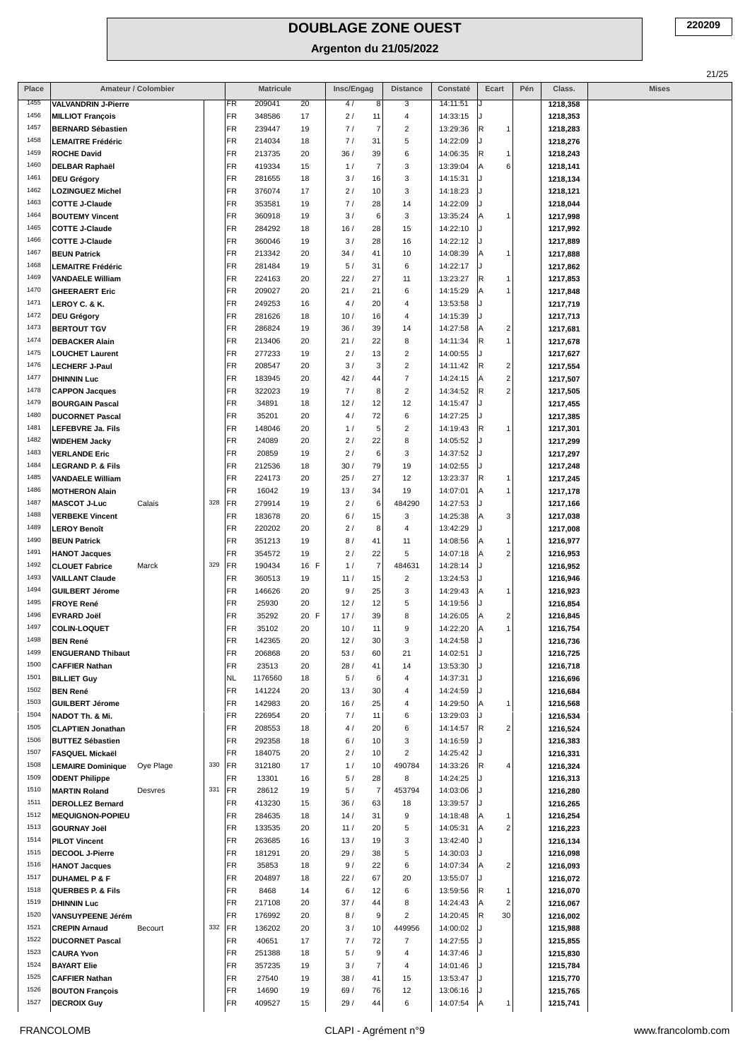# DOUBLAGE ZONE OUEST

**220209**

## Argenton du 21/05/2022

| Place | Amateur / Colombier | | | | Matricule | | | Insc/Engag | | Distance | Constaté | Ecart | | Pén | Class. | Mises |
|---|---|---|---|---|---|---|---|---|---|---|---|---|---|---|---|---|
| 1455 | VALVANDRIN J-Pierre | | | FR | 209041 | 20 | | 4 / | 8 | 3 | 14:11:51 | J | | | 1218,358 | |
| 1456 | MILLIOT François | | | FR | 348586 | 17 | | 2 / | 11 | 4 | 14:33:15 | J | | | 1218,353 | |
| 1457 | BERNARD Sébastien | | | FR | 239447 | 19 | | 7 / | 7 | 2 | 13:29:36 | R | 1 | | 1218,283 | |
| 1458 | LEMAITRE Frédéric | | | FR | 214034 | 18 | | 7 / | 31 | 5 | 14:22:09 | J | | | 1218,276 | |
| 1459 | ROCHE David | | | FR | 213735 | 20 | | 36 / | 39 | 6 | 14:06:35 | R | 1 | | 1218,243 | |
| 1460 | DELBAR Raphaël | | | FR | 419334 | 15 | | 1 / | 7 | 3 | 13:39:04 | A | 6 | | 1218,141 | |
| 1461 | DEU Grégory | | | FR | 281655 | 18 | | 3 / | 16 | 3 | 14:15:31 | J | | | 1218,134 | |
| 1462 | LOZINGUEZ Michel | | | FR | 376074 | 17 | | 2 / | 10 | 3 | 14:18:23 | J | | | 1218,121 | |
| 1463 | COTTE J-Claude | | | FR | 353581 | 19 | | 7 / | 28 | 14 | 14:22:09 | J | | | 1218,044 | |
| 1464 | BOUTEMY Vincent | | | FR | 360918 | 19 | | 3 / | 6 | 3 | 13:35:24 | A | 1 | | 1217,998 | |
| 1465 | COTTE J-Claude | | | FR | 284292 | 18 | | 16 / | 28 | 15 | 14:22:10 | J | | | 1217,992 | |
| 1466 | COTTE J-Claude | | | FR | 360046 | 19 | | 3 / | 28 | 16 | 14:22:12 | J | | | 1217,889 | |
| 1467 | BEUN Patrick | | | FR | 213342 | 20 | | 34 / | 41 | 10 | 14:08:39 | A | 1 | | 1217,888 | |
| 1468 | LEMAITRE Frédéric | | | FR | 281484 | 19 | | 5 / | 31 | 6 | 14:22:17 | J | | | 1217,862 | |
| 1469 | VANDAELE William | | | FR | 224163 | 20 | | 22 / | 27 | 11 | 13:23:27 | R | 1 | | 1217,853 | |
| 1470 | GHEERAERT Eric | | | FR | 209027 | 20 | | 21 / | 21 | 6 | 14:15:29 | A | 1 | | 1217,848 | |
| 1471 | LEROY C. & K. | | | FR | 249253 | 16 | | 4 / | 20 | 4 | 13:53:58 | J | | | 1217,719 | |
| 1472 | DEU Grégory | | | FR | 281626 | 18 | | 10 / | 16 | 4 | 14:15:39 | J | | | 1217,713 | |
| 1473 | BERTOUT TGV | | | FR | 286824 | 19 | | 36 / | 39 | 14 | 14:27:58 | A | 2 | | 1217,681 | |
| 1474 | DEBACKER Alain | | | FR | 213406 | 20 | | 21 / | 22 | 8 | 14:11:34 | R | 1 | | 1217,678 | |
| 1475 | LOUCHET Laurent | | | FR | 277233 | 19 | | 2 / | 13 | 2 | 14:00:55 | J | | | 1217,627 | |
| 1476 | LECHERF J-Paul | | | FR | 208547 | 20 | | 3 / | 3 | 2 | 14:11:42 | R | 2 | | 1217,554 | |
| 1477 | DHINNIN Luc | | | FR | 183945 | 20 | | 42 / | 44 | 7 | 14:24:15 | A | 2 | | 1217,507 | |
| 1478 | CAPPON Jacques | | | FR | 322023 | 19 | | 7 / | 8 | 2 | 14:34:52 | R | 2 | | 1217,505 | |
| 1479 | BOURGAIN Pascal | | | FR | 34891 | 18 | | 12 / | 12 | 12 | 14:15:47 | J | | | 1217,455 | |
| 1480 | DUCORNET Pascal | | | FR | 35201 | 20 | | 4 / | 72 | 6 | 14:27:25 | J | | | 1217,385 | |
| 1481 | LEFEBVRE Ja. Fils | | | FR | 148046 | 20 | | 1 / | 5 | 2 | 14:19:43 | R | 1 | | 1217,301 | |
| 1482 | WIDEHEM Jacky | | | FR | 24089 | 20 | | 2 / | 22 | 8 | 14:05:52 | J | | | 1217,299 | |
| 1483 | VERLANDE Eric | | | FR | 20859 | 19 | | 2 / | 6 | 3 | 14:37:52 | J | | | 1217,297 | |
| 1484 | LEGRAND P. & Fils | | | FR | 212536 | 18 | | 30 / | 79 | 19 | 14:02:55 | J | | | 1217,248 | |
| 1485 | VANDAELE William | | | FR | 224173 | 20 | | 25 / | 27 | 12 | 13:23:37 | R | 1 | | 1217,245 | |
| 1486 | MOTHERON Alain | | | FR | 16042 | 19 | | 13 / | 34 | 19 | 14:07:01 | A | 1 | | 1217,178 | |
| 1487 | MASCOT J-Luc | Calais | 328 | FR | 279914 | 19 | | 2 / | 6 | 484290 | 14:27:53 | J | | | 1217,166 | |
| 1488 | VERBEKE Vincent | | | FR | 183678 | 20 | | 6 / | 15 | 3 | 14:25:38 | A | 3 | | 1217,038 | |
| 1489 | LEROY Benoît | | | FR | 220202 | 20 | | 2 / | 8 | 4 | 13:42:29 | J | | | 1217,008 | |
| 1490 | BEUN Patrick | | | FR | 351213 | 19 | | 8 / | 41 | 11 | 14:08:56 | A | 1 | | 1216,977 | |
| 1491 | HANOT Jacques | | | FR | 354572 | 19 | | 2 / | 22 | 5 | 14:07:18 | A | 2 | | 1216,953 | |
| 1492 | CLOUET Fabrice | Marck | 329 | FR | 190434 | 16 | F | 1 / | 7 | 484631 | 14:28:14 | J | | | 1216,952 | |
| 1493 | VAILLANT Claude | | | FR | 360513 | 19 | | 11 / | 15 | 2 | 13:24:53 | J | | | 1216,946 | |
| 1494 | GUILBERT Jérome | | | FR | 146626 | 20 | | 9 / | 25 | 3 | 14:29:43 | A | 1 | | 1216,923 | |
| 1495 | FROYE René | | | FR | 25930 | 20 | | 12 / | 12 | 5 | 14:19:56 | J | | | 1216,854 | |
| 1496 | EVRARD Joël | | | FR | 35292 | 20 | F | 17 / | 39 | 8 | 14:26:05 | A | 2 | | 1216,845 | |
| 1497 | COLIN-LOQUET | | | FR | 35102 | 20 | | 10 / | 11 | 9 | 14:22:20 | A | 1 | | 1216,754 | |
| 1498 | BEN René | | | FR | 142365 | 20 | | 12 / | 30 | 3 | 14:24:58 | J | | | 1216,736 | |
| 1499 | ENGUERAND Thibaut | | | FR | 206868 | 20 | | 53 / | 60 | 21 | 14:02:51 | J | | | 1216,725 | |
| 1500 | CAFFIER Nathan | | | FR | 23513 | 20 | | 28 / | 41 | 14 | 13:53:30 | J | | | 1216,718 | |
| 1501 | BILLIET Guy | | | NL | 1176560 | 18 | | 5 / | 6 | 4 | 14:37:31 | J | | | 1216,696 | |
| 1502 | BEN René | | | FR | 141224 | 20 | | 13 / | 30 | 4 | 14:24:59 | J | | | 1216,684 | |
| 1503 | GUILBERT Jérome | | | FR | 142983 | 20 | | 16 / | 25 | 4 | 14:29:50 | A | 1 | | 1216,568 | |
| 1504 | NADOT Th. & Mi. | | | FR | 226954 | 20 | | 7 / | 11 | 6 | 13:29:03 | J | | | 1216,534 | |
| 1505 | CLAPTIEN Jonathan | | | FR | 208553 | 18 | | 4 / | 20 | 6 | 14:14:57 | R | 2 | | 1216,524 | |
| 1506 | BUTTEZ Sébastien | | | FR | 292358 | 18 | | 6 / | 10 | 3 | 14:16:59 | J | | | 1216,383 | |
| 1507 | FASQUEL Mickaël | | | FR | 184075 | 20 | | 2 / | 10 | 2 | 14:25:42 | J | | | 1216,331 | |
| 1508 | LEMAIRE Dominique | Oye Plage | 330 | FR | 312180 | 17 | | 1 / | 10 | 490784 | 14:33:26 | R | 4 | | 1216,324 | |
| 1509 | ODENT Philippe | | | FR | 13301 | 16 | | 5 / | 28 | 8 | 14:24:25 | J | | | 1216,313 | |
| 1510 | MARTIN Roland | Desvres | 331 | FR | 28612 | 19 | | 5 / | 7 | 453794 | 14:03:06 | J | | | 1216,280 | |
| 1511 | DEROLLEZ Bernard | | | FR | 413230 | 15 | | 36 / | 63 | 18 | 13:39:57 | J | | | 1216,265 | |
| 1512 | MEQUIGNON-POPIEU | | | FR | 284635 | 18 | | 14 / | 31 | 9 | 14:18:48 | A | 1 | | 1216,254 | |
| 1513 | GOURNAY Joël | | | FR | 133535 | 20 | | 11 / | 20 | 5 | 14:05:31 | A | 2 | | 1216,223 | |
| 1514 | PILOT Vincent | | | FR | 263685 | 16 | | 13 / | 19 | 3 | 13:42:40 | J | | | 1216,134 | |
| 1515 | DECOOL J-Pierre | | | FR | 181291 | 20 | | 29 / | 38 | 5 | 14:30:03 | J | | | 1216,098 | |
| 1516 | HANOT Jacques | | | FR | 35853 | 18 | | 9 / | 22 | 6 | 14:07:34 | A | 2 | | 1216,093 | |
| 1517 | DUHAMEL P & F | | | FR | 204897 | 18 | | 22 / | 67 | 20 | 13:55:07 | J | | | 1216,072 | |
| 1518 | QUERBES P. & Fils | | | FR | 8468 | 14 | | 6 / | 12 | 6 | 13:59:56 | R | 1 | | 1216,070 | |
| 1519 | DHINNIN Luc | | | FR | 217108 | 20 | | 37 / | 44 | 8 | 14:24:43 | A | 2 | | 1216,067 | |
| 1520 | VANSUYPEENE Jérém | | | FR | 176992 | 20 | | 8 / | 9 | 2 | 14:20:45 | R | 30 | | 1216,002 | |
| 1521 | CREPIN Arnaud | Becourt | 332 | FR | 136202 | 20 | | 3 / | 10 | 449956 | 14:00:02 | J | | | 1215,988 | |
| 1522 | DUCORNET Pascal | | | FR | 40651 | 17 | | 7 / | 72 | 7 | 14:27:55 | J | | | 1215,855 | |
| 1523 | CAURA Yvon | | | FR | 251388 | 18 | | 5 / | 9 | 4 | 14:37:46 | J | | | 1215,830 | |
| 1524 | BAYART Elie | | | FR | 357235 | 19 | | 3 / | 7 | 4 | 14:01:46 | J | | | 1215,784 | |
| 1525 | CAFFIER Nathan | | | FR | 27540 | 19 | | 38 / | 41 | 15 | 13:53:47 | J | | | 1215,770 | |
| 1526 | BOUTON François | | | FR | 14690 | 19 | | 69 / | 76 | 12 | 13:06:16 | J | | | 1215,765 | |
| 1527 | DECROIX Guy | | | FR | 409527 | 15 | | 29 / | 44 | 6 | 14:07:54 | A | 1 | | 1215,741 | |

FRANCOLOMB — CLAPI - Agrément n°9 — www.francolomb.com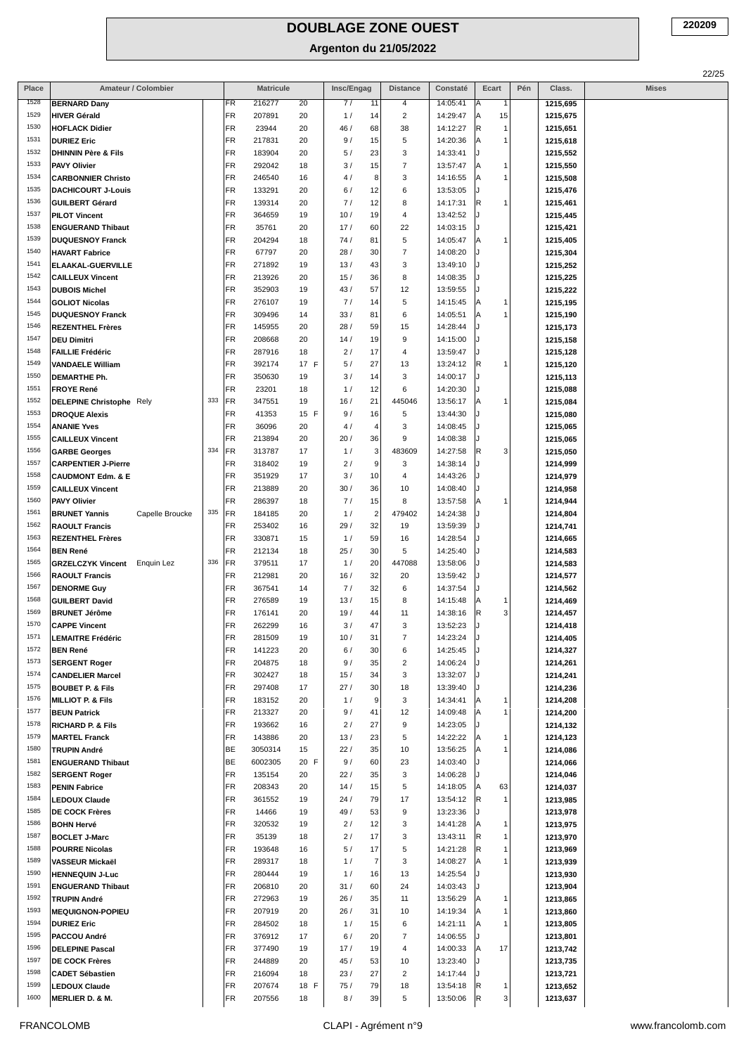# DOUBLAGE ZONE OUEST

## Argenton du 21/05/2022

220209

| Place | Amateur / Colombier | | | | Matricule | | | Insc/Engag | | Distance | Constaté | Ecart | | Pén | Class. | Mises |
|---|---|---|---|---|---|---|---|---|---|---|---|---|---|---|---|---|
| 1528 | BERNARD Dany | | | FR | 216277 | 20 | | 7 / | 11 | 4 | 14:05:41 | A | 1 | | 1215,695 | |
| 1529 | HIVER Gérald | | | FR | 207891 | 20 | | 1 / | 14 | 2 | 14:29:47 | A | 15 | | 1215,675 | |
| 1530 | HOFLACK Didier | | | FR | 23944 | 20 | | 46 / | 68 | 38 | 14:12:27 | R | 1 | | 1215,651 | |
| 1531 | DURIEZ Eric | | | FR | 217831 | 20 | | 9 / | 15 | 5 | 14:20:36 | A | 1 | | 1215,618 | |
| 1532 | DHINNIN Père & Fils | | | FR | 183904 | 20 | | 5 / | 23 | 3 | 14:33:41 | J | | | 1215,552 | |
| 1533 | PAVY Olivier | | | FR | 292042 | 18 | | 3 / | 15 | 7 | 13:57:47 | A | 1 | | 1215,550 | |
| 1534 | CARBONNIER Christo | | | FR | 246540 | 16 | | 4 / | 8 | 3 | 14:16:55 | A | 1 | | 1215,508 | |
| 1535 | DACHICOURT J-Louis | | | FR | 133291 | 20 | | 6 / | 12 | 6 | 13:53:05 | J | | | 1215,476 | |
| 1536 | GUILBERT Gérard | | | FR | 139314 | 20 | | 7 / | 12 | 8 | 14:17:31 | R | 1 | | 1215,461 | |
| 1537 | PILOT Vincent | | | FR | 364659 | 19 | | 10 / | 19 | 4 | 13:42:52 | J | | | 1215,445 | |
| 1538 | ENGUERAND Thibaut | | | FR | 35761 | 20 | | 17 / | 60 | 22 | 14:03:15 | J | | | 1215,421 | |
| 1539 | DUQUESNOY Franck | | | FR | 204294 | 18 | | 74 / | 81 | 5 | 14:05:47 | A | 1 | | 1215,405 | |
| 1540 | HAVART Fabrice | | | FR | 67797 | 20 | | 28 / | 30 | 7 | 14:08:20 | J | | | 1215,304 | |
| 1541 | ELAAKAL-GUERVILLE | | | FR | 271892 | 19 | | 13 / | 43 | 3 | 13:49:10 | J | | | 1215,252 | |
| 1542 | CAILLEUX Vincent | | | FR | 213926 | 20 | | 15 / | 36 | 8 | 14:08:35 | J | | | 1215,225 | |
| 1543 | DUBOIS Michel | | | FR | 352903 | 19 | | 43 / | 57 | 12 | 13:59:55 | J | | | 1215,222 | |
| 1544 | GOLIOT Nicolas | | | FR | 276107 | 19 | | 7 / | 14 | 5 | 14:15:45 | A | 1 | | 1215,195 | |
| 1545 | DUQUESNOY Franck | | | FR | 309496 | 14 | | 33 / | 81 | 6 | 14:05:51 | A | 1 | | 1215,190 | |
| 1546 | REZENTHEL Frères | | | FR | 145955 | 20 | | 28 / | 59 | 15 | 14:28:44 | J | | | 1215,173 | |
| 1547 | DEU Dimitri | | | FR | 208668 | 20 | | 14 / | 19 | 9 | 14:15:00 | J | | | 1215,158 | |
| 1548 | FAILLIE Frédéric | | | FR | 287916 | 18 | | 2 / | 17 | 4 | 13:59:47 | J | | | 1215,128 | |
| 1549 | VANDAELE William | | | FR | 392174 | 17 | F | 5 / | 27 | 13 | 13:24:12 | R | 1 | | 1215,120 | |
| 1550 | DEMARTHE Ph. | | | FR | 350630 | 19 | | 3 / | 14 | 3 | 14:00:17 | J | | | 1215,113 | |
| 1551 | FROYE René | | | FR | 23201 | 18 | | 1 / | 12 | 6 | 14:20:30 | J | | | 1215,088 | |
| 1552 | DELEPINE Christophe | Rely | 333 | FR | 347551 | 19 | | 16 / | 21 | 445046 | 13:56:17 | A | 1 | | 1215,084 | |
| 1553 | DROQUE Alexis | | | FR | 41353 | 15 | F | 9 / | 16 | 5 | 13:44:30 | J | | | 1215,080 | |
| 1554 | ANANIE Yves | | | FR | 36096 | 20 | | 4 / | 4 | 3 | 14:08:45 | J | | | 1215,065 | |
| 1555 | CAILLEUX Vincent | | | FR | 213894 | 20 | | 20 / | 36 | 9 | 14:08:38 | J | | | 1215,065 | |
| 1556 | GARBE Georges | | 334 | FR | 313787 | 17 | | 1 / | 3 | 483609 | 14:27:58 | R | 3 | | 1215,050 | |
| 1557 | CARPENTIER J-Pierre | | | FR | 318402 | 19 | | 2 / | 9 | 3 | 14:38:14 | J | | | 1214,999 | |
| 1558 | CAUDMONT Edm. & E | | | FR | 351929 | 17 | | 3 / | 10 | 4 | 14:43:26 | J | | | 1214,979 | |
| 1559 | CAILLEUX Vincent | | | FR | 213889 | 20 | | 30 / | 36 | 10 | 14:08:40 | J | | | 1214,958 | |
| 1560 | PAVY Olivier | | | FR | 286397 | 18 | | 7 / | 15 | 8 | 13:57:58 | A | 1 | | 1214,944 | |
| 1561 | BRUNET Yannis | Capelle Broucke | 335 | FR | 184185 | 20 | | 1 / | 2 | 479402 | 14:24:38 | J | | | 1214,804 | |
| 1562 | RAOULT Francis | | | FR | 253402 | 16 | | 29 / | 32 | 19 | 13:59:39 | J | | | 1214,741 | |
| 1563 | REZENTHEL Frères | | | FR | 330871 | 15 | | 1 / | 59 | 16 | 14:28:54 | J | | | 1214,665 | |
| 1564 | BEN René | | | FR | 212134 | 18 | | 25 / | 30 | 5 | 14:25:40 | J | | | 1214,583 | |
| 1565 | GRZELCZYK Vincent | Enquin Lez | 336 | FR | 379511 | 17 | | 1 / | 20 | 447088 | 13:58:06 | J | | | 1214,583 | |
| 1566 | RAOULT Francis | | | FR | 212981 | 20 | | 16 / | 32 | 20 | 13:59:42 | J | | | 1214,577 | |
| 1567 | DENORME Guy | | | FR | 367541 | 14 | | 7 / | 32 | 6 | 14:37:54 | J | | | 1214,562 | |
| 1568 | GUILBERT David | | | FR | 276589 | 19 | | 13 / | 15 | 8 | 14:15:48 | A | 1 | | 1214,469 | |
| 1569 | BRUNET Jérôme | | | FR | 176141 | 20 | | 19 / | 44 | 11 | 14:38:16 | R | 3 | | 1214,457 | |
| 1570 | CAPPE Vincent | | | FR | 262299 | 16 | | 3 / | 47 | 3 | 13:52:23 | J | | | 1214,418 | |
| 1571 | LEMAITRE Frédéric | | | FR | 281509 | 19 | | 10 / | 31 | 7 | 14:23:24 | J | | | 1214,405 | |
| 1572 | BEN René | | | FR | 141223 | 20 | | 6 / | 30 | 6 | 14:25:45 | J | | | 1214,327 | |
| 1573 | SERGENT Roger | | | FR | 204875 | 18 | | 9 / | 35 | 2 | 14:06:24 | J | | | 1214,261 | |
| 1574 | CANDELIER Marcel | | | FR | 302427 | 18 | | 15 / | 34 | 3 | 13:32:07 | J | | | 1214,241 | |
| 1575 | BOUBET P. & Fils | | | FR | 297408 | 17 | | 27 / | 30 | 18 | 13:39:40 | J | | | 1214,236 | |
| 1576 | MILLIOT P. & Fils | | | FR | 183152 | 20 | | 1 / | 9 | 3 | 14:34:41 | A | 1 | | 1214,208 | |
| 1577 | BEUN Patrick | | | FR | 213327 | 20 | | 9 / | 41 | 12 | 14:09:48 | A | 1 | | 1214,200 | |
| 1578 | RICHARD P. & Fils | | | FR | 193662 | 16 | | 2 / | 27 | 9 | 14:23:05 | J | | | 1214,132 | |
| 1579 | MARTEL Franck | | | FR | 143886 | 20 | | 13 / | 23 | 5 | 14:22:22 | A | 1 | | 1214,123 | |
| 1580 | TRUPIN André | | | BE | 3050314 | 15 | | 22 / | 35 | 10 | 13:56:25 | A | 1 | | 1214,086 | |
| 1581 | ENGUERAND Thibaut | | | BE | 6002305 | 20 | F | 9 / | 60 | 23 | 14:03:40 | J | | | 1214,066 | |
| 1582 | SERGENT Roger | | | FR | 135154 | 20 | | 22 / | 35 | 3 | 14:06:28 | J | | | 1214,046 | |
| 1583 | PENIN Fabrice | | | FR | 208343 | 20 | | 14 / | 15 | 5 | 14:18:05 | A | 63 | | 1214,037 | |
| 1584 | LEDOUX Claude | | | FR | 361552 | 19 | | 24 / | 79 | 17 | 13:54:12 | R | 1 | | 1213,985 | |
| 1585 | DE COCK Frères | | | FR | 14466 | 19 | | 49 / | 53 | 9 | 13:23:36 | J | | | 1213,978 | |
| 1586 | BOHN Hervé | | | FR | 320532 | 19 | | 2 / | 12 | 3 | 14:41:28 | A | 1 | | 1213,975 | |
| 1587 | BOCLET J-Marc | | | FR | 35139 | 18 | | 2 / | 17 | 3 | 13:43:11 | R | 1 | | 1213,970 | |
| 1588 | POURRE Nicolas | | | FR | 193648 | 16 | | 5 / | 17 | 5 | 14:21:28 | R | 1 | | 1213,969 | |
| 1589 | VASSEUR Mickaël | | | FR | 289317 | 18 | | 1 / | 7 | 3 | 14:08:27 | A | 1 | | 1213,939 | |
| 1590 | HENNEQUIN J-Luc | | | FR | 280444 | 19 | | 1 / | 16 | 13 | 14:25:54 | J | | | 1213,930 | |
| 1591 | ENGUERAND Thibaut | | | FR | 206810 | 20 | | 31 / | 60 | 24 | 14:03:43 | J | | | 1213,904 | |
| 1592 | TRUPIN André | | | FR | 272963 | 19 | | 26 / | 35 | 11 | 13:56:29 | A | 1 | | 1213,865 | |
| 1593 | MEQUIGNON-POPIEU | | | FR | 207919 | 20 | | 26 / | 31 | 10 | 14:19:34 | A | 1 | | 1213,860 | |
| 1594 | DURIEZ Eric | | | FR | 284502 | 18 | | 1 / | 15 | 6 | 14:21:11 | A | 1 | | 1213,805 | |
| 1595 | PACCOU André | | | FR | 376912 | 17 | | 6 / | 20 | 7 | 14:06:55 | J | | | 1213,801 | |
| 1596 | DELEPINE Pascal | | | FR | 377490 | 19 | | 17 / | 19 | 4 | 14:00:33 | A | 17 | | 1213,742 | |
| 1597 | DE COCK Frères | | | FR | 244889 | 20 | | 45 / | 53 | 10 | 13:23:40 | J | | | 1213,735 | |
| 1598 | CADET Sébastien | | | FR | 216094 | 18 | | 23 / | 27 | 2 | 14:17:44 | J | | | 1213,721 | |
| 1599 | LEDOUX Claude | | | FR | 207674 | 18 | F | 75 / | 79 | 18 | 13:54:18 | R | 1 | | 1213,652 | |
| 1600 | MERLIER D. & M. | | | FR | 207556 | 18 | | 8 / | 39 | 5 | 13:50:06 | R | 3 | | 1213,637 | |

FRANCOLOMB — CLAPI - Agrément n°9 — www.francolomb.com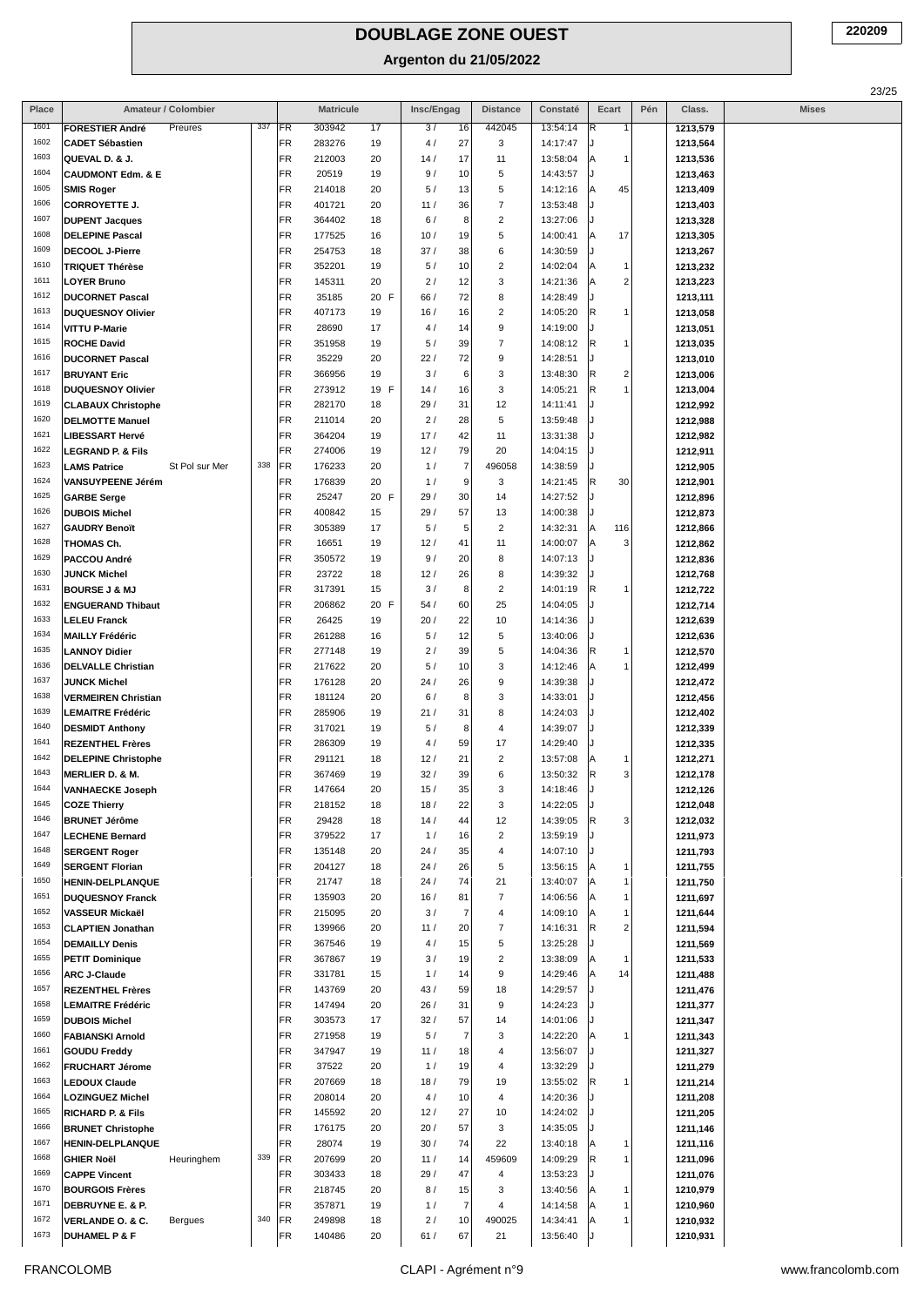# DOUBLAGE ZONE OUEST

## Argenton du 21/05/2022

220209

| Place | Amateur / Colombier | | | | Matricule | | | Insc/Engag | | Distance | Constaté | Ecart | | Pén | Class. | Mises |
|---|---|---|---|---|---|---|---|---|---|---|---|---|---|---|---|---|
| 1601 | FORESTIER André | Preures | 337 | FR | 303942 | 17 | | 3 / | 16 | 442045 | 13:54:14 | R | 1 | | 1213,579 | |
| 1602 | CADET Sébastien | | | FR | 283276 | 19 | | 4 / | 27 | 3 | 14:17:47 | J | | | 1213,564 | |
| 1603 | QUEVAL D. & J. | | | FR | 212003 | 20 | | 14 / | 17 | 11 | 13:58:04 | A | 1 | | 1213,536 | |
| 1604 | CAUDMONT Edm. & E | | | FR | 20519 | 19 | | 9 / | 10 | 5 | 14:43:57 | J | | | 1213,463 | |
| 1605 | SMIS Roger | | | FR | 214018 | 20 | | 5 / | 13 | 5 | 14:12:16 | A | 45 | | 1213,409 | |
| 1606 | CORROYETTE J. | | | FR | 401721 | 20 | | 11 / | 36 | 7 | 13:53:48 | J | | | 1213,403 | |
| 1607 | DUPENT Jacques | | | FR | 364402 | 18 | | 6 / | 8 | 2 | 13:27:06 | J | | | 1213,328 | |
| 1608 | DELEPINE Pascal | | | FR | 177525 | 16 | | 10 / | 19 | 5 | 14:00:41 | A | 17 | | 1213,305 | |
| 1609 | DECOOL J-Pierre | | | FR | 254753 | 18 | | 37 / | 38 | 6 | 14:30:59 | J | | | 1213,267 | |
| 1610 | TRIQUET Thérèse | | | FR | 352201 | 19 | | 5 / | 10 | 2 | 14:02:04 | A | 1 | | 1213,232 | |
| 1611 | LOYER Bruno | | | FR | 145311 | 20 | | 2 / | 12 | 3 | 14:21:36 | A | 2 | | 1213,223 | |
| 1612 | DUCORNET Pascal | | | FR | 35185 | 20 | F | 66 / | 72 | 8 | 14:28:49 | J | | | 1213,111 | |
| 1613 | DUQUESNOY Olivier | | | FR | 407173 | 19 | | 16 / | 16 | 2 | 14:05:20 | R | 1 | | 1213,058 | |
| 1614 | VITTU P-Marie | | | FR | 28690 | 17 | | 4 / | 14 | 9 | 14:19:00 | J | | | 1213,051 | |
| 1615 | ROCHE David | | | FR | 351958 | 19 | | 5 / | 39 | 7 | 14:08:12 | R | 1 | | 1213,035 | |
| 1616 | DUCORNET Pascal | | | FR | 35229 | 20 | | 22 / | 72 | 9 | 14:28:51 | J | | | 1213,010 | |
| 1617 | BRUYANT Eric | | | FR | 366956 | 19 | | 3 / | 6 | 3 | 13:48:30 | R | 2 | | 1213,006 | |
| 1618 | DUQUESNOY Olivier | | | FR | 273912 | 19 | F | 14 / | 16 | 3 | 14:05:21 | R | 1 | | 1213,004 | |
| 1619 | CLABAUX Christophe | | | FR | 282170 | 18 | | 29 / | 31 | 12 | 14:11:41 | J | | | 1212,992 | |
| 1620 | DELMOTTE Manuel | | | FR | 211014 | 20 | | 2 / | 28 | 5 | 13:59:48 | J | | | 1212,988 | |
| 1621 | LIBESSART Hervé | | | FR | 364204 | 19 | | 17 / | 42 | 11 | 13:31:38 | J | | | 1212,982 | |
| 1622 | LEGRAND P. & Fils | | | FR | 274006 | 19 | | 12 / | 79 | 20 | 14:04:15 | J | | | 1212,911 | |
| 1623 | LAMS Patrice | St Pol sur Mer | 338 | FR | 176233 | 20 | | 1 / | 7 | 496058 | 14:38:59 | J | | | 1212,905 | |
| 1624 | VANSUYPEENE Jérém | | | FR | 176839 | 20 | | 1 / | 9 | 3 | 14:21:45 | R | 30 | | 1212,901 | |
| 1625 | GARBE Serge | | | FR | 25247 | 20 | F | 29 / | 30 | 14 | 14:27:52 | J | | | 1212,896 | |
| 1626 | DUBOIS Michel | | | FR | 400842 | 15 | | 29 / | 57 | 13 | 14:00:38 | J | | | 1212,873 | |
| 1627 | GAUDRY Benoît | | | FR | 305389 | 17 | | 5 / | 5 | 2 | 14:32:31 | A | 116 | | 1212,866 | |
| 1628 | THOMAS Ch. | | | FR | 16651 | 19 | | 12 / | 41 | 11 | 14:00:07 | A | 3 | | 1212,862 | |
| 1629 | PACCOU André | | | FR | 350572 | 19 | | 9 / | 20 | 8 | 14:07:13 | J | | | 1212,836 | |
| 1630 | JUNCK Michel | | | FR | 23722 | 18 | | 12 / | 26 | 8 | 14:39:32 | J | | | 1212,768 | |
| 1631 | BOURSE J & MJ | | | FR | 317391 | 15 | | 3 / | 8 | 2 | 14:01:19 | R | 1 | | 1212,722 | |
| 1632 | ENGUERAND Thibaut | | | FR | 206862 | 20 | F | 54 / | 60 | 25 | 14:04:05 | J | | | 1212,714 | |
| 1633 | LELEU Franck | | | FR | 26425 | 19 | | 20 / | 22 | 10 | 14:14:36 | J | | | 1212,639 | |
| 1634 | MAILLY Frédéric | | | FR | 261288 | 16 | | 5 / | 12 | 5 | 13:40:06 | J | | | 1212,636 | |
| 1635 | LANNOY Didier | | | FR | 277148 | 19 | | 2 / | 39 | 5 | 14:04:36 | R | 1 | | 1212,570 | |
| 1636 | DELVALLE Christian | | | FR | 217622 | 20 | | 5 / | 10 | 3 | 14:12:46 | A | 1 | | 1212,499 | |
| 1637 | JUNCK Michel | | | FR | 176128 | 20 | | 24 / | 26 | 9 | 14:39:38 | J | | | 1212,472 | |
| 1638 | VERMEIREN Christian | | | FR | 181124 | 20 | | 6 / | 8 | 3 | 14:33:01 | J | | | 1212,456 | |
| 1639 | LEMAITRE Frédéric | | | FR | 285906 | 19 | | 21 / | 31 | 8 | 14:24:03 | J | | | 1212,402 | |
| 1640 | DESMIDT Anthony | | | FR | 317021 | 19 | | 5 / | 8 | 4 | 14:39:07 | J | | | 1212,339 | |
| 1641 | REZENTHEL Frères | | | FR | 286309 | 19 | | 4 / | 59 | 17 | 14:29:40 | J | | | 1212,335 | |
| 1642 | DELEPINE Christophe | | | FR | 291121 | 18 | | 12 / | 21 | 2 | 13:57:08 | A | 1 | | 1212,271 | |
| 1643 | MERLIER D. & M. | | | FR | 367469 | 19 | | 32 / | 39 | 6 | 13:50:32 | R | 3 | | 1212,178 | |
| 1644 | VANHAECKE Joseph | | | FR | 147664 | 20 | | 15 / | 35 | 3 | 14:18:46 | J | | | 1212,126 | |
| 1645 | COZE Thierry | | | FR | 218152 | 18 | | 18 / | 22 | 3 | 14:22:05 | J | | | 1212,048 | |
| 1646 | BRUNET Jérôme | | | FR | 29428 | 18 | | 14 / | 44 | 12 | 14:39:05 | R | 3 | | 1212,032 | |
| 1647 | LECHENE Bernard | | | FR | 379522 | 17 | | 1 / | 16 | 2 | 13:59:19 | J | | | 1211,973 | |
| 1648 | SERGENT Roger | | | FR | 135148 | 20 | | 24 / | 35 | 4 | 14:07:10 | J | | | 1211,793 | |
| 1649 | SERGENT Florian | | | FR | 204127 | 18 | | 24 / | 26 | 5 | 13:56:15 | A | 1 | | 1211,755 | |
| 1650 | HENIN-DELPLANQUE | | | FR | 21747 | 18 | | 24 / | 74 | 21 | 13:40:07 | A | 1 | | 1211,750 | |
| 1651 | DUQUESNOY Franck | | | FR | 135903 | 20 | | 16 / | 81 | 7 | 14:06:56 | A | 1 | | 1211,697 | |
| 1652 | VASSEUR Mickaël | | | FR | 215095 | 20 | | 3 / | 7 | 4 | 14:09:10 | A | 1 | | 1211,644 | |
| 1653 | CLAPTIEN Jonathan | | | FR | 139966 | 20 | | 11 / | 20 | 7 | 14:16:31 | R | 2 | | 1211,594 | |
| 1654 | DEMAILLY Denis | | | FR | 367546 | 19 | | 4 / | 15 | 5 | 13:25:28 | J | | | 1211,569 | |
| 1655 | PETIT Dominique | | | FR | 367867 | 19 | | 3 / | 19 | 2 | 13:38:09 | A | 1 | | 1211,533 | |
| 1656 | ARC J-Claude | | | FR | 331781 | 15 | | 1 / | 14 | 9 | 14:29:46 | A | 14 | | 1211,488 | |
| 1657 | REZENTHEL Frères | | | FR | 143769 | 20 | | 43 / | 59 | 18 | 14:29:57 | J | | | 1211,476 | |
| 1658 | LEMAITRE Frédéric | | | FR | 147494 | 20 | | 26 / | 31 | 9 | 14:24:23 | J | | | 1211,377 | |
| 1659 | DUBOIS Michel | | | FR | 303573 | 17 | | 32 / | 57 | 14 | 14:01:06 | J | | | 1211,347 | |
| 1660 | FABIANSKI Arnold | | | FR | 271958 | 19 | | 5 / | 7 | 3 | 14:22:20 | A | 1 | | 1211,343 | |
| 1661 | GOUDU Freddy | | | FR | 347947 | 19 | | 11 / | 18 | 4 | 13:56:07 | J | | | 1211,327 | |
| 1662 | FRUCHART Jérome | | | FR | 37522 | 20 | | 1 / | 19 | 4 | 13:32:29 | J | | | 1211,279 | |
| 1663 | LEDOUX Claude | | | FR | 207669 | 18 | | 18 / | 79 | 19 | 13:55:02 | R | 1 | | 1211,214 | |
| 1664 | LOZINGUEZ Michel | | | FR | 208014 | 20 | | 4 / | 10 | 4 | 14:20:36 | J | | | 1211,208 | |
| 1665 | RICHARD P. & Fils | | | FR | 145592 | 20 | | 12 / | 27 | 10 | 14:24:02 | J | | | 1211,205 | |
| 1666 | BRUNET Christophe | | | FR | 176175 | 20 | | 20 / | 57 | 3 | 14:35:05 | J | | | 1211,146 | |
| 1667 | HENIN-DELPLANQUE | | | FR | 28074 | 19 | | 30 / | 74 | 22 | 13:40:18 | A | 1 | | 1211,116 | |
| 1668 | GHIER Noël | Heuringhem | 339 | FR | 207699 | 20 | | 11 / | 14 | 459609 | 14:09:29 | R | 1 | | 1211,096 | |
| 1669 | CAPPE Vincent | | | FR | 303433 | 18 | | 29 / | 47 | 4 | 13:53:23 | J | | | 1211,076 | |
| 1670 | BOURGOIS Frères | | | FR | 218745 | 20 | | 8 / | 15 | 3 | 13:40:56 | A | 1 | | 1210,979 | |
| 1671 | DEBRUYNE E. & P. | | | FR | 357871 | 19 | | 1 / | 7 | 4 | 14:14:58 | A | 1 | | 1210,960 | |
| 1672 | VERLANDE O. & C. | Bergues | 340 | FR | 249898 | 18 | | 2 / | 10 | 490025 | 14:34:41 | A | 1 | | 1210,932 | |
| 1673 | DUHAMEL P & F | | | FR | 140486 | 20 | | 61 / | 67 | 21 | 13:56:40 | J | | | 1210,931 | |

FRANCOLOMB — CLAPI - Agrément n°9 — www.francolomb.com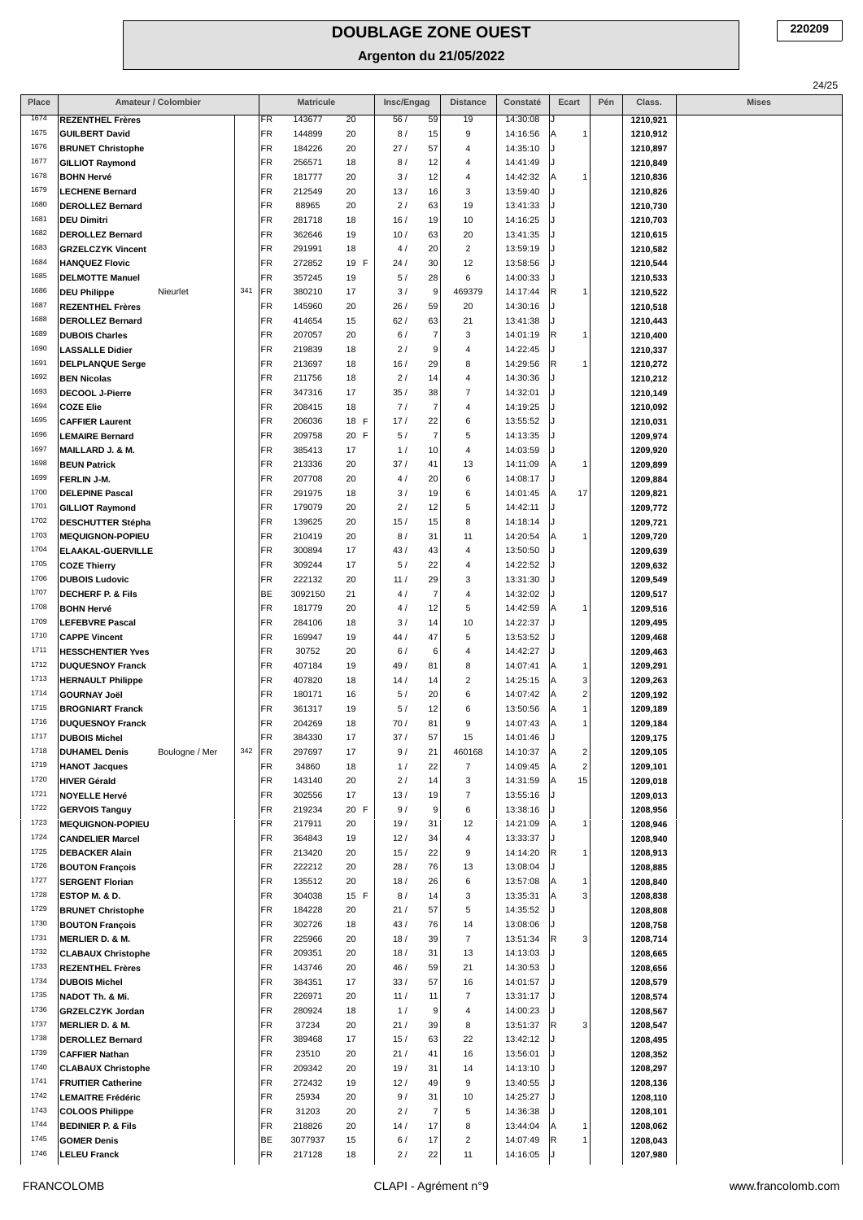# DOUBLAGE ZONE OUEST

## Argenton du 21/05/2022

220209

| Place | Amateur / Colombier | | | | Matricule | | | Insc/Engag | | Distance | Constaté | Ecart | | Pén | Class. | Mises |
|---|---|---|---|---|---|---|---|---|---|---|---|---|---|---|---|---|
| 1674 | REZENTHEL Frères | | | FR | 143677 | 20 | | 56 / | 59 | 19 | 14:30:08 | J | | | 1210,921 | |
| 1675 | GUILBERT David | | | FR | 144899 | 20 | | 8 / | 15 | 9 | 14:16:56 | A | 1 | | 1210,912 | |
| 1676 | BRUNET Christophe | | | FR | 184226 | 20 | | 27 / | 57 | 4 | 14:35:10 | J | | | 1210,897 | |
| 1677 | GILLIOT Raymond | | | FR | 256571 | 18 | | 8 / | 12 | 4 | 14:41:49 | J | | | 1210,849 | |
| 1678 | BOHN Hervé | | | FR | 181777 | 20 | | 3 / | 12 | 4 | 14:42:32 | A | 1 | | 1210,836 | |
| 1679 | LECHENE Bernard | | | FR | 212549 | 20 | | 13 / | 16 | 3 | 13:59:40 | J | | | 1210,826 | |
| 1680 | DEROLLEZ Bernard | | | FR | 88965 | 20 | | 2 / | 63 | 19 | 13:41:33 | J | | | 1210,730 | |
| 1681 | DEU Dimitri | | | FR | 281718 | 18 | | 16 / | 19 | 10 | 14:16:25 | J | | | 1210,703 | |
| 1682 | DEROLLEZ Bernard | | | FR | 362646 | 19 | | 10 / | 63 | 20 | 13:41:35 | J | | | 1210,615 | |
| 1683 | GRZELCZYK Vincent | | | FR | 291991 | 18 | | 4 / | 20 | 2 | 13:59:19 | J | | | 1210,582 | |
| 1684 | HANQUEZ Flovic | | | FR | 272852 | 19 | F | 24 / | 30 | 12 | 13:58:56 | J | | | 1210,544 | |
| 1685 | DELMOTTE Manuel | | | FR | 357245 | 19 | | 5 / | 28 | 6 | 14:00:33 | J | | | 1210,533 | |
| 1686 | DEU Philippe | Nieurlet | 341 | FR | 380210 | 17 | | 3 / | 9 | 469379 | 14:17:44 | R | 1 | | 1210,522 | |
| 1687 | REZENTHEL Frères | | | FR | 145960 | 20 | | 26 / | 59 | 20 | 14:30:16 | J | | | 1210,518 | |
| 1688 | DEROLLEZ Bernard | | | FR | 414654 | 15 | | 62 / | 63 | 21 | 13:41:38 | J | | | 1210,443 | |
| 1689 | DUBOIS Charles | | | FR | 207057 | 20 | | 6 / | 7 | 3 | 14:01:19 | R | 1 | | 1210,400 | |
| 1690 | LASSALLE Didier | | | FR | 219839 | 18 | | 2 / | 9 | 4 | 14:22:45 | J | | | 1210,337 | |
| 1691 | DELPLANQUE Serge | | | FR | 213697 | 18 | | 16 / | 29 | 8 | 14:29:56 | R | 1 | | 1210,272 | |
| 1692 | BEN Nicolas | | | FR | 211756 | 18 | | 2 / | 14 | 4 | 14:30:36 | J | | | 1210,212 | |
| 1693 | DECOOL J-Pierre | | | FR | 347316 | 17 | | 35 / | 38 | 7 | 14:32:01 | J | | | 1210,149 | |
| 1694 | COZE Elie | | | FR | 208415 | 18 | | 7 / | 7 | 4 | 14:19:25 | J | | | 1210,092 | |
| 1695 | CAFFIER Laurent | | | FR | 206036 | 18 | F | 17 / | 22 | 6 | 13:55:52 | J | | | 1210,031 | |
| 1696 | LEMAIRE Bernard | | | FR | 209758 | 20 | F | 5 / | 7 | 5 | 14:13:35 | J | | | 1209,974 | |
| 1697 | MAILLARD J. & M. | | | FR | 385413 | 17 | | 1 / | 10 | 4 | 14:03:59 | J | | | 1209,920 | |
| 1698 | BEUN Patrick | | | FR | 213336 | 20 | | 37 / | 41 | 13 | 14:11:09 | A | 1 | | 1209,899 | |
| 1699 | FERLIN J-M. | | | FR | 207708 | 20 | | 4 / | 20 | 6 | 14:08:17 | J | | | 1209,884 | |
| 1700 | DELEPINE Pascal | | | FR | 291975 | 18 | | 3 / | 19 | 6 | 14:01:45 | A | 17 | | 1209,821 | |
| 1701 | GILLIOT Raymond | | | FR | 179079 | 20 | | 2 / | 12 | 5 | 14:42:11 | J | | | 1209,772 | |
| 1702 | DESCHUTTER Stépha | | | FR | 139625 | 20 | | 15 / | 15 | 8 | 14:18:14 | J | | | 1209,721 | |
| 1703 | MEQUIGNON-POPIEU | | | FR | 210419 | 20 | | 8 / | 31 | 11 | 14:20:54 | A | 1 | | 1209,720 | |
| 1704 | ELAAKAL-GUERVILLE | | | FR | 300894 | 17 | | 43 / | 43 | 4 | 13:50:50 | J | | | 1209,639 | |
| 1705 | COZE Thierry | | | FR | 309244 | 17 | | 5 / | 22 | 4 | 14:22:52 | J | | | 1209,632 | |
| 1706 | DUBOIS Ludovic | | | FR | 222132 | 20 | | 11 / | 29 | 3 | 13:31:30 | J | | | 1209,549 | |
| 1707 | DECHERF P. & Fils | | | BE | 3092150 | 21 | | 4 / | 7 | 4 | 14:32:02 | J | | | 1209,517 | |
| 1708 | BOHN Hervé | | | FR | 181779 | 20 | | 4 / | 12 | 5 | 14:42:59 | A | 1 | | 1209,516 | |
| 1709 | LEFEBVRE Pascal | | | FR | 284106 | 18 | | 3 / | 14 | 10 | 14:22:37 | J | | | 1209,495 | |
| 1710 | CAPPE Vincent | | | FR | 169947 | 19 | | 44 / | 47 | 5 | 13:53:52 | J | | | 1209,468 | |
| 1711 | HESSCHENTIER Yves | | | FR | 30752 | 20 | | 6 / | 6 | 4 | 14:42:27 | J | | | 1209,463 | |
| 1712 | DUQUESNOY Franck | | | FR | 407184 | 19 | | 49 / | 81 | 8 | 14:07:41 | A | 1 | | 1209,291 | |
| 1713 | HERNAULT Philippe | | | FR | 407820 | 18 | | 14 / | 14 | 2 | 14:25:15 | A | 3 | | 1209,263 | |
| 1714 | GOURNAY Joël | | | FR | 180171 | 16 | | 5 / | 20 | 6 | 14:07:42 | A | 2 | | 1209,192 | |
| 1715 | BROGNIART Franck | | | FR | 361317 | 19 | | 5 / | 12 | 6 | 13:50:56 | A | 1 | | 1209,189 | |
| 1716 | DUQUESNOY Franck | | | FR | 204269 | 18 | | 70 / | 81 | 9 | 14:07:43 | A | 1 | | 1209,184 | |
| 1717 | DUBOIS Michel | | | FR | 384330 | 17 | | 37 / | 57 | 15 | 14:01:46 | J | | | 1209,175 | |
| 1718 | DUHAMEL Denis | Boulogne / Mer | 342 | FR | 297697 | 17 | | 9 / | 21 | 460168 | 14:10:37 | A | 2 | | 1209,105 | |
| 1719 | HANOT Jacques | | | FR | 34860 | 18 | | 1 / | 22 | 7 | 14:09:45 | A | 2 | | 1209,101 | |
| 1720 | HIVER Gérald | | | FR | 143140 | 20 | | 2 / | 14 | 3 | 14:31:59 | A | 15 | | 1209,018 | |
| 1721 | NOYELLE Hervé | | | FR | 302556 | 17 | | 13 / | 19 | 7 | 13:55:16 | J | | | 1209,013 | |
| 1722 | GERVOIS Tanguy | | | FR | 219234 | 20 | F | 9 / | 9 | 6 | 13:38:16 | J | | | 1208,956 | |
| 1723 | MEQUIGNON-POPIEU | | | FR | 217911 | 20 | | 19 / | 31 | 12 | 14:21:09 | A | 1 | | 1208,946 | |
| 1724 | CANDELIER Marcel | | | FR | 364843 | 19 | | 12 / | 34 | 4 | 13:33:37 | J | | | 1208,940 | |
| 1725 | DEBACKER Alain | | | FR | 213420 | 20 | | 15 / | 22 | 9 | 14:14:20 | R | 1 | | 1208,913 | |
| 1726 | BOUTON François | | | FR | 222212 | 20 | | 28 / | 76 | 13 | 13:08:04 | J | | | 1208,885 | |
| 1727 | SERGENT Florian | | | FR | 135512 | 20 | | 18 / | 26 | 6 | 13:57:08 | A | 1 | | 1208,840 | |
| 1728 | ESTOP M. & D. | | | FR | 304038 | 15 | F | 8 / | 14 | 3 | 13:35:31 | A | 3 | | 1208,838 | |
| 1729 | BRUNET Christophe | | | FR | 184228 | 20 | | 21 / | 57 | 5 | 14:35:52 | J | | | 1208,808 | |
| 1730 | BOUTON François | | | FR | 302726 | 18 | | 43 / | 76 | 14 | 13:08:06 | J | | | 1208,758 | |
| 1731 | MERLIER D. & M. | | | FR | 225966 | 20 | | 18 / | 39 | 7 | 13:51:34 | R | 3 | | 1208,714 | |
| 1732 | CLABAUX Christophe | | | FR | 209351 | 20 | | 18 / | 31 | 13 | 14:13:03 | J | | | 1208,665 | |
| 1733 | REZENTHEL Frères | | | FR | 143746 | 20 | | 46 / | 59 | 21 | 14:30:53 | J | | | 1208,656 | |
| 1734 | DUBOIS Michel | | | FR | 384351 | 17 | | 33 / | 57 | 16 | 14:01:57 | J | | | 1208,579 | |
| 1735 | NADOT Th. & Mi. | | | FR | 226971 | 20 | | 11 / | 11 | 7 | 13:31:17 | J | | | 1208,574 | |
| 1736 | GRZELCZYK Jordan | | | FR | 280924 | 18 | | 1 / | 9 | 4 | 14:00:23 | J | | | 1208,567 | |
| 1737 | MERLIER D. & M. | | | FR | 37234 | 20 | | 21 / | 39 | 8 | 13:51:37 | R | 3 | | 1208,547 | |
| 1738 | DEROLLEZ Bernard | | | FR | 389468 | 17 | | 15 / | 63 | 22 | 13:42:12 | J | | | 1208,495 | |
| 1739 | CAFFIER Nathan | | | FR | 23510 | 20 | | 21 / | 41 | 16 | 13:56:01 | J | | | 1208,352 | |
| 1740 | CLABAUX Christophe | | | FR | 209342 | 20 | | 19 / | 31 | 14 | 14:13:10 | J | | | 1208,297 | |
| 1741 | FRUITIER Catherine | | | FR | 272432 | 19 | | 12 / | 49 | 9 | 13:40:55 | J | | | 1208,136 | |
| 1742 | LEMAITRE Frédéric | | | FR | 25934 | 20 | | 9 / | 31 | 10 | 14:25:27 | J | | | 1208,110 | |
| 1743 | COLOOS Philippe | | | FR | 31203 | 20 | | 2 / | 7 | 5 | 14:36:38 | J | | | 1208,101 | |
| 1744 | BEDINIER P. & Fils | | | FR | 218826 | 20 | | 14 / | 17 | 8 | 13:44:04 | A | 1 | | 1208,062 | |
| 1745 | GOMER Denis | | | BE | 3077937 | 15 | | 6 / | 17 | 2 | 14:07:49 | R | 1 | | 1208,043 | |
| 1746 | LELEU Franck | | | FR | 217128 | 18 | | 2 / | 22 | 11 | 14:16:05 | J | | | 1207,980 | |

FRANCOLOMB — CLAPI - Agrément n°9 — www.francolomb.com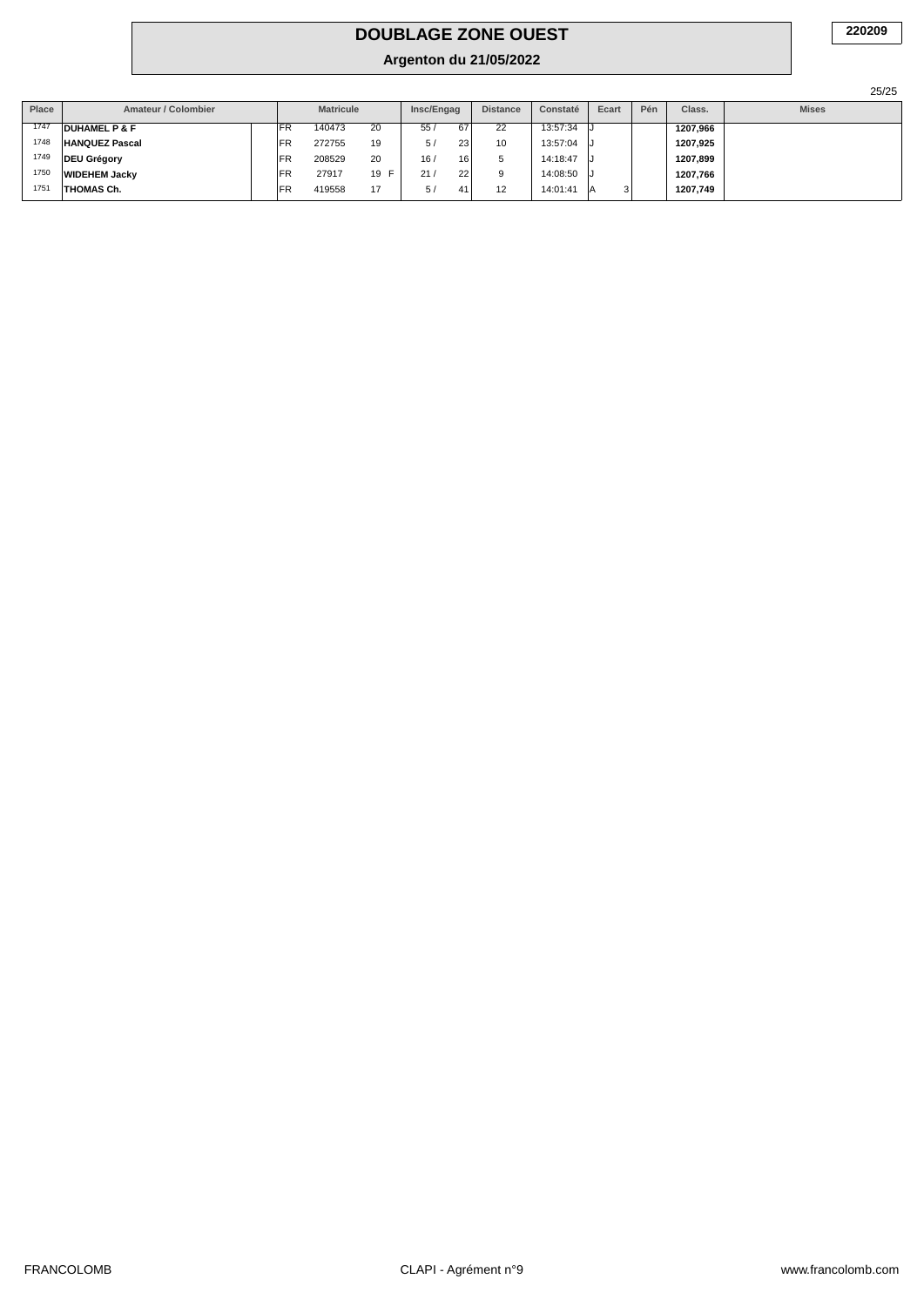# DOUBLAGE ZONE OUEST

**Argenton du 21/05/2022**

220209

| Place | Amateur / Colombier | | Matricule | | | Insc/Engag | | Distance | Constaté | Ecart | | Pén | Class. | Mises |
|---|---|---|---|---|---|---|---|---|---|---|---|---|---|---|
| 1747 | **DUHAMEL P & F** | | FR | 140473 | 20 | 55 / | 67 | 22 | 13:57:34 | J | | | **1207,966** | |
| 1748 | **HANQUEZ Pascal** | | FR | 272755 | 19 | 5 / | 23 | 10 | 13:57:04 | J | | | **1207,925** | |
| 1749 | **DEU Grégory** | | FR | 208529 | 20 | 16 / | 16 | 5 | 14:18:47 | J | | | **1207,899** | |
| 1750 | **WIDEHEM Jacky** | | FR | 27917 | 19 F | 21 / | 22 | 9 | 14:08:50 | J | | | **1207,766** | |
| 1751 | **THOMAS Ch.** | | FR | 419558 | 17 | 5 / | 41 | 12 | 14:01:41 | A | 3 | | **1207,749** | |

FRANCOLOMB CLAPI - Agrément n°9 www.francolomb.com